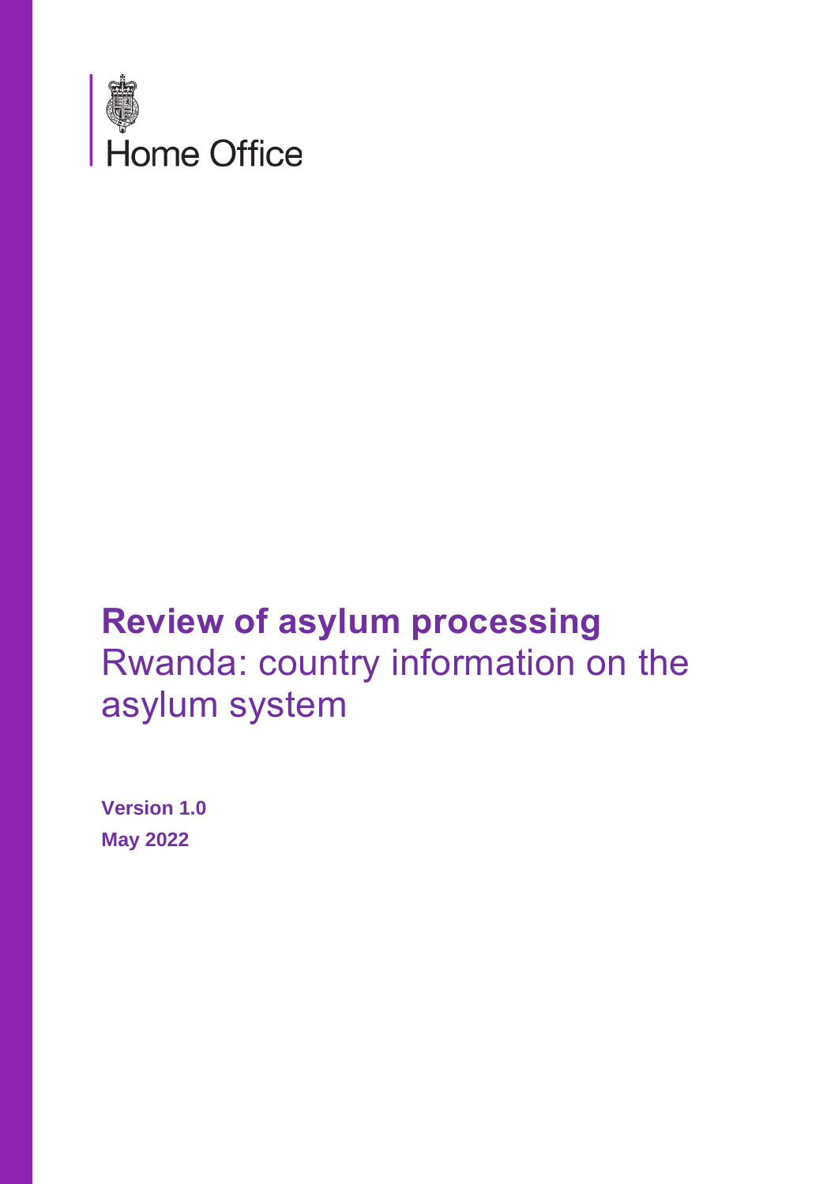Home Office

# Review of asylum processing

## Rwanda: country information on the asylum system

**Version 1.0**

**May 2022**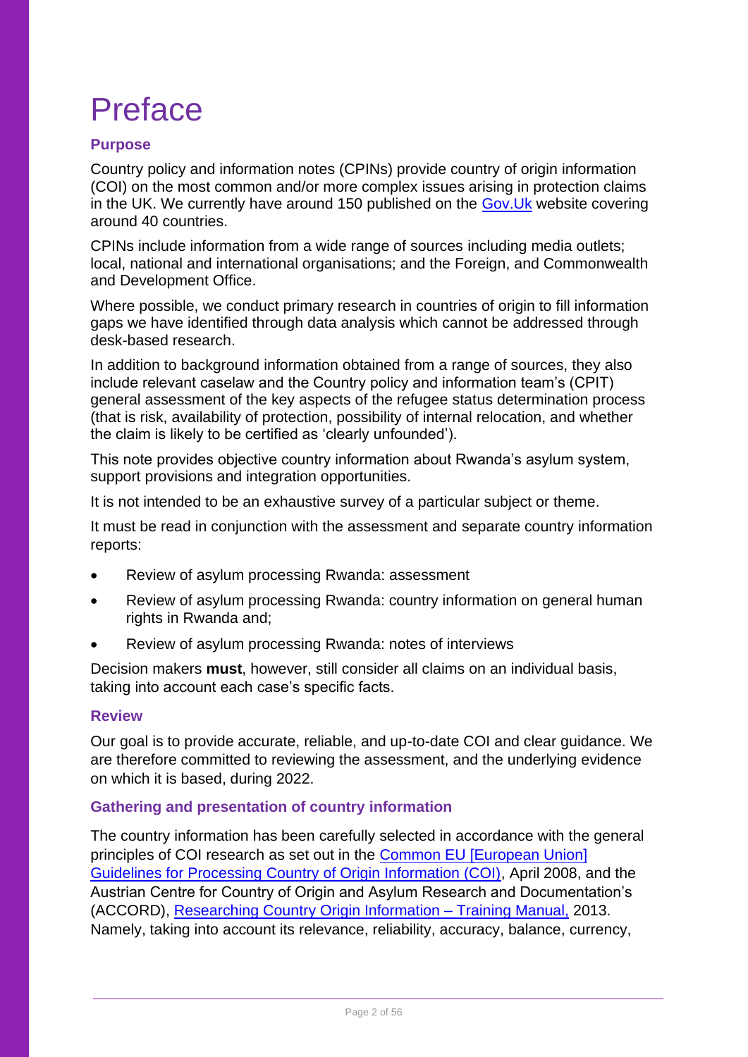# Preface

### Purpose

Country policy and information notes (CPINs) provide country of origin information (COI) on the most common and/or more complex issues arising in protection claims in the UK. We currently have around 150 published on the [Gov.Uk](#) website covering around 40 countries.

CPINs include information from a wide range of sources including media outlets; local, national and international organisations; and the Foreign, and Commonwealth and Development Office.

Where possible, we conduct primary research in countries of origin to fill information gaps we have identified through data analysis which cannot be addressed through desk-based research.

In addition to background information obtained from a range of sources, they also include relevant caselaw and the Country policy and information team's (CPIT) general assessment of the key aspects of the refugee status determination process (that is risk, availability of protection, possibility of internal relocation, and whether the claim is likely to be certified as 'clearly unfounded').

This note provides objective country information about Rwanda's asylum system, support provisions and integration opportunities.

It is not intended to be an exhaustive survey of a particular subject or theme.

It must be read in conjunction with the assessment and separate country information reports:

- Review of asylum processing Rwanda: assessment
- Review of asylum processing Rwanda: country information on general human rights in Rwanda and;
- Review of asylum processing Rwanda: notes of interviews

Decision makers **must**, however, still consider all claims on an individual basis, taking into account each case's specific facts.

### Review

Our goal is to provide accurate, reliable, and up-to-date COI and clear guidance. We are therefore committed to reviewing the assessment, and the underlying evidence on which it is based, during 2022.

### Gathering and presentation of country information

The country information has been carefully selected in accordance with the general principles of COI research as set out in the [Common EU [European Union] Guidelines for Processing Country of Origin Information (COI)](#), April 2008, and the Austrian Centre for Country of Origin and Asylum Research and Documentation's (ACCORD), [Researching Country Origin Information – Training Manual,](#) 2013. Namely, taking into account its relevance, reliability, accuracy, balance, currency,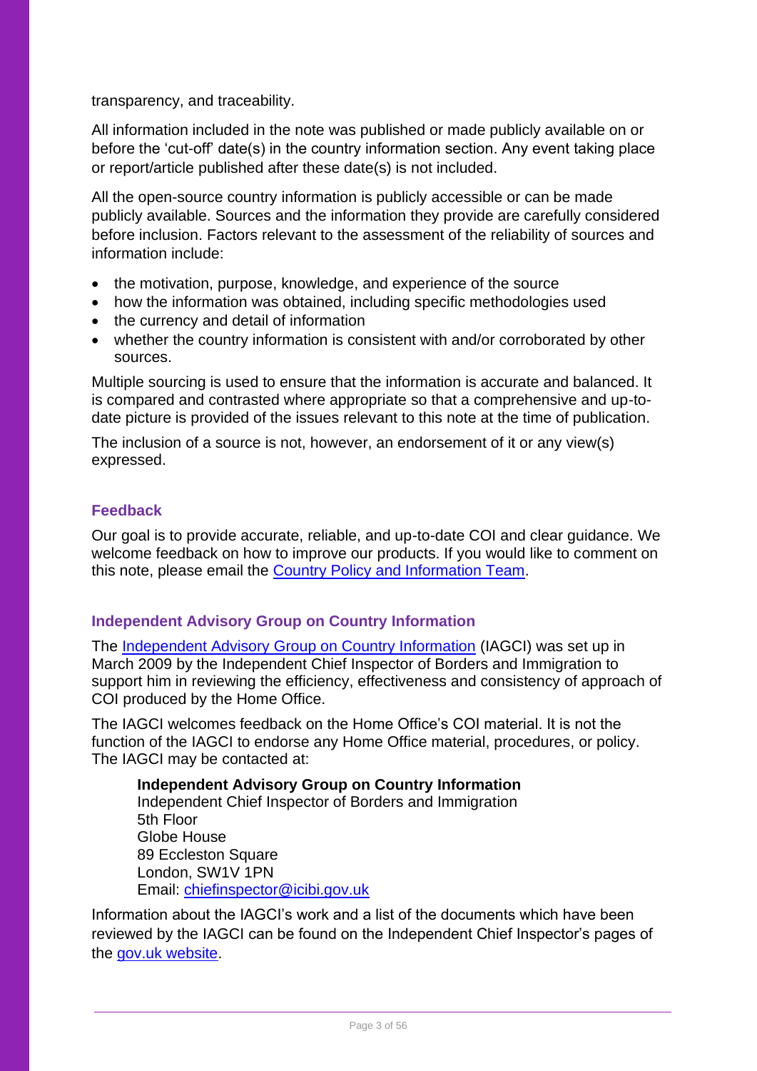transparency, and traceability.

All information included in the note was published or made publicly available on or before the 'cut-off' date(s) in the country information section. Any event taking place or report/article published after these date(s) is not included.

All the open-source country information is publicly accessible or can be made publicly available. Sources and the information they provide are carefully considered before inclusion. Factors relevant to the assessment of the reliability of sources and information include:

- the motivation, purpose, knowledge, and experience of the source
- how the information was obtained, including specific methodologies used
- the currency and detail of information
- whether the country information is consistent with and/or corroborated by other sources.

Multiple sourcing is used to ensure that the information is accurate and balanced. It is compared and contrasted where appropriate so that a comprehensive and up-to-date picture is provided of the issues relevant to this note at the time of publication.

The inclusion of a source is not, however, an endorsement of it or any view(s) expressed.

### Feedback

Our goal is to provide accurate, reliable, and up-to-date COI and clear guidance. We welcome feedback on how to improve our products. If you would like to comment on this note, please email the Country Policy and Information Team.

### Independent Advisory Group on Country Information

The Independent Advisory Group on Country Information (IAGCI) was set up in March 2009 by the Independent Chief Inspector of Borders and Immigration to support him in reviewing the efficiency, effectiveness and consistency of approach of COI produced by the Home Office.

The IAGCI welcomes feedback on the Home Office's COI material. It is not the function of the IAGCI to endorse any Home Office material, procedures, or policy. The IAGCI may be contacted at:

**Independent Advisory Group on Country Information**
Independent Chief Inspector of Borders and Immigration
5th Floor
Globe House
89 Eccleston Square
London, SW1V 1PN
Email: chiefinspector@icibi.gov.uk

Information about the IAGCI's work and a list of the documents which have been reviewed by the IAGCI can be found on the Independent Chief Inspector's pages of the gov.uk website.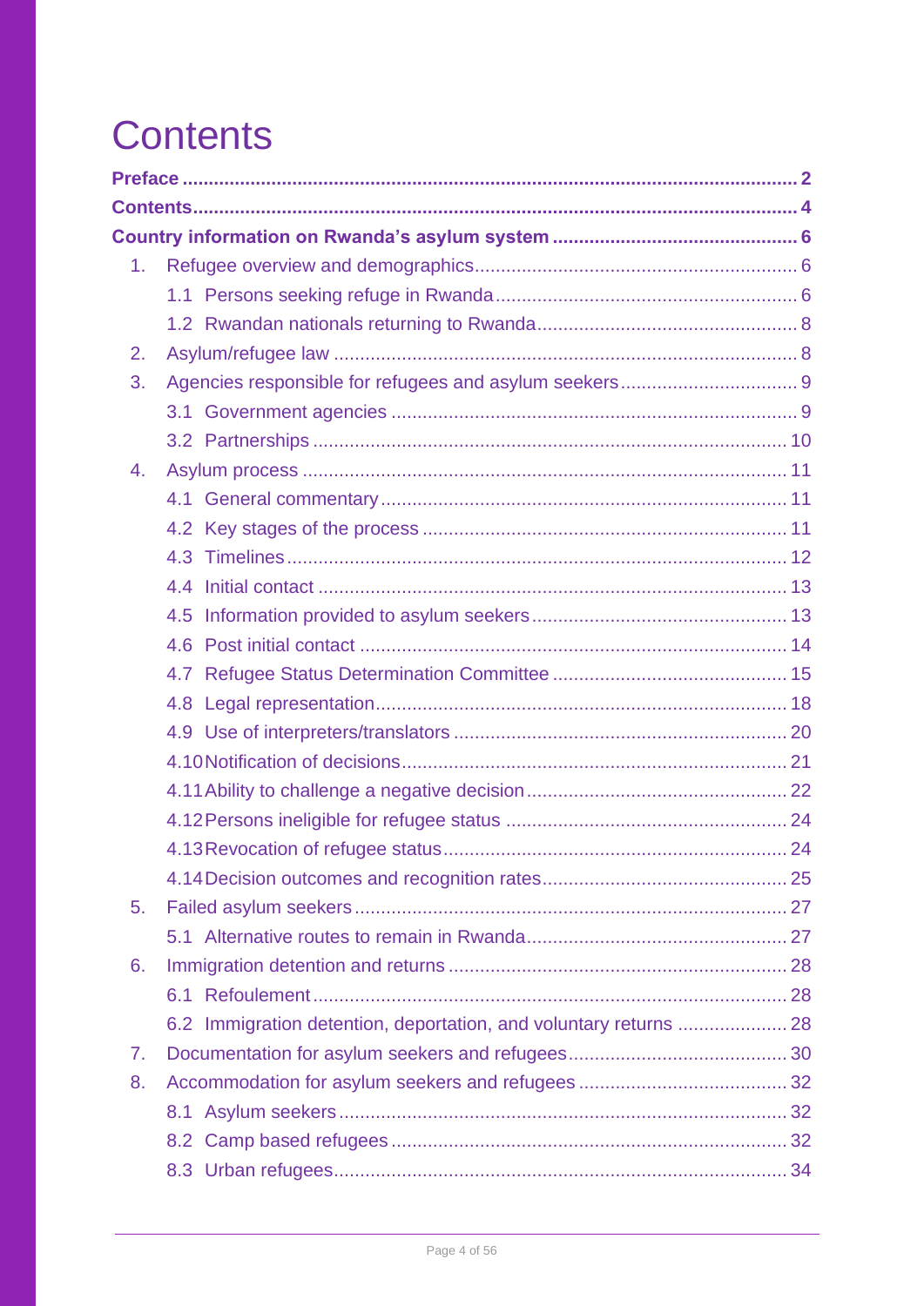# Contents

**Preface** ..... 2

**Contents** ..... 4

**Country information on Rwanda's asylum system** ..... 6

1. Refugee overview and demographics ..... 6
   - 1.1 Persons seeking refuge in Rwanda ..... 6
   - 1.2 Rwandan nationals returning to Rwanda ..... 8
2. Asylum/refugee law ..... 8
3. Agencies responsible for refugees and asylum seekers ..... 9
   - 3.1 Government agencies ..... 9
   - 3.2 Partnerships ..... 10
4. Asylum process ..... 11
   - 4.1 General commentary ..... 11
   - 4.2 Key stages of the process ..... 11
   - 4.3 Timelines ..... 12
   - 4.4 Initial contact ..... 13
   - 4.5 Information provided to asylum seekers ..... 13
   - 4.6 Post initial contact ..... 14
   - 4.7 Refugee Status Determination Committee ..... 15
   - 4.8 Legal representation ..... 18
   - 4.9 Use of interpreters/translators ..... 20
   - 4.10 Notification of decisions ..... 21
   - 4.11 Ability to challenge a negative decision ..... 22
   - 4.12 Persons ineligible for refugee status ..... 24
   - 4.13 Revocation of refugee status ..... 24
   - 4.14 Decision outcomes and recognition rates ..... 25
5. Failed asylum seekers ..... 27
   - 5.1 Alternative routes to remain in Rwanda ..... 27
6. Immigration detention and returns ..... 28
   - 6.1 Refoulement ..... 28
   - 6.2 Immigration detention, deportation, and voluntary returns ..... 28
7. Documentation for asylum seekers and refugees ..... 30
8. Accommodation for asylum seekers and refugees ..... 32
   - 8.1 Asylum seekers ..... 32
   - 8.2 Camp based refugees ..... 32
   - 8.3 Urban refugees ..... 34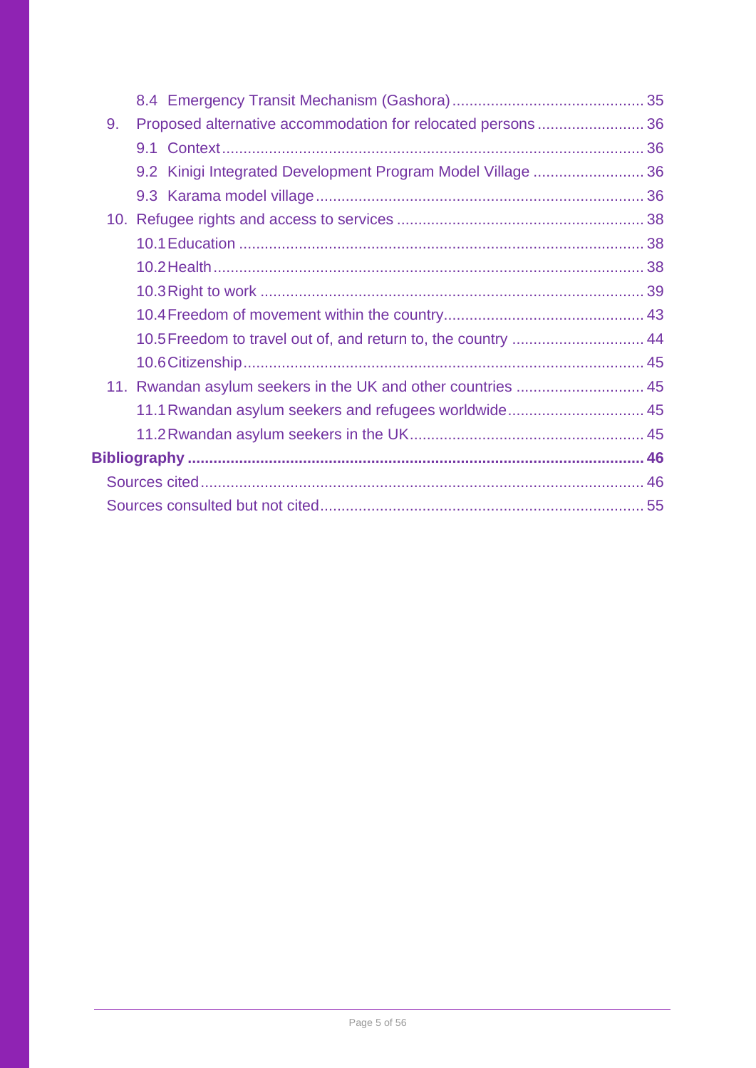8.4 Emergency Transit Mechanism (Gashora) ............................................ 35

9. Proposed alternative accommodation for relocated persons ......................... 36

9.1 Context ................................................................................................. 36

9.2 Kinigi Integrated Development Program Model Village .......................... 36

9.3 Karama model village ............................................................................ 36

10. Refugee rights and access to services .......................................................... 38

10.1 Education ............................................................................................. 38

10.2 Health .................................................................................................. 38

10.3 Right to work ........................................................................................ 39

10.4 Freedom of movement within the country.............................................. 43

10.5 Freedom to travel out of, and return to, the country ............................... 44

10.6 Citizenship............................................................................................ 45

11. Rwandan asylum seekers in the UK and other countries .............................. 45

11.1 Rwandan asylum seekers and refugees worldwide................................ 45

11.2 Rwandan asylum seekers in the UK...................................................... 45

**Bibliography ......................................................................................................... 46**

Sources cited ...................................................................................................... 46

Sources consulted but not cited........................................................................... 55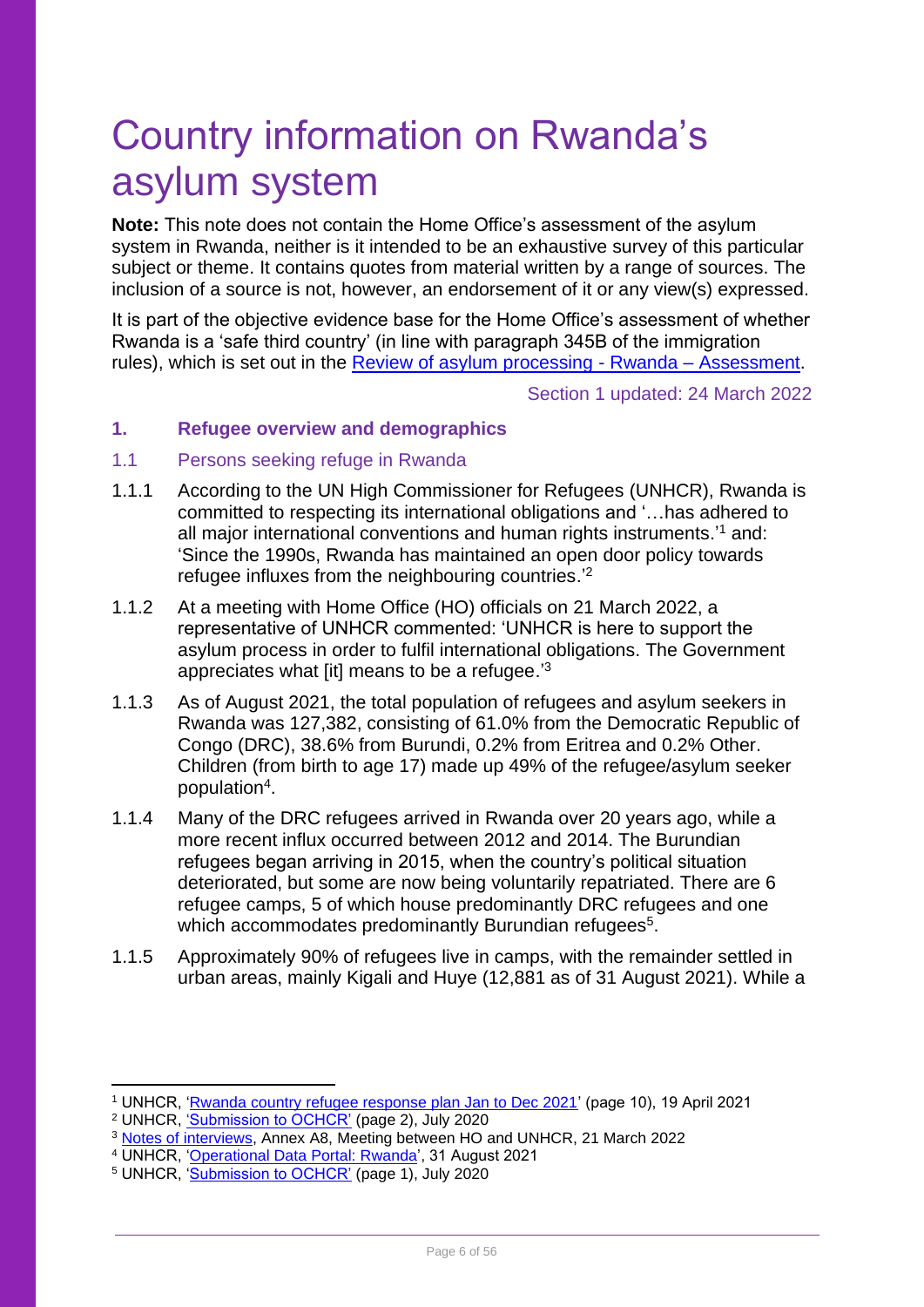# Country information on Rwanda's asylum system

**Note:** This note does not contain the Home Office's assessment of the asylum system in Rwanda, neither is it intended to be an exhaustive survey of this particular subject or theme. It contains quotes from material written by a range of sources. The inclusion of a source is not, however, an endorsement of it or any view(s) expressed.

It is part of the objective evidence base for the Home Office's assessment of whether Rwanda is a 'safe third country' (in line with paragraph 345B of the immigration rules), which is set out in the [Review of asylum processing - Rwanda – Assessment](#).

Section 1 updated: 24 March 2022

## 1. Refugee overview and demographics

### 1.1 Persons seeking refuge in Rwanda

1.1.1 According to the UN High Commissioner for Refugees (UNHCR), Rwanda is committed to respecting its international obligations and '…has adhered to all major international conventions and human rights instruments.'[1] and: 'Since the 1990s, Rwanda has maintained an open door policy towards refugee influxes from the neighbouring countries.'[2]

1.1.2 At a meeting with Home Office (HO) officials on 21 March 2022, a representative of UNHCR commented: 'UNHCR is here to support the asylum process in order to fulfil international obligations. The Government appreciates what [it] means to be a refugee.'[3]

1.1.3 As of August 2021, the total population of refugees and asylum seekers in Rwanda was 127,382, consisting of 61.0% from the Democratic Republic of Congo (DRC), 38.6% from Burundi, 0.2% from Eritrea and 0.2% Other. Children (from birth to age 17) made up 49% of the refugee/asylum seeker population[4].

1.1.4 Many of the DRC refugees arrived in Rwanda over 20 years ago, while a more recent influx occurred between 2012 and 2014. The Burundian refugees began arriving in 2015, when the country's political situation deteriorated, but some are now being voluntarily repatriated. There are 6 refugee camps, 5 of which house predominantly DRC refugees and one which accommodates predominantly Burundian refugees[5].

1.1.5 Approximately 90% of refugees live in camps, with the remainder settled in urban areas, mainly Kigali and Huye (12,881 as of 31 August 2021). While a

---

[1] UNHCR, '[Rwanda country refugee response plan Jan to Dec 2021](#)' (page 10), 19 April 2021

[2] UNHCR, '[Submission to OCHCR](#)' (page 2), July 2020

[3] [Notes of interviews](#), Annex A8, Meeting between HO and UNHCR, 21 March 2022

[4] UNHCR, '[Operational Data Portal: Rwanda](#)', 31 August 2021

[5] UNHCR, '[Submission to OCHCR](#)' (page 1), July 2020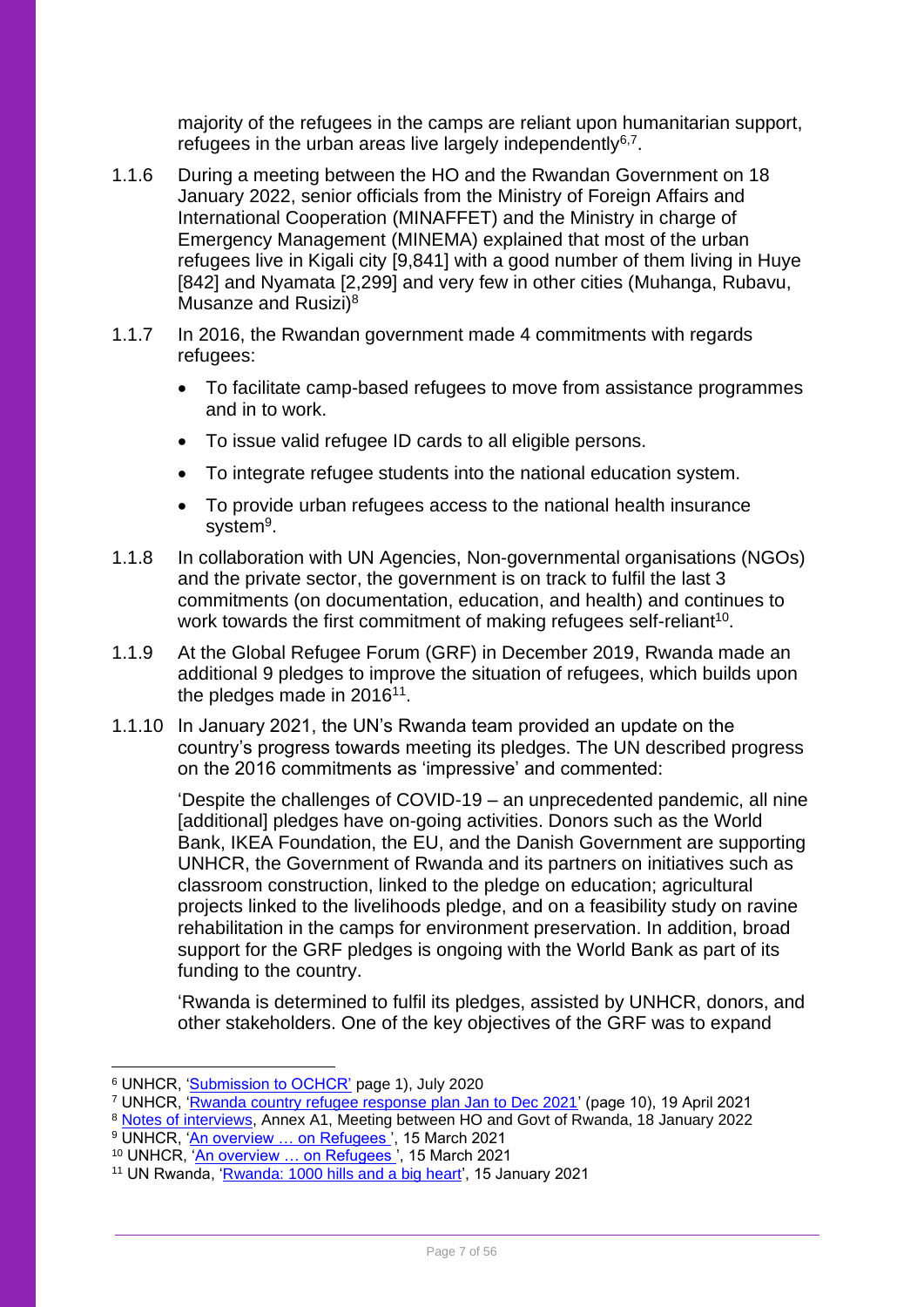majority of the refugees in the camps are reliant upon humanitarian support, refugees in the urban areas live largely independently[6,7].

1.1.6 During a meeting between the HO and the Rwandan Government on 18 January 2022, senior officials from the Ministry of Foreign Affairs and International Cooperation (MINAFFET) and the Ministry in charge of Emergency Management (MINEMA) explained that most of the urban refugees live in Kigali city [9,841] with a good number of them living in Huye [842] and Nyamata [2,299] and very few in other cities (Muhanga, Rubavu, Musanze and Rusizi)[8]

1.1.7 In 2016, the Rwandan government made 4 commitments with regards refugees:

- To facilitate camp-based refugees to move from assistance programmes and in to work.
- To issue valid refugee ID cards to all eligible persons.
- To integrate refugee students into the national education system.
- To provide urban refugees access to the national health insurance system[9].

1.1.8 In collaboration with UN Agencies, Non-governmental organisations (NGOs) and the private sector, the government is on track to fulfil the last 3 commitments (on documentation, education, and health) and continues to work towards the first commitment of making refugees self-reliant[10].

1.1.9 At the Global Refugee Forum (GRF) in December 2019, Rwanda made an additional 9 pledges to improve the situation of refugees, which builds upon the pledges made in 2016[11].

1.1.10 In January 2021, the UN's Rwanda team provided an update on the country's progress towards meeting its pledges. The UN described progress on the 2016 commitments as 'impressive' and commented:

'Despite the challenges of COVID-19 – an unprecedented pandemic, all nine [additional] pledges have on-going activities. Donors such as the World Bank, IKEA Foundation, the EU, and the Danish Government are supporting UNHCR, the Government of Rwanda and its partners on initiatives such as classroom construction, linked to the pledge on education; agricultural projects linked to the livelihoods pledge, and on a feasibility study on ravine rehabilitation in the camps for environment preservation. In addition, broad support for the GRF pledges is ongoing with the World Bank as part of its funding to the country.

'Rwanda is determined to fulfil its pledges, assisted by UNHCR, donors, and other stakeholders. One of the key objectives of the GRF was to expand

---

[6] UNHCR, 'Submission to OCHCR' page 1), July 2020

[7] UNHCR, 'Rwanda country refugee response plan Jan to Dec 2021' (page 10), 19 April 2021

[8] Notes of interviews, Annex A1, Meeting between HO and Govt of Rwanda, 18 January 2022

[9] UNHCR, 'An overview … on Refugees ', 15 March 2021

[10] UNHCR, 'An overview … on Refugees ', 15 March 2021

[11] UN Rwanda, 'Rwanda: 1000 hills and a big heart', 15 January 2021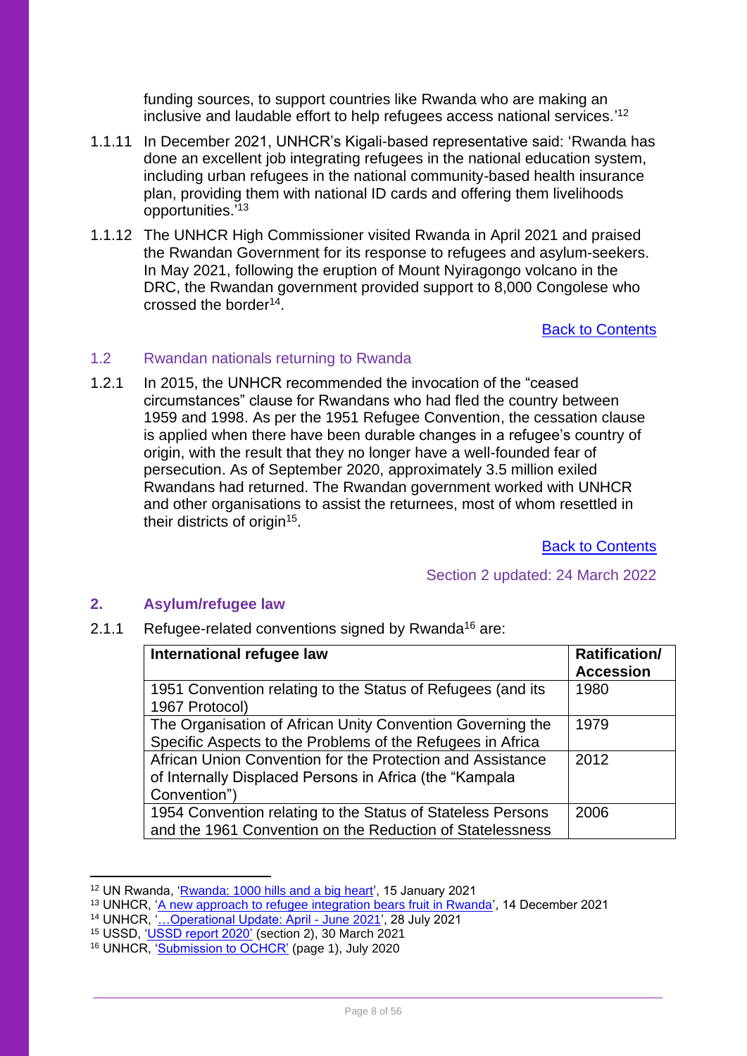funding sources, to support countries like Rwanda who are making an inclusive and laudable effort to help refugees access national services.'[12]

1.1.11 In December 2021, UNHCR's Kigali-based representative said: 'Rwanda has done an excellent job integrating refugees in the national education system, including urban refugees in the national community-based health insurance plan, providing them with national ID cards and offering them livelihoods opportunities.'[13]

1.1.12 The UNHCR High Commissioner visited Rwanda in April 2021 and praised the Rwandan Government for its response to refugees and asylum-seekers. In May 2021, following the eruption of Mount Nyiragongo volcano in the DRC, the Rwandan government provided support to 8,000 Congolese who crossed the border[14].

Back to Contents

### 1.2 Rwandan nationals returning to Rwanda

1.2.1 In 2015, the UNHCR recommended the invocation of the "ceased circumstances" clause for Rwandans who had fled the country between 1959 and 1998. As per the 1951 Refugee Convention, the cessation clause is applied when there have been durable changes in a refugee's country of origin, with the result that they no longer have a well-founded fear of persecution. As of September 2020, approximately 3.5 million exiled Rwandans had returned. The Rwandan government worked with UNHCR and other organisations to assist the returnees, most of whom resettled in their districts of origin[15].

Back to Contents

Section 2 updated: 24 March 2022

## 2. Asylum/refugee law

2.1.1 Refugee-related conventions signed by Rwanda[16] are:

| International refugee law | Ratification/ Accession |
|---|---|
| 1951 Convention relating to the Status of Refugees (and its 1967 Protocol) | 1980 |
| The Organisation of African Unity Convention Governing the Specific Aspects to the Problems of the Refugees in Africa | 1979 |
| African Union Convention for the Protection and Assistance of Internally Displaced Persons in Africa (the "Kampala Convention") | 2012 |
| 1954 Convention relating to the Status of Stateless Persons and the 1961 Convention on the Reduction of Statelessness | 2006 |

---

[12] UN Rwanda, 'Rwanda: 1000 hills and a big heart', 15 January 2021
[13] UNHCR, 'A new approach to refugee integration bears fruit in Rwanda', 14 December 2021
[14] UNHCR, '…Operational Update: April - June 2021', 28 July 2021
[15] USSD, 'USSD report 2020' (section 2), 30 March 2021
[16] UNHCR, 'Submission to OCHCR' (page 1), July 2020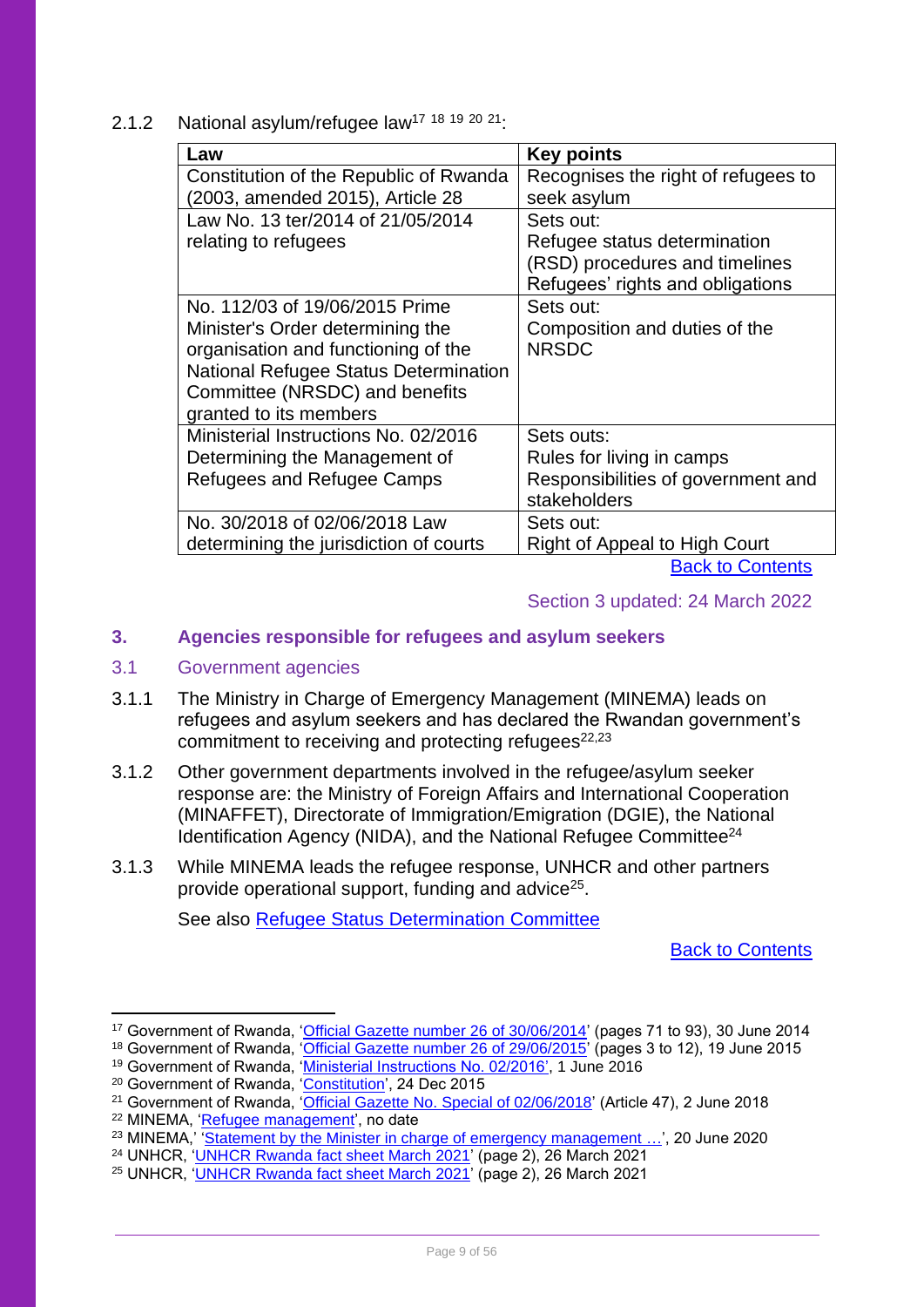2.1.2 National asylum/refugee law[17] [18] [19] [20] [21]:

| Law | Key points |
|---|---|
| Constitution of the Republic of Rwanda (2003, amended 2015), Article 28 | Recognises the right of refugees to seek asylum |
| Law No. 13 ter/2014 of 21/05/2014 relating to refugees | Sets out: Refugee status determination (RSD) procedures and timelines Refugees' rights and obligations |
| No. 112/03 of 19/06/2015 Prime Minister's Order determining the organisation and functioning of the National Refugee Status Determination Committee (NRSDC) and benefits granted to its members | Sets out: Composition and duties of the NRSDC |
| Ministerial Instructions No. 02/2016 Determining the Management of Refugees and Refugee Camps | Sets outs: Rules for living in camps Responsibilities of government and stakeholders |
| No. 30/2018 of 02/06/2018 Law determining the jurisdiction of courts | Sets out: Right of Appeal to High Court |

Back to Contents

Section 3 updated: 24 March 2022

## 3. Agencies responsible for refugees and asylum seekers

### 3.1 Government agencies

3.1.1 The Ministry in Charge of Emergency Management (MINEMA) leads on refugees and asylum seekers and has declared the Rwandan government's commitment to receiving and protecting refugees[22,23]

3.1.2 Other government departments involved in the refugee/asylum seeker response are: the Ministry of Foreign Affairs and International Cooperation (MINAFFET), Directorate of Immigration/Emigration (DGIE), the National Identification Agency (NIDA), and the National Refugee Committee[24]

3.1.3 While MINEMA leads the refugee response, UNHCR and other partners provide operational support, funding and advice[25].

See also Refugee Status Determination Committee

Back to Contents

---

[17] Government of Rwanda, 'Official Gazette number 26 of 30/06/2014' (pages 71 to 93), 30 June 2014
[18] Government of Rwanda, 'Official Gazette number 26 of 29/06/2015' (pages 3 to 12), 19 June 2015
[19] Government of Rwanda, 'Ministerial Instructions No. 02/2016', 1 June 2016
[20] Government of Rwanda, 'Constitution', 24 Dec 2015
[21] Government of Rwanda, 'Official Gazette No. Special of 02/06/2018' (Article 47), 2 June 2018
[22] MINEMA, 'Refugee management', no date
[23] MINEMA,' 'Statement by the Minister in charge of emergency management …', 20 June 2020
[24] UNHCR, 'UNHCR Rwanda fact sheet March 2021' (page 2), 26 March 2021
[25] UNHCR, 'UNHCR Rwanda fact sheet March 2021' (page 2), 26 March 2021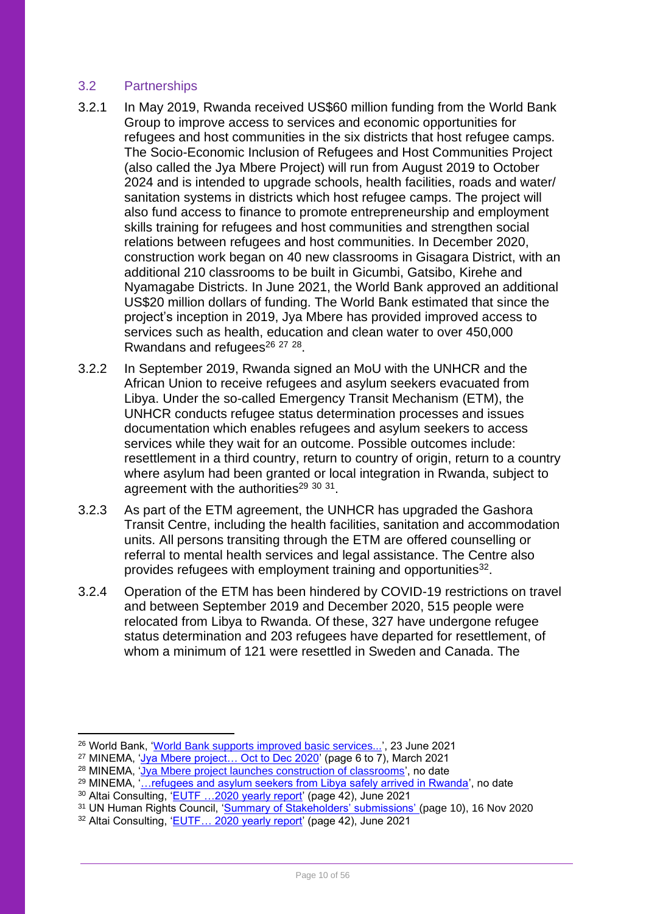## 3.2 Partnerships

3.2.1 In May 2019, Rwanda received US$60 million funding from the World Bank Group to improve access to services and economic opportunities for refugees and host communities in the six districts that host refugee camps. The Socio-Economic Inclusion of Refugees and Host Communities Project (also called the Jya Mbere Project) will run from August 2019 to October 2024 and is intended to upgrade schools, health facilities, roads and water/ sanitation systems in districts which host refugee camps. The project will also fund access to finance to promote entrepreneurship and employment skills training for refugees and host communities and strengthen social relations between refugees and host communities. In December 2020, construction work began on 40 new classrooms in Gisagara District, with an additional 210 classrooms to be built in Gicumbi, Gatsibo, Kirehe and Nyamagabe Districts. In June 2021, the World Bank approved an additional US$20 million dollars of funding. The World Bank estimated that since the project's inception in 2019, Jya Mbere has provided improved access to services such as health, education and clean water to over 450,000 Rwandans and refugees[26] [27] [28].

3.2.2 In September 2019, Rwanda signed an MoU with the UNHCR and the African Union to receive refugees and asylum seekers evacuated from Libya. Under the so-called Emergency Transit Mechanism (ETM), the UNHCR conducts refugee status determination processes and issues documentation which enables refugees and asylum seekers to access services while they wait for an outcome. Possible outcomes include: resettlement in a third country, return to country of origin, return to a country where asylum had been granted or local integration in Rwanda, subject to agreement with the authorities[29] [30] [31].

3.2.3 As part of the ETM agreement, the UNHCR has upgraded the Gashora Transit Centre, including the health facilities, sanitation and accommodation units. All persons transiting through the ETM are offered counselling or referral to mental health services and legal assistance. The Centre also provides refugees with employment training and opportunities[32].

3.2.4 Operation of the ETM has been hindered by COVID-19 restrictions on travel and between September 2019 and December 2020, 515 people were relocated from Libya to Rwanda. Of these, 327 have undergone refugee status determination and 203 refugees have departed for resettlement, of whom a minimum of 121 were resettled in Sweden and Canada. The

---

[26] World Bank, 'World Bank supports improved basic services...', 23 June 2021

[27] MINEMA, 'Jya Mbere project… Oct to Dec 2020' (page 6 to 7), March 2021

[28] MINEMA, 'Jya Mbere project launches construction of classrooms', no date

[29] MINEMA, '…refugees and asylum seekers from Libya safely arrived in Rwanda', no date

[30] Altai Consulting, 'EUTF …2020 yearly report' (page 42), June 2021

[31] UN Human Rights Council, 'Summary of Stakeholders' submissions' (page 10), 16 Nov 2020

[32] Altai Consulting, 'EUTF… 2020 yearly report' (page 42), June 2021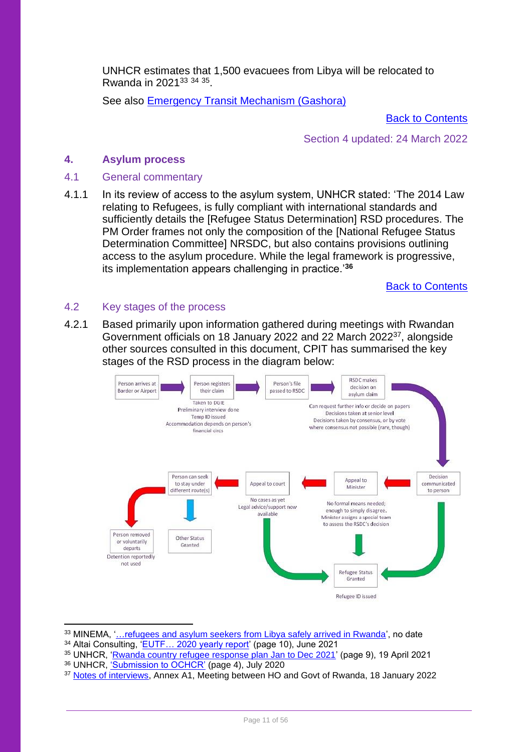UNHCR estimates that 1,500 evacuees from Libya will be relocated to Rwanda in 2021[33] [34] [35].

See also Emergency Transit Mechanism (Gashora)

Back to Contents

Section 4 updated: 24 March 2022

## 4. Asylum process

### 4.1 General commentary

4.1.1 In its review of access to the asylum system, UNHCR stated: 'The 2014 Law relating to Refugees, is fully compliant with international standards and sufficiently details the [Refugee Status Determination] RSD procedures. The PM Order frames not only the composition of the [National Refugee Status Determination Committee] NRSDC, but also contains provisions outlining access to the asylum procedure. While the legal framework is progressive, its implementation appears challenging in practice.'[36]

Back to Contents

### 4.2 Key stages of the process

4.2.1 Based primarily upon information gathered during meetings with Rwandan Government officials on 18 January 2022 and 22 March 2022[37], alongside other sources consulted in this document, CPIT has summarised the key stages of the RSD process in the diagram below:

Person arrives at Border or Airport → Person registers their claim → Person's file passed to RSDC → RSDC makes decision on asylum claim

Person registers their claim: Taken to DGIE; Preliminary interview done; Temp ID issued; Accommodation depends on person's financial circs

RSDC makes decision on asylum claim: Can request further info or decide on papers; Decisions taken at senior level; Decisions taken by consensus, or by vote where consensus not possible (rare, though)

Decision communicated to person → Refugee Status Granted

Decision communicated to person → Appeal to Minister → Appeal to court → Person can seek to stay under different route(s)

Appeal to Minister: No formal means needed; enough to simply disagree. Minister assigns a special team to assess the RSDC's decision → Refugee Status Granted

Appeal to court: No cases as yet; Legal advice/support now available → Refugee Status Granted

Refugee Status Granted: Refugee ID issued

Person can seek to stay under different route(s) → Other Status Granted / Person removed or voluntarily departs

Person removed or voluntarily departs: Detention reportedly not used

---

[33] MINEMA, '…refugees and asylum seekers from Libya safely arrived in Rwanda', no date

[34] Altai Consulting, 'EUTF… 2020 yearly report' (page 10), June 2021

[35] UNHCR, 'Rwanda country refugee response plan Jan to Dec 2021' (page 9), 19 April 2021

[36] UNHCR, 'Submission to OCHCR' (page 4), July 2020

[37] Notes of interviews, Annex A1, Meeting between HO and Govt of Rwanda, 18 January 2022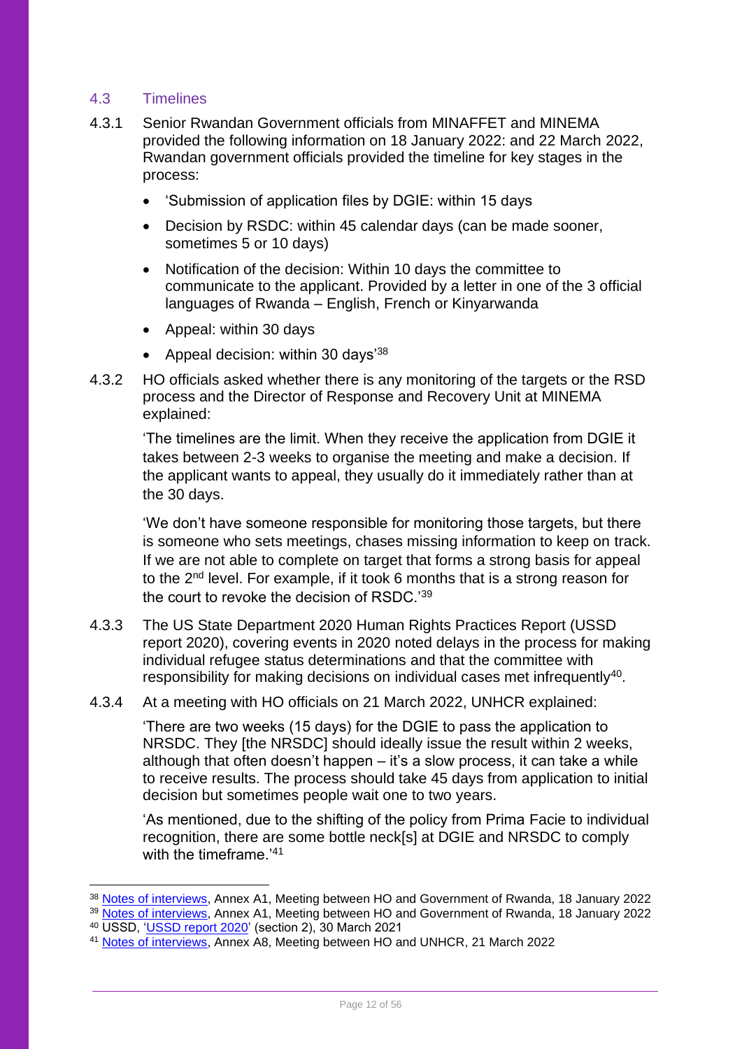## 4.3 Timelines

4.3.1 Senior Rwandan Government officials from MINAFFET and MINEMA provided the following information on 18 January 2022: and 22 March 2022, Rwandan government officials provided the timeline for key stages in the process:

- 'Submission of application files by DGIE: within 15 days
- Decision by RSDC: within 45 calendar days (can be made sooner, sometimes 5 or 10 days)
- Notification of the decision: Within 10 days the committee to communicate to the applicant. Provided by a letter in one of the 3 official languages of Rwanda – English, French or Kinyarwanda
- Appeal: within 30 days
- Appeal decision: within 30 days'[38]

4.3.2 HO officials asked whether there is any monitoring of the targets or the RSD process and the Director of Response and Recovery Unit at MINEMA explained:

> 'The timelines are the limit. When they receive the application from DGIE it takes between 2-3 weeks to organise the meeting and make a decision. If the applicant wants to appeal, they usually do it immediately rather than at the 30 days.
>
> 'We don't have someone responsible for monitoring those targets, but there is someone who sets meetings, chases missing information to keep on track. If we are not able to complete on target that forms a strong basis for appeal to the 2nd level. For example, if it took 6 months that is a strong reason for the court to revoke the decision of RSDC.'[39]

4.3.3 The US State Department 2020 Human Rights Practices Report (USSD report 2020), covering events in 2020 noted delays in the process for making individual refugee status determinations and that the committee with responsibility for making decisions on individual cases met infrequently[40].

4.3.4 At a meeting with HO officials on 21 March 2022, UNHCR explained:

> 'There are two weeks (15 days) for the DGIE to pass the application to NRSDC. They [the NRSDC] should ideally issue the result within 2 weeks, although that often doesn't happen – it's a slow process, it can take a while to receive results. The process should take 45 days from application to initial decision but sometimes people wait one to two years.
>
> 'As mentioned, due to the shifting of the policy from Prima Facie to individual recognition, there are some bottle neck[s] at DGIE and NRSDC to comply with the timeframe.'[41]

---

[38] Notes of interviews, Annex A1, Meeting between HO and Government of Rwanda, 18 January 2022

[39] Notes of interviews, Annex A1, Meeting between HO and Government of Rwanda, 18 January 2022

[40] USSD, 'USSD report 2020' (section 2), 30 March 2021

[41] Notes of interviews, Annex A8, Meeting between HO and UNHCR, 21 March 2022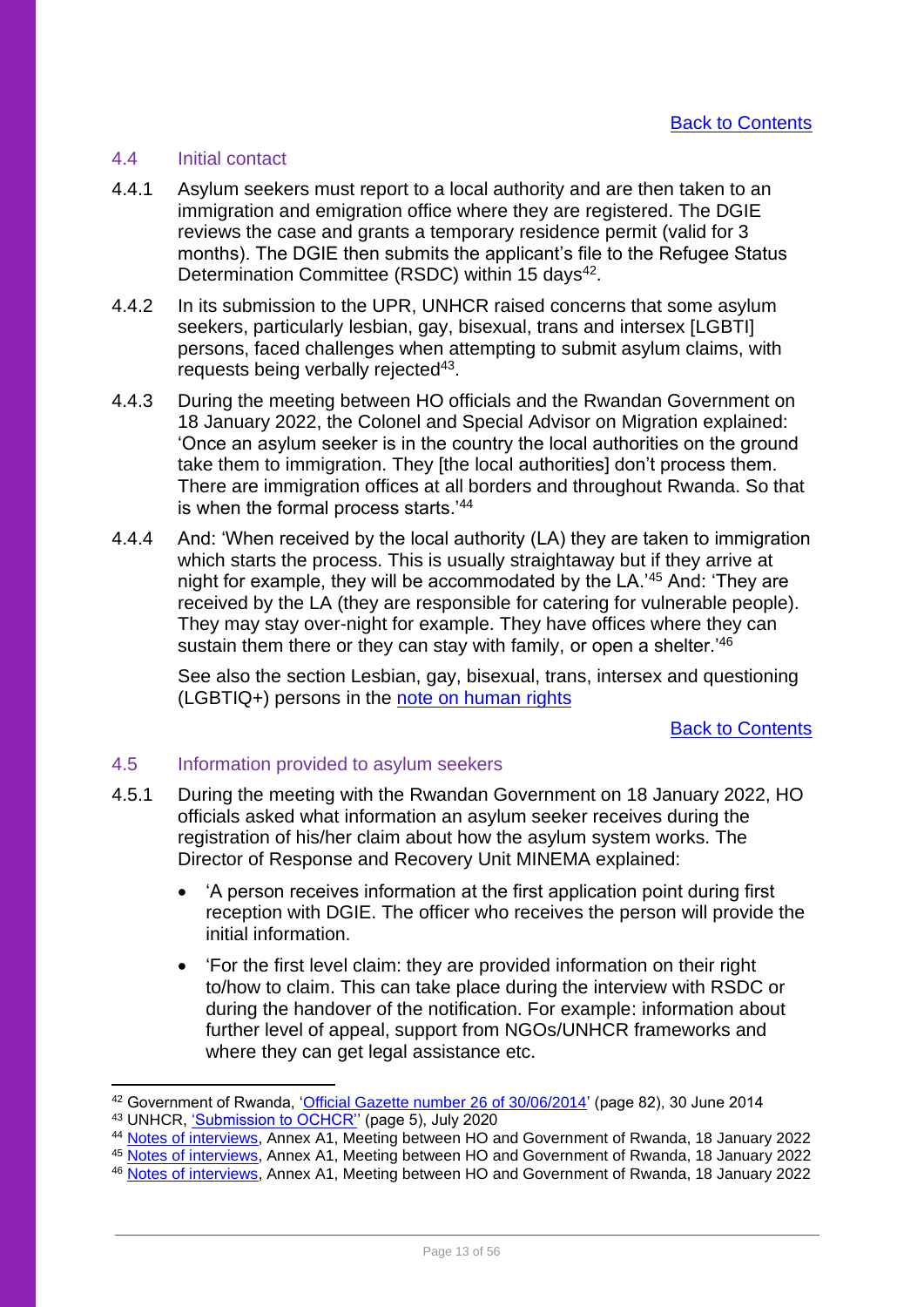[Back to Contents](#contents)

### 4.4 Initial contact

4.4.1 Asylum seekers must report to a local authority and are then taken to an immigration and emigration office where they are registered. The DGIE reviews the case and grants a temporary residence permit (valid for 3 months). The DGIE then submits the applicant's file to the Refugee Status Determination Committee (RSDC) within 15 days[42].

4.4.2 In its submission to the UPR, UNHCR raised concerns that some asylum seekers, particularly lesbian, gay, bisexual, trans and intersex [LGBTI] persons, faced challenges when attempting to submit asylum claims, with requests being verbally rejected[43].

4.4.3 During the meeting between HO officials and the Rwandan Government on 18 January 2022, the Colonel and Special Advisor on Migration explained: 'Once an asylum seeker is in the country the local authorities on the ground take them to immigration. They [the local authorities] don't process them. There are immigration offices at all borders and throughout Rwanda. So that is when the formal process starts.'[44]

4.4.4 And: 'When received by the local authority (LA) they are taken to immigration which starts the process. This is usually straightaway but if they arrive at night for example, they will be accommodated by the LA.'[45] And: 'They are received by the LA (they are responsible for catering for vulnerable people). They may stay over-night for example. They have offices where they can sustain them there or they can stay with family, or open a shelter.'[46]

See also the section Lesbian, gay, bisexual, trans, intersex and questioning (LGBTIQ+) persons in the [note on human rights](#)

[Back to Contents](#contents)

### 4.5 Information provided to asylum seekers

4.5.1 During the meeting with the Rwandan Government on 18 January 2022, HO officials asked what information an asylum seeker receives during the registration of his/her claim about how the asylum system works. The Director of Response and Recovery Unit MINEMA explained:

- 'A person receives information at the first application point during first reception with DGIE. The officer who receives the person will provide the initial information.
- 'For the first level claim: they are provided information on their right to/how to claim. This can take place during the interview with RSDC or during the handover of the notification. For example: information about further level of appeal, support from NGOs/UNHCR frameworks and where they can get legal assistance etc.

---

[42] Government of Rwanda, '[Official Gazette number 26 of 30/06/2014](#)' (page 82), 30 June 2014
[43] UNHCR, '[Submission to OCHCR](#)'' (page 5), July 2020
[44] [Notes of interviews](#), Annex A1, Meeting between HO and Government of Rwanda, 18 January 2022
[45] [Notes of interviews](#), Annex A1, Meeting between HO and Government of Rwanda, 18 January 2022
[46] [Notes of interviews](#), Annex A1, Meeting between HO and Government of Rwanda, 18 January 2022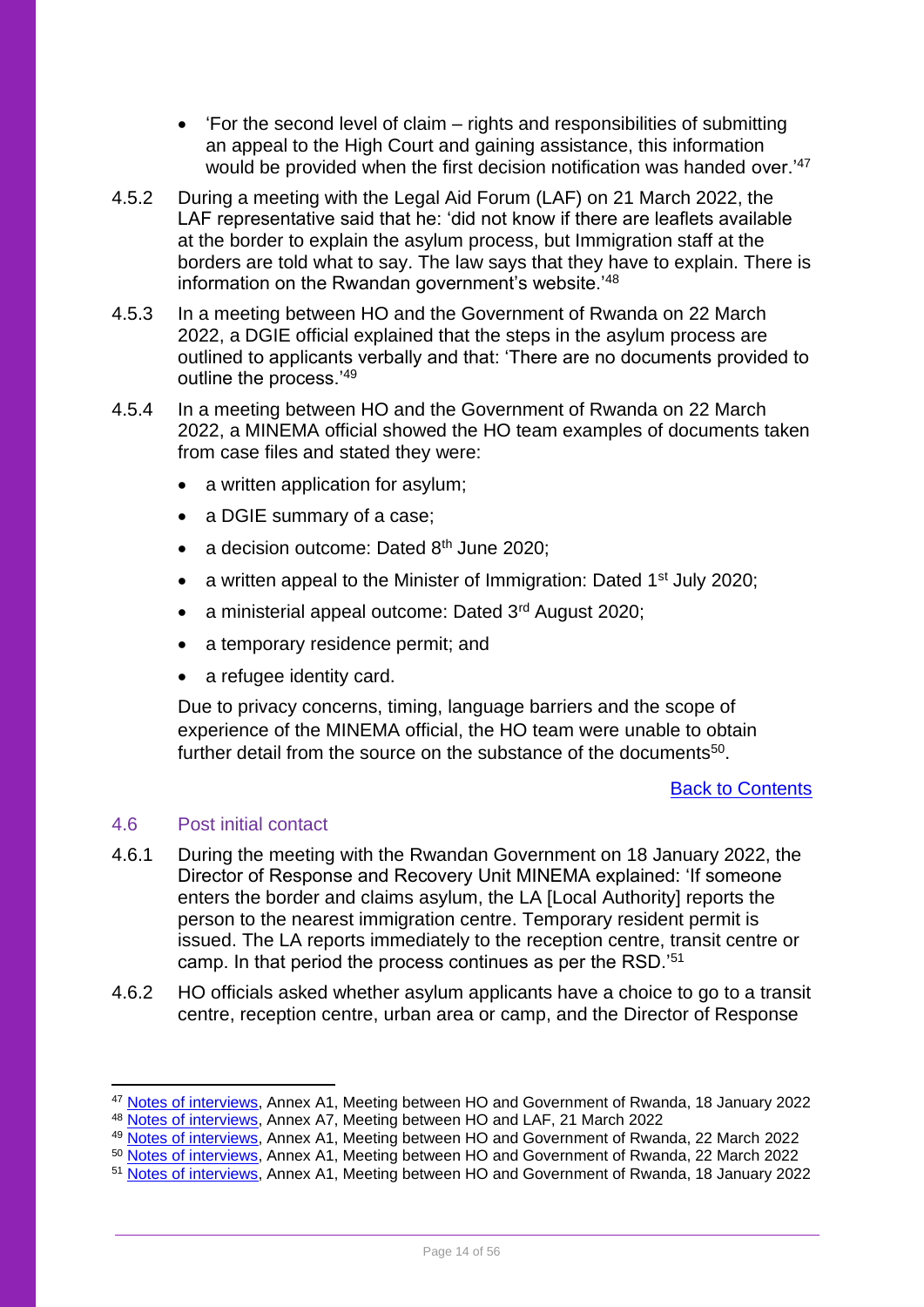- 'For the second level of claim – rights and responsibilities of submitting an appeal to the High Court and gaining assistance, this information would be provided when the first decision notification was handed over.'[47]

4.5.2 During a meeting with the Legal Aid Forum (LAF) on 21 March 2022, the LAF representative said that he: 'did not know if there are leaflets available at the border to explain the asylum process, but Immigration staff at the borders are told what to say. The law says that they have to explain. There is information on the Rwandan government's website.'[48]

4.5.3 In a meeting between HO and the Government of Rwanda on 22 March 2022, a DGIE official explained that the steps in the asylum process are outlined to applicants verbally and that: 'There are no documents provided to outline the process.'[49]

4.5.4 In a meeting between HO and the Government of Rwanda on 22 March 2022, a MINEMA official showed the HO team examples of documents taken from case files and stated they were:

- a written application for asylum;
- a DGIE summary of a case;
- a decision outcome: Dated 8th June 2020;
- a written appeal to the Minister of Immigration: Dated 1st July 2020;
- a ministerial appeal outcome: Dated 3rd August 2020;
- a temporary residence permit; and
- a refugee identity card.

Due to privacy concerns, timing, language barriers and the scope of experience of the MINEMA official, the HO team were unable to obtain further detail from the source on the substance of the documents[50].

[Back to Contents]

## 4.6 Post initial contact

4.6.1 During the meeting with the Rwandan Government on 18 January 2022, the Director of Response and Recovery Unit MINEMA explained: 'If someone enters the border and claims asylum, the LA [Local Authority] reports the person to the nearest immigration centre. Temporary resident permit is issued. The LA reports immediately to the reception centre, transit centre or camp. In that period the process continues as per the RSD.'[51]

4.6.2 HO officials asked whether asylum applicants have a choice to go to a transit centre, reception centre, urban area or camp, and the Director of Response

---

[47] Notes of interviews, Annex A1, Meeting between HO and Government of Rwanda, 18 January 2022

[48] Notes of interviews, Annex A7, Meeting between HO and LAF, 21 March 2022

[49] Notes of interviews, Annex A1, Meeting between HO and Government of Rwanda, 22 March 2022

[50] Notes of interviews, Annex A1, Meeting between HO and Government of Rwanda, 22 March 2022

[51] Notes of interviews, Annex A1, Meeting between HO and Government of Rwanda, 18 January 2022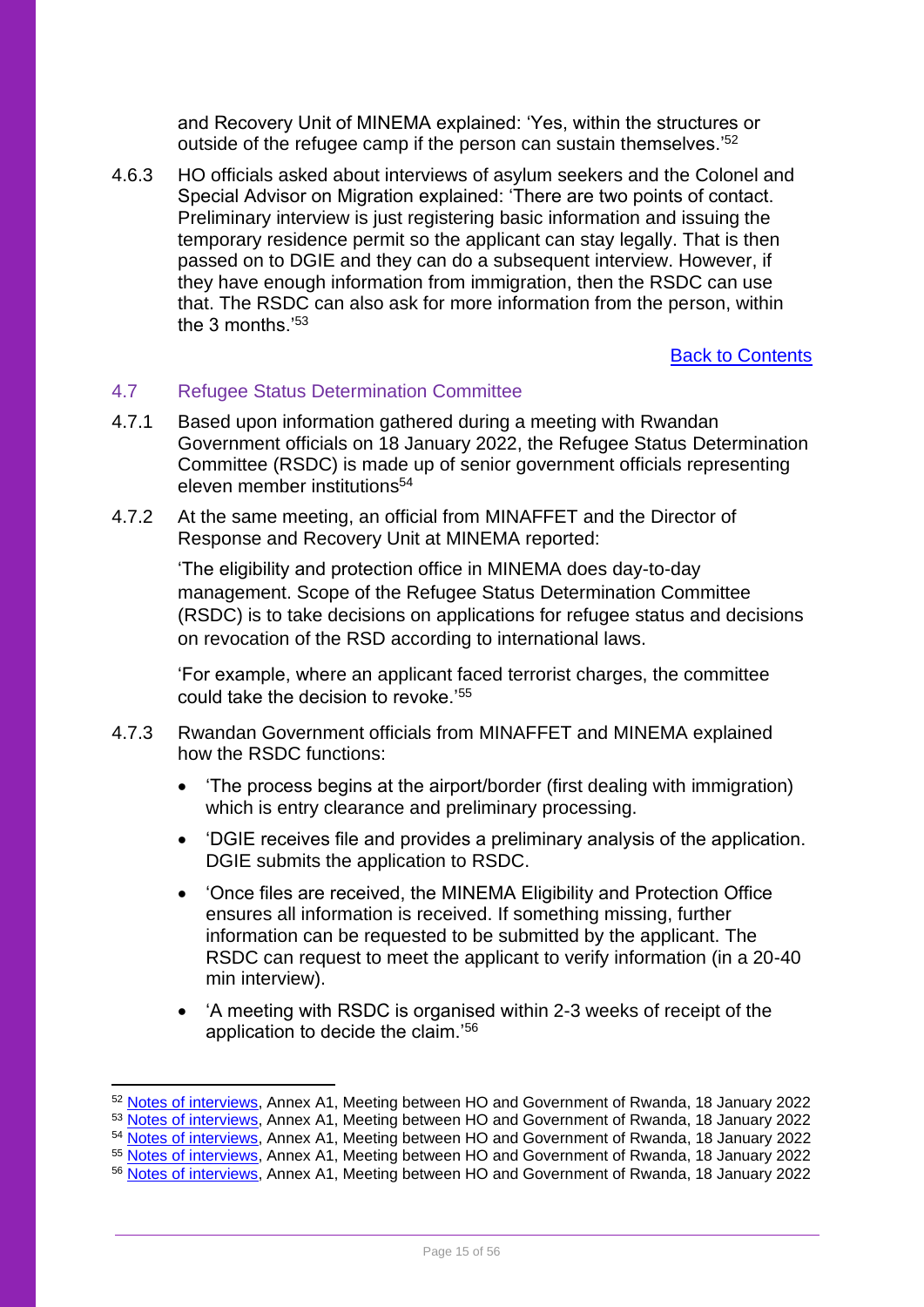and Recovery Unit of MINEMA explained: 'Yes, within the structures or outside of the refugee camp if the person can sustain themselves.'[52]

4.6.3 HO officials asked about interviews of asylum seekers and the Colonel and Special Advisor on Migration explained: 'There are two points of contact. Preliminary interview is just registering basic information and issuing the temporary residence permit so the applicant can stay legally. That is then passed on to DGIE and they can do a subsequent interview. However, if they have enough information from immigration, then the RSDC can use that. The RSDC can also ask for more information from the person, within the 3 months.'[53]

[Back to Contents]

### 4.7 Refugee Status Determination Committee

4.7.1 Based upon information gathered during a meeting with Rwandan Government officials on 18 January 2022, the Refugee Status Determination Committee (RSDC) is made up of senior government officials representing eleven member institutions[54]

4.7.2 At the same meeting, an official from MINAFFET and the Director of Response and Recovery Unit at MINEMA reported:

> 'The eligibility and protection office in MINEMA does day-to-day management. Scope of the Refugee Status Determination Committee (RSDC) is to take decisions on applications for refugee status and decisions on revocation of the RSD according to international laws.
>
> 'For example, where an applicant faced terrorist charges, the committee could take the decision to revoke.'[55]

4.7.3 Rwandan Government officials from MINAFFET and MINEMA explained how the RSDC functions:

- 'The process begins at the airport/border (first dealing with immigration) which is entry clearance and preliminary processing.
- 'DGIE receives file and provides a preliminary analysis of the application. DGIE submits the application to RSDC.
- 'Once files are received, the MINEMA Eligibility and Protection Office ensures all information is received. If something missing, further information can be requested to be submitted by the applicant. The RSDC can request to meet the applicant to verify information (in a 20-40 min interview).
- 'A meeting with RSDC is organised within 2-3 weeks of receipt of the application to decide the claim.'[56]

---

[52] Notes of interviews, Annex A1, Meeting between HO and Government of Rwanda, 18 January 2022
[53] Notes of interviews, Annex A1, Meeting between HO and Government of Rwanda, 18 January 2022
[54] Notes of interviews, Annex A1, Meeting between HO and Government of Rwanda, 18 January 2022
[55] Notes of interviews, Annex A1, Meeting between HO and Government of Rwanda, 18 January 2022
[56] Notes of interviews, Annex A1, Meeting between HO and Government of Rwanda, 18 January 2022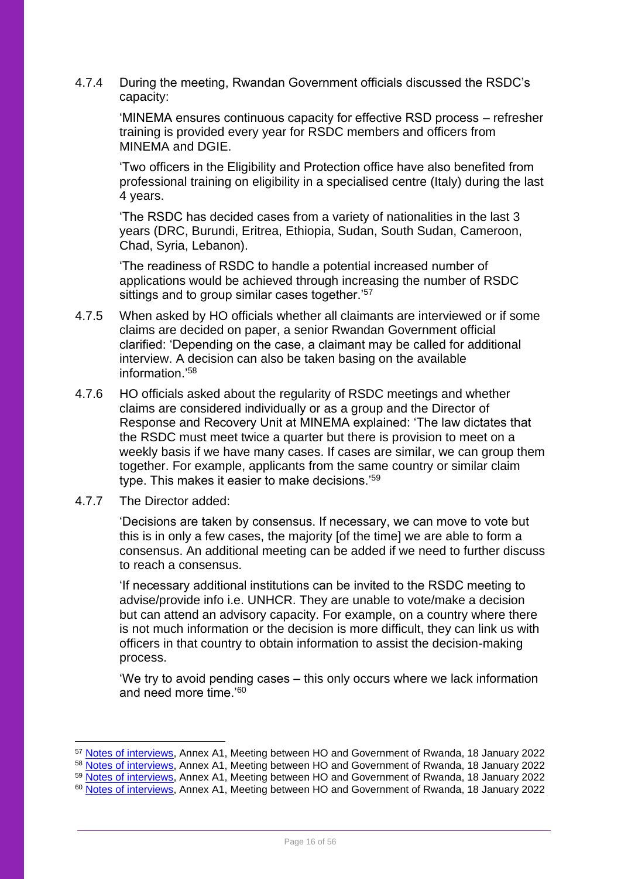4.7.4 During the meeting, Rwandan Government officials discussed the RSDC's capacity:

> 'MINEMA ensures continuous capacity for effective RSD process – refresher training is provided every year for RSDC members and officers from MINEMA and DGIE.
>
> 'Two officers in the Eligibility and Protection office have also benefited from professional training on eligibility in a specialised centre (Italy) during the last 4 years.
>
> 'The RSDC has decided cases from a variety of nationalities in the last 3 years (DRC, Burundi, Eritrea, Ethiopia, Sudan, South Sudan, Cameroon, Chad, Syria, Lebanon).
>
> 'The readiness of RSDC to handle a potential increased number of applications would be achieved through increasing the number of RSDC sittings and to group similar cases together.'[57]

4.7.5 When asked by HO officials whether all claimants are interviewed or if some claims are decided on paper, a senior Rwandan Government official clarified: 'Depending on the case, a claimant may be called for additional interview. A decision can also be taken basing on the available information.'[58]

4.7.6 HO officials asked about the regularity of RSDC meetings and whether claims are considered individually or as a group and the Director of Response and Recovery Unit at MINEMA explained: 'The law dictates that the RSDC must meet twice a quarter but there is provision to meet on a weekly basis if we have many cases. If cases are similar, we can group them together. For example, applicants from the same country or similar claim type. This makes it easier to make decisions.'[59]

4.7.7 The Director added:

> 'Decisions are taken by consensus. If necessary, we can move to vote but this is in only a few cases, the majority [of the time] we are able to form a consensus. An additional meeting can be added if we need to further discuss to reach a consensus.
>
> 'If necessary additional institutions can be invited to the RSDC meeting to advise/provide info i.e. UNHCR. They are unable to vote/make a decision but can attend an advisory capacity. For example, on a country where there is not much information or the decision is more difficult, they can link us with officers in that country to obtain information to assist the decision-making process.
>
> 'We try to avoid pending cases – this only occurs where we lack information and need more time.'[60]

---

[57] Notes of interviews, Annex A1, Meeting between HO and Government of Rwanda, 18 January 2022

[58] Notes of interviews, Annex A1, Meeting between HO and Government of Rwanda, 18 January 2022

[59] Notes of interviews, Annex A1, Meeting between HO and Government of Rwanda, 18 January 2022

[60] Notes of interviews, Annex A1, Meeting between HO and Government of Rwanda, 18 January 2022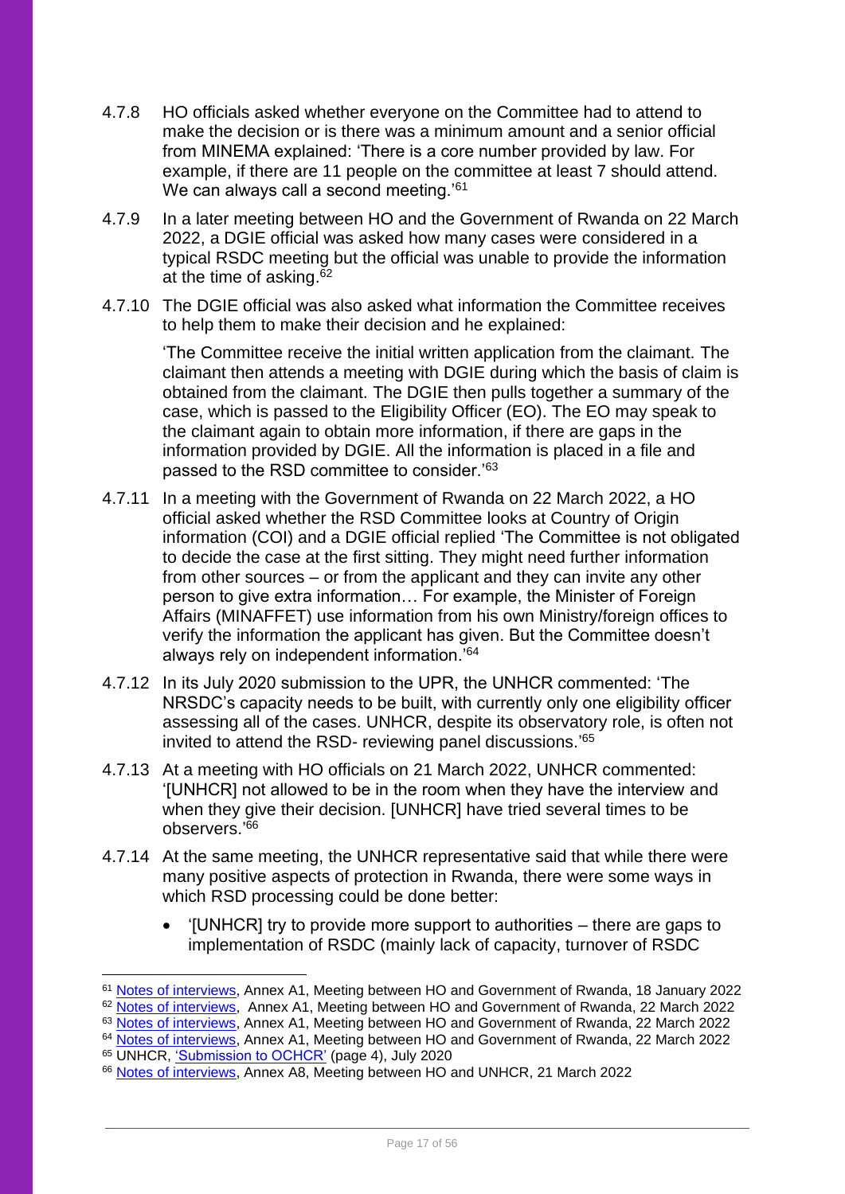4.7.8 HO officials asked whether everyone on the Committee had to attend to make the decision or is there was a minimum amount and a senior official from MINEMA explained: 'There is a core number provided by law. For example, if there are 11 people on the committee at least 7 should attend. We can always call a second meeting.'[61]

4.7.9 In a later meeting between HO and the Government of Rwanda on 22 March 2022, a DGIE official was asked how many cases were considered in a typical RSDC meeting but the official was unable to provide the information at the time of asking.[62]

4.7.10 The DGIE official was also asked what information the Committee receives to help them to make their decision and he explained:

> 'The Committee receive the initial written application from the claimant. The claimant then attends a meeting with DGIE during which the basis of claim is obtained from the claimant. The DGIE then pulls together a summary of the case, which is passed to the Eligibility Officer (EO). The EO may speak to the claimant again to obtain more information, if there are gaps in the information provided by DGIE. All the information is placed in a file and passed to the RSD committee to consider.'[63]

4.7.11 In a meeting with the Government of Rwanda on 22 March 2022, a HO official asked whether the RSD Committee looks at Country of Origin information (COI) and a DGIE official replied 'The Committee is not obligated to decide the case at the first sitting. They might need further information from other sources – or from the applicant and they can invite any other person to give extra information… For example, the Minister of Foreign Affairs (MINAFFET) use information from his own Ministry/foreign offices to verify the information the applicant has given. But the Committee doesn't always rely on independent information.'[64]

4.7.12 In its July 2020 submission to the UPR, the UNHCR commented: 'The NRSDC's capacity needs to be built, with currently only one eligibility officer assessing all of the cases. UNHCR, despite its observatory role, is often not invited to attend the RSD- reviewing panel discussions.'[65]

4.7.13 At a meeting with HO officials on 21 March 2022, UNHCR commented: '[UNHCR] not allowed to be in the room when they have the interview and when they give their decision. [UNHCR] have tried several times to be observers.'[66]

4.7.14 At the same meeting, the UNHCR representative said that while there were many positive aspects of protection in Rwanda, there were some ways in which RSD processing could be done better:

- '[UNHCR] try to provide more support to authorities – there are gaps to implementation of RSDC (mainly lack of capacity, turnover of RSDC

---

[61] Notes of interviews, Annex A1, Meeting between HO and Government of Rwanda, 18 January 2022
[62] Notes of interviews, Annex A1, Meeting between HO and Government of Rwanda, 22 March 2022
[63] Notes of interviews, Annex A1, Meeting between HO and Government of Rwanda, 22 March 2022
[64] Notes of interviews, Annex A1, Meeting between HO and Government of Rwanda, 22 March 2022
[65] UNHCR, 'Submission to OCHCR' (page 4), July 2020
[66] Notes of interviews, Annex A8, Meeting between HO and UNHCR, 21 March 2022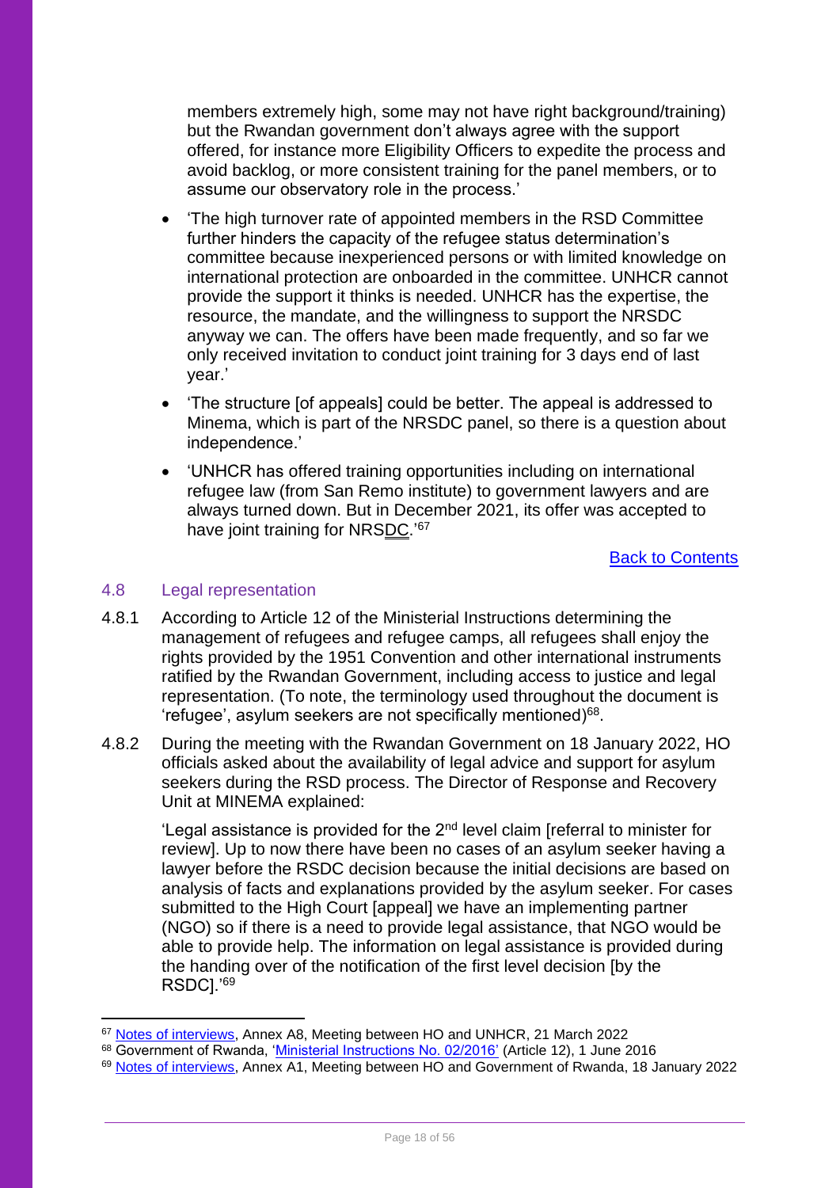members extremely high, some may not have right background/training) but the Rwandan government don't always agree with the support offered, for instance more Eligibility Officers to expedite the process and avoid backlog, or more consistent training for the panel members, or to assume our observatory role in the process.'

- 'The high turnover rate of appointed members in the RSD Committee further hinders the capacity of the refugee status determination's committee because inexperienced persons or with limited knowledge on international protection are onboarded in the committee. UNHCR cannot provide the support it thinks is needed. UNHCR has the expertise, the resource, the mandate, and the willingness to support the NRSDC anyway we can. The offers have been made frequently, and so far we only received invitation to conduct joint training for 3 days end of last year.'
- 'The structure [of appeals] could be better. The appeal is addressed to Minema, which is part of the NRSDC panel, so there is a question about independence.'
- 'UNHCR has offered training opportunities including on international refugee law (from San Remo institute) to government lawyers and are always turned down. But in December 2021, its offer was accepted to have joint training for NRSDC.'[67]

Back to Contents

## 4.8 Legal representation

4.8.1 According to Article 12 of the Ministerial Instructions determining the management of refugees and refugee camps, all refugees shall enjoy the rights provided by the 1951 Convention and other international instruments ratified by the Rwandan Government, including access to justice and legal representation. (To note, the terminology used throughout the document is 'refugee', asylum seekers are not specifically mentioned)[68].

4.8.2 During the meeting with the Rwandan Government on 18 January 2022, HO officials asked about the availability of legal advice and support for asylum seekers during the RSD process. The Director of Response and Recovery Unit at MINEMA explained:

> 'Legal assistance is provided for the 2nd level claim [referral to minister for review]. Up to now there have been no cases of an asylum seeker having a lawyer before the RSDC decision because the initial decisions are based on analysis of facts and explanations provided by the asylum seeker. For cases submitted to the High Court [appeal] we have an implementing partner (NGO) so if there is a need to provide legal assistance, that NGO would be able to provide help. The information on legal assistance is provided during the handing over of the notification of the first level decision [by the RSDC].'[69]

---

[67] Notes of interviews, Annex A8, Meeting between HO and UNHCR, 21 March 2022

[68] Government of Rwanda, 'Ministerial Instructions No. 02/2016' (Article 12), 1 June 2016

[69] Notes of interviews, Annex A1, Meeting between HO and Government of Rwanda, 18 January 2022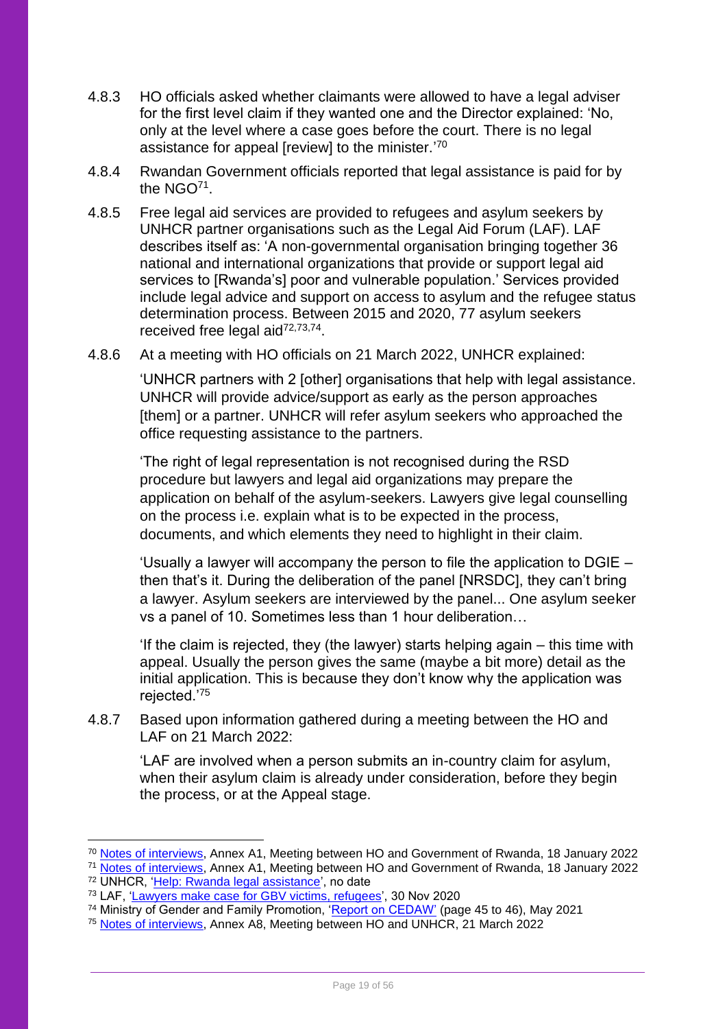4.8.3 HO officials asked whether claimants were allowed to have a legal adviser for the first level claim if they wanted one and the Director explained: 'No, only at the level where a case goes before the court. There is no legal assistance for appeal [review] to the minister.'[70]

4.8.4 Rwandan Government officials reported that legal assistance is paid for by the NGO[71].

4.8.5 Free legal aid services are provided to refugees and asylum seekers by UNHCR partner organisations such as the Legal Aid Forum (LAF). LAF describes itself as: 'A non-governmental organisation bringing together 36 national and international organizations that provide or support legal aid services to [Rwanda's] poor and vulnerable population.' Services provided include legal advice and support on access to asylum and the refugee status determination process. Between 2015 and 2020, 77 asylum seekers received free legal aid[72,73,74].

4.8.6 At a meeting with HO officials on 21 March 2022, UNHCR explained:

> 'UNHCR partners with 2 [other] organisations that help with legal assistance. UNHCR will provide advice/support as early as the person approaches [them] or a partner. UNHCR will refer asylum seekers who approached the office requesting assistance to the partners.
>
> 'The right of legal representation is not recognised during the RSD procedure but lawyers and legal aid organizations may prepare the application on behalf of the asylum-seekers. Lawyers give legal counselling on the process i.e. explain what is to be expected in the process, documents, and which elements they need to highlight in their claim.
>
> 'Usually a lawyer will accompany the person to file the application to DGIE – then that's it. During the deliberation of the panel [NRSDC], they can't bring a lawyer. Asylum seekers are interviewed by the panel... One asylum seeker vs a panel of 10. Sometimes less than 1 hour deliberation…
>
> 'If the claim is rejected, they (the lawyer) starts helping again – this time with appeal. Usually the person gives the same (maybe a bit more) detail as the initial application. This is because they don't know why the application was rejected.'[75]

4.8.7 Based upon information gathered during a meeting between the HO and LAF on 21 March 2022:

> 'LAF are involved when a person submits an in-country claim for asylum, when their asylum claim is already under consideration, before they begin the process, or at the Appeal stage.

---

[70] Notes of interviews, Annex A1, Meeting between HO and Government of Rwanda, 18 January 2022

[71] Notes of interviews, Annex A1, Meeting between HO and Government of Rwanda, 18 January 2022

[72] UNHCR, 'Help: Rwanda legal assistance', no date

[73] LAF, 'Lawyers make case for GBV victims, refugees', 30 Nov 2020

[74] Ministry of Gender and Family Promotion, 'Report on CEDAW' (page 45 to 46), May 2021

[75] Notes of interviews, Annex A8, Meeting between HO and UNHCR, 21 March 2022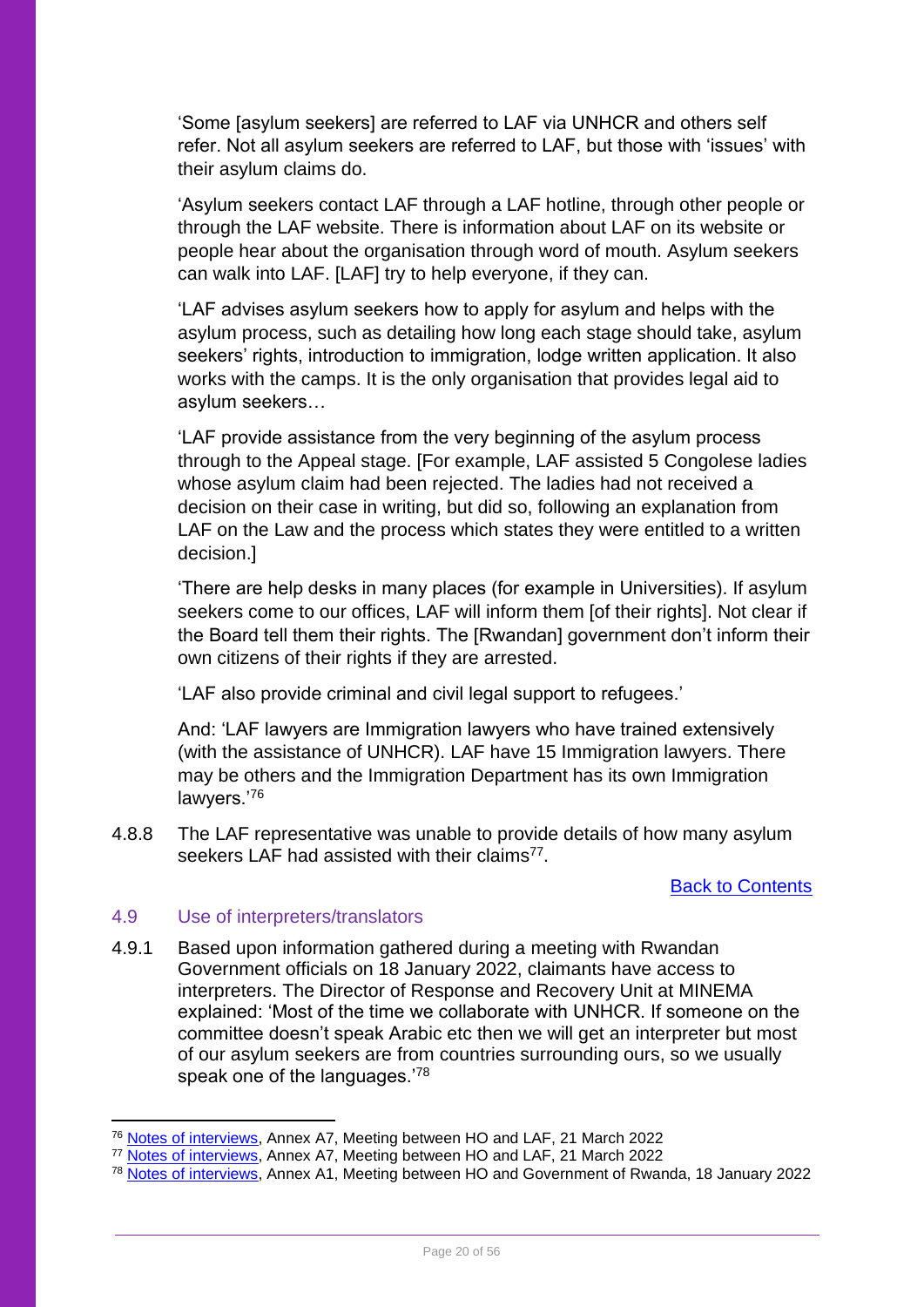'Some [asylum seekers] are referred to LAF via UNHCR and others self refer. Not all asylum seekers are referred to LAF, but those with 'issues' with their asylum claims do.

'Asylum seekers contact LAF through a LAF hotline, through other people or through the LAF website. There is information about LAF on its website or people hear about the organisation through word of mouth. Asylum seekers can walk into LAF. [LAF] try to help everyone, if they can.

'LAF advises asylum seekers how to apply for asylum and helps with the asylum process, such as detailing how long each stage should take, asylum seekers' rights, introduction to immigration, lodge written application. It also works with the camps. It is the only organisation that provides legal aid to asylum seekers…

'LAF provide assistance from the very beginning of the asylum process through to the Appeal stage. [For example, LAF assisted 5 Congolese ladies whose asylum claim had been rejected. The ladies had not received a decision on their case in writing, but did so, following an explanation from LAF on the Law and the process which states they were entitled to a written decision.]

'There are help desks in many places (for example in Universities). If asylum seekers come to our offices, LAF will inform them [of their rights]. Not clear if the Board tell them their rights. The [Rwandan] government don't inform their own citizens of their rights if they are arrested.

'LAF also provide criminal and civil legal support to refugees.'

And: 'LAF lawyers are Immigration lawyers who have trained extensively (with the assistance of UNHCR). LAF have 15 Immigration lawyers. There may be others and the Immigration Department has its own Immigration lawyers.'[76]

4.8.8 The LAF representative was unable to provide details of how many asylum seekers LAF had assisted with their claims[77].

Back to Contents

## 4.9 Use of interpreters/translators

4.9.1 Based upon information gathered during a meeting with Rwandan Government officials on 18 January 2022, claimants have access to interpreters. The Director of Response and Recovery Unit at MINEMA explained: 'Most of the time we collaborate with UNHCR. If someone on the committee doesn't speak Arabic etc then we will get an interpreter but most of our asylum seekers are from countries surrounding ours, so we usually speak one of the languages.'[78]

---

[76] Notes of interviews, Annex A7, Meeting between HO and LAF, 21 March 2022

[77] Notes of interviews, Annex A7, Meeting between HO and LAF, 21 March 2022

[78] Notes of interviews, Annex A1, Meeting between HO and Government of Rwanda, 18 January 2022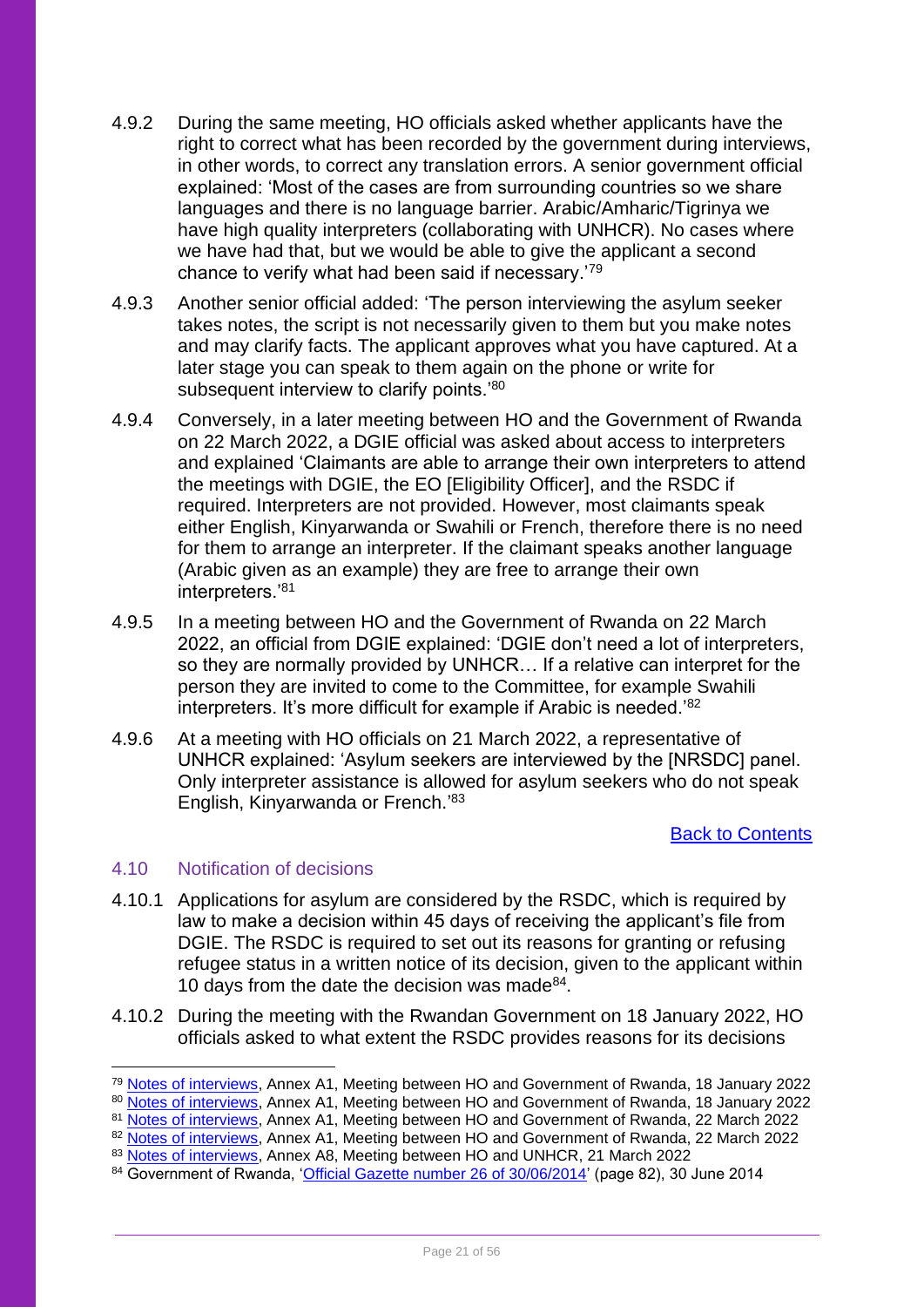4.9.2 During the same meeting, HO officials asked whether applicants have the right to correct what has been recorded by the government during interviews, in other words, to correct any translation errors. A senior government official explained: 'Most of the cases are from surrounding countries so we share languages and there is no language barrier. Arabic/Amharic/Tigrinya we have high quality interpreters (collaborating with UNHCR). No cases where we have had that, but we would be able to give the applicant a second chance to verify what had been said if necessary.'[79]

4.9.3 Another senior official added: 'The person interviewing the asylum seeker takes notes, the script is not necessarily given to them but you make notes and may clarify facts. The applicant approves what you have captured. At a later stage you can speak to them again on the phone or write for subsequent interview to clarify points.'[80]

4.9.4 Conversely, in a later meeting between HO and the Government of Rwanda on 22 March 2022, a DGIE official was asked about access to interpreters and explained 'Claimants are able to arrange their own interpreters to attend the meetings with DGIE, the EO [Eligibility Officer], and the RSDC if required. Interpreters are not provided. However, most claimants speak either English, Kinyarwanda or Swahili or French, therefore there is no need for them to arrange an interpreter. If the claimant speaks another language (Arabic given as an example) they are free to arrange their own interpreters.'[81]

4.9.5 In a meeting between HO and the Government of Rwanda on 22 March 2022, an official from DGIE explained: 'DGIE don't need a lot of interpreters, so they are normally provided by UNHCR… If a relative can interpret for the person they are invited to come to the Committee, for example Swahili interpreters. It's more difficult for example if Arabic is needed.'[82]

4.9.6 At a meeting with HO officials on 21 March 2022, a representative of UNHCR explained: 'Asylum seekers are interviewed by the [NRSDC] panel. Only interpreter assistance is allowed for asylum seekers who do not speak English, Kinyarwanda or French.'[83]

[Back to Contents]

## 4.10 Notification of decisions

4.10.1 Applications for asylum are considered by the RSDC, which is required by law to make a decision within 45 days of receiving the applicant's file from DGIE. The RSDC is required to set out its reasons for granting or refusing refugee status in a written notice of its decision, given to the applicant within 10 days from the date the decision was made[84].

4.10.2 During the meeting with the Rwandan Government on 18 January 2022, HO officials asked to what extent the RSDC provides reasons for its decisions

---

[79] Notes of interviews, Annex A1, Meeting between HO and Government of Rwanda, 18 January 2022
[80] Notes of interviews, Annex A1, Meeting between HO and Government of Rwanda, 18 January 2022
[81] Notes of interviews, Annex A1, Meeting between HO and Government of Rwanda, 22 March 2022
[82] Notes of interviews, Annex A1, Meeting between HO and Government of Rwanda, 22 March 2022
[83] Notes of interviews, Annex A8, Meeting between HO and UNHCR, 21 March 2022
[84] Government of Rwanda, 'Official Gazette number 26 of 30/06/2014' (page 82), 30 June 2014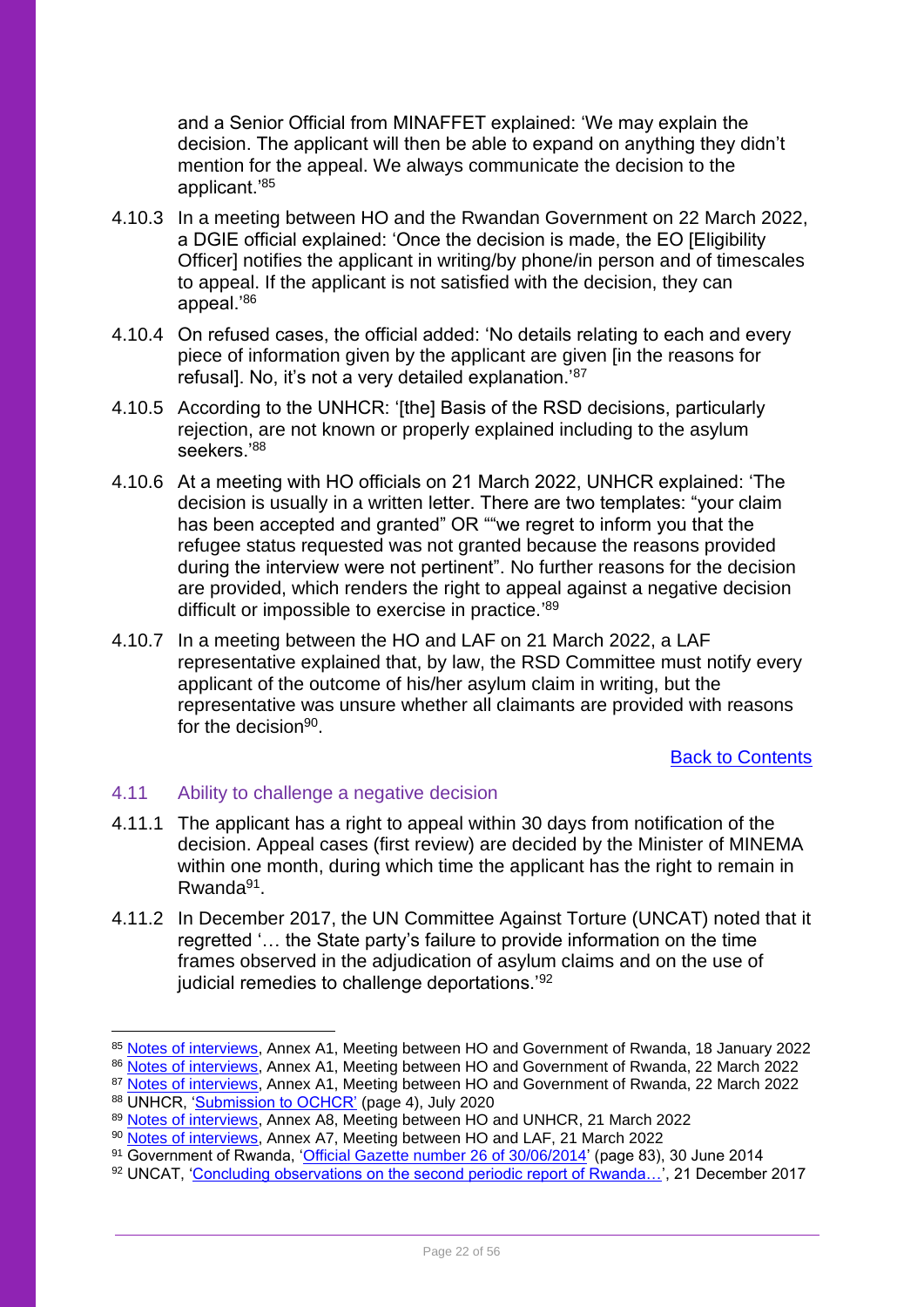and a Senior Official from MINAFFET explained: 'We may explain the decision. The applicant will then be able to expand on anything they didn't mention for the appeal. We always communicate the decision to the applicant.'[85]

4.10.3 In a meeting between HO and the Rwandan Government on 22 March 2022, a DGIE official explained: 'Once the decision is made, the EO [Eligibility Officer] notifies the applicant in writing/by phone/in person and of timescales to appeal. If the applicant is not satisfied with the decision, they can appeal.'[86]

4.10.4 On refused cases, the official added: 'No details relating to each and every piece of information given by the applicant are given [in the reasons for refusal]. No, it's not a very detailed explanation.'[87]

4.10.5 According to the UNHCR: '[the] Basis of the RSD decisions, particularly rejection, are not known or properly explained including to the asylum seekers.'[88]

4.10.6 At a meeting with HO officials on 21 March 2022, UNHCR explained: 'The decision is usually in a written letter. There are two templates: "your claim has been accepted and granted" OR ""we regret to inform you that the refugee status requested was not granted because the reasons provided during the interview were not pertinent". No further reasons for the decision are provided, which renders the right to appeal against a negative decision difficult or impossible to exercise in practice.'[89]

4.10.7 In a meeting between the HO and LAF on 21 March 2022, a LAF representative explained that, by law, the RSD Committee must notify every applicant of the outcome of his/her asylum claim in writing, but the representative was unsure whether all claimants are provided with reasons for the decision[90].

Back to Contents

## 4.11 Ability to challenge a negative decision

4.11.1 The applicant has a right to appeal within 30 days from notification of the decision. Appeal cases (first review) are decided by the Minister of MINEMA within one month, during which time the applicant has the right to remain in Rwanda[91].

4.11.2 In December 2017, the UN Committee Against Torture (UNCAT) noted that it regretted '… the State party's failure to provide information on the time frames observed in the adjudication of asylum claims and on the use of judicial remedies to challenge deportations.'[92]

---

[85] Notes of interviews, Annex A1, Meeting between HO and Government of Rwanda, 18 January 2022
[86] Notes of interviews, Annex A1, Meeting between HO and Government of Rwanda, 22 March 2022
[87] Notes of interviews, Annex A1, Meeting between HO and Government of Rwanda, 22 March 2022
[88] UNHCR, 'Submission to OCHCR' (page 4), July 2020
[89] Notes of interviews, Annex A8, Meeting between HO and UNHCR, 21 March 2022
[90] Notes of interviews, Annex A7, Meeting between HO and LAF, 21 March 2022
[91] Government of Rwanda, 'Official Gazette number 26 of 30/06/2014' (page 83), 30 June 2014
[92] UNCAT, 'Concluding observations on the second periodic report of Rwanda…', 21 December 2017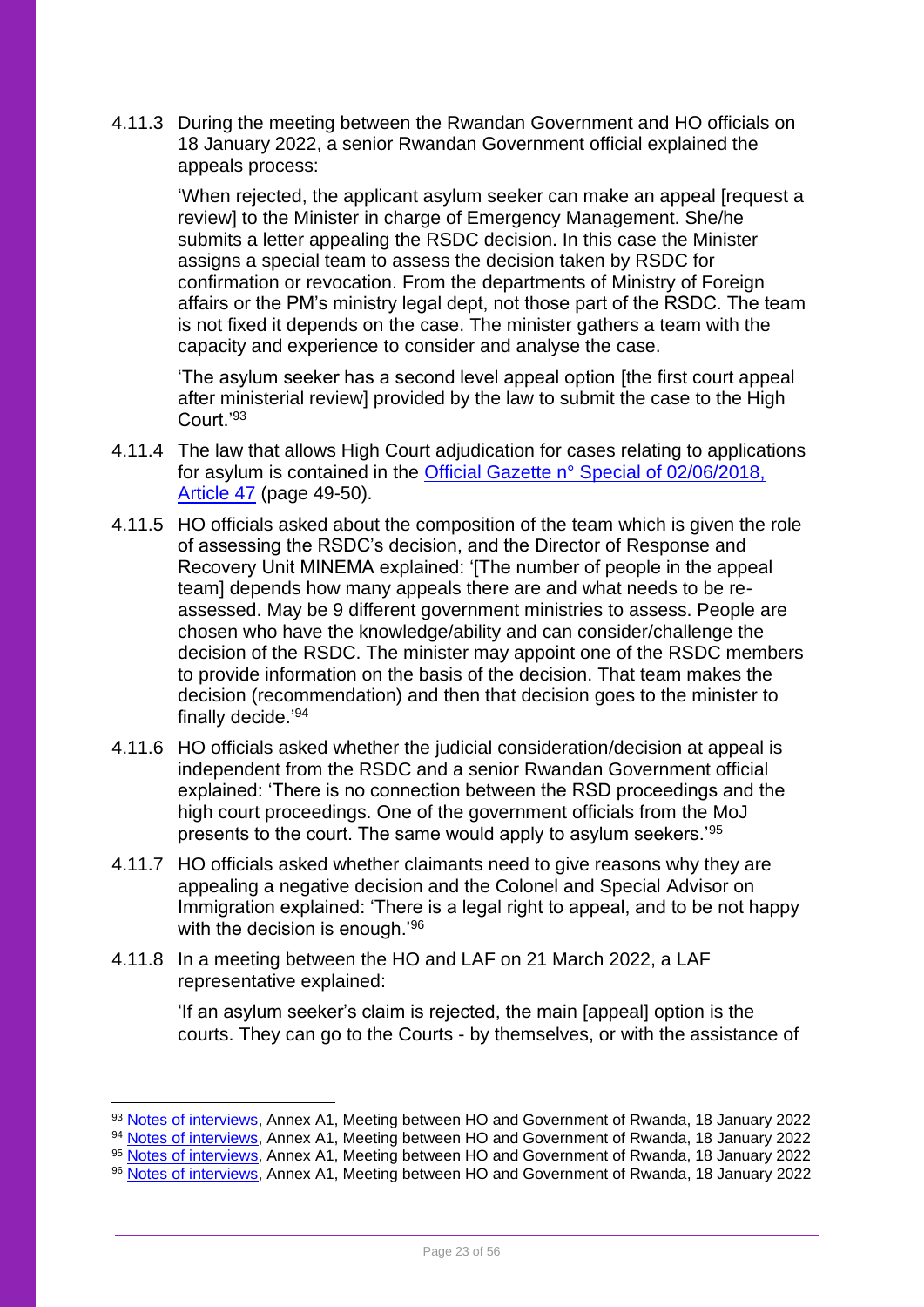4.11.3 During the meeting between the Rwandan Government and HO officials on 18 January 2022, a senior Rwandan Government official explained the appeals process:

> 'When rejected, the applicant asylum seeker can make an appeal [request a review] to the Minister in charge of Emergency Management. She/he submits a letter appealing the RSDC decision. In this case the Minister assigns a special team to assess the decision taken by RSDC for confirmation or revocation. From the departments of Ministry of Foreign affairs or the PM's ministry legal dept, not those part of the RSDC. The team is not fixed it depends on the case. The minister gathers a team with the capacity and experience to consider and analyse the case.
>
> 'The asylum seeker has a second level appeal option [the first court appeal after ministerial review] provided by the law to submit the case to the High Court.'[93]

4.11.4 The law that allows High Court adjudication for cases relating to applications for asylum is contained in the [Official Gazette n° Special of 02/06/2018, Article 47]() (page 49-50).

4.11.5 HO officials asked about the composition of the team which is given the role of assessing the RSDC's decision, and the Director of Response and Recovery Unit MINEMA explained: '[The number of people in the appeal team] depends how many appeals there are and what needs to be re-assessed. May be 9 different government ministries to assess. People are chosen who have the knowledge/ability and can consider/challenge the decision of the RSDC. The minister may appoint one of the RSDC members to provide information on the basis of the decision. That team makes the decision (recommendation) and then that decision goes to the minister to finally decide.'[94]

4.11.6 HO officials asked whether the judicial consideration/decision at appeal is independent from the RSDC and a senior Rwandan Government official explained: 'There is no connection between the RSD proceedings and the high court proceedings. One of the government officials from the MoJ presents to the court. The same would apply to asylum seekers.'[95]

4.11.7 HO officials asked whether claimants need to give reasons why they are appealing a negative decision and the Colonel and Special Advisor on Immigration explained: 'There is a legal right to appeal, and to be not happy with the decision is enough.'[96]

4.11.8 In a meeting between the HO and LAF on 21 March 2022, a LAF representative explained:

> 'If an asylum seeker's claim is rejected, the main [appeal] option is the courts. They can go to the Courts - by themselves, or with the assistance of

---

[93] [Notes of interviews](), Annex A1, Meeting between HO and Government of Rwanda, 18 January 2022

[94] [Notes of interviews](), Annex A1, Meeting between HO and Government of Rwanda, 18 January 2022

[95] [Notes of interviews](), Annex A1, Meeting between HO and Government of Rwanda, 18 January 2022

[96] [Notes of interviews](), Annex A1, Meeting between HO and Government of Rwanda, 18 January 2022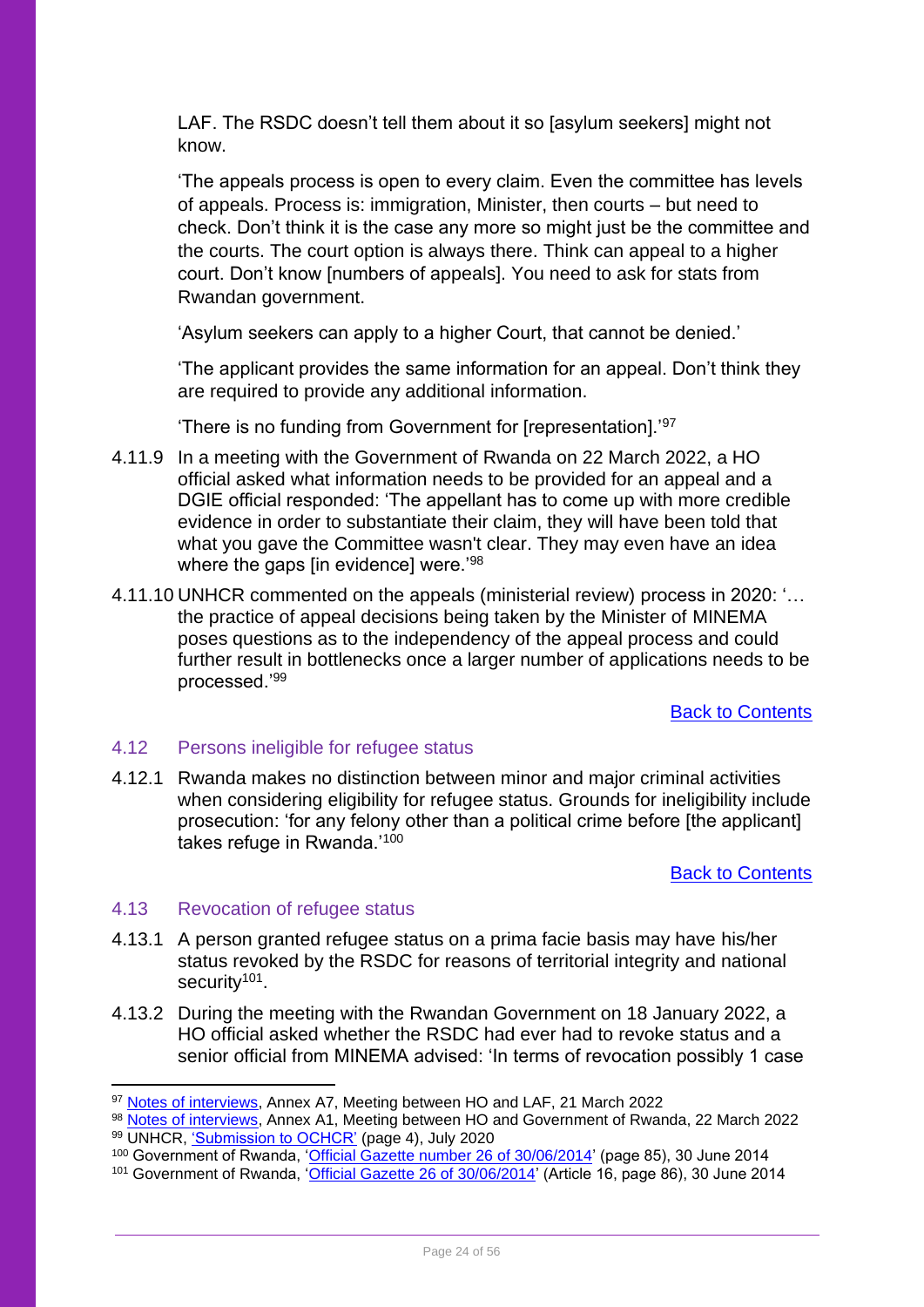LAF. The RSDC doesn't tell them about it so [asylum seekers] might not know.

'The appeals process is open to every claim. Even the committee has levels of appeals. Process is: immigration, Minister, then courts – but need to check. Don't think it is the case any more so might just be the committee and the courts. The court option is always there. Think can appeal to a higher court. Don't know [numbers of appeals]. You need to ask for stats from Rwandan government.

'Asylum seekers can apply to a higher Court, that cannot be denied.'

'The applicant provides the same information for an appeal. Don't think they are required to provide any additional information.

'There is no funding from Government for [representation].'[97]

4.11.9 In a meeting with the Government of Rwanda on 22 March 2022, a HO official asked what information needs to be provided for an appeal and a DGIE official responded: 'The appellant has to come up with more credible evidence in order to substantiate their claim, they will have been told that what you gave the Committee wasn't clear. They may even have an idea where the gaps [in evidence] were.'[98]

4.11.10 UNHCR commented on the appeals (ministerial review) process in 2020: '… the practice of appeal decisions being taken by the Minister of MINEMA poses questions as to the independency of the appeal process and could further result in bottlenecks once a larger number of applications needs to be processed.'[99]

Back to Contents

## 4.12 Persons ineligible for refugee status

4.12.1 Rwanda makes no distinction between minor and major criminal activities when considering eligibility for refugee status. Grounds for ineligibility include prosecution: 'for any felony other than a political crime before [the applicant] takes refuge in Rwanda.'[100]

Back to Contents

## 4.13 Revocation of refugee status

4.13.1 A person granted refugee status on a prima facie basis may have his/her status revoked by the RSDC for reasons of territorial integrity and national security[101].

4.13.2 During the meeting with the Rwandan Government on 18 January 2022, a HO official asked whether the RSDC had ever had to revoke status and a senior official from MINEMA advised: 'In terms of revocation possibly 1 case

---

[97] Notes of interviews, Annex A7, Meeting between HO and LAF, 21 March 2022

[98] Notes of interviews, Annex A1, Meeting between HO and Government of Rwanda, 22 March 2022

[99] UNHCR, 'Submission to OCHCR' (page 4), July 2020

[100] Government of Rwanda, 'Official Gazette number 26 of 30/06/2014' (page 85), 30 June 2014

[101] Government of Rwanda, 'Official Gazette 26 of 30/06/2014' (Article 16, page 86), 30 June 2014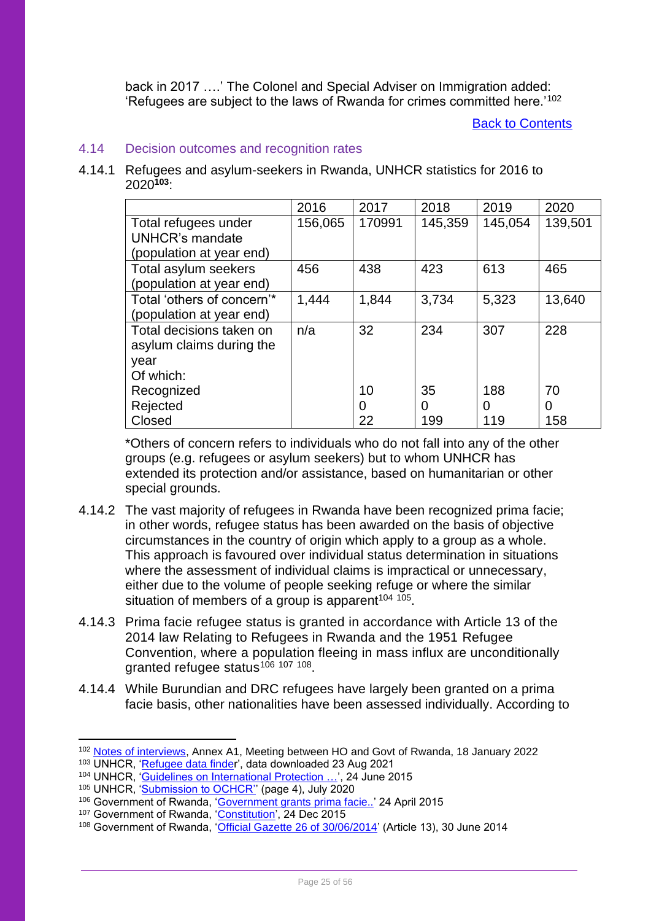back in 2017 ….' The Colonel and Special Adviser on Immigration added: 'Refugees are subject to the laws of Rwanda for crimes committed here.'[102]

[Back to Contents]

### 4.14 Decision outcomes and recognition rates

4.14.1 Refugees and asylum-seekers in Rwanda, UNHCR statistics for 2016 to 2020[103]:

| | 2016 | 2017 | 2018 | 2019 | 2020 |
|---|---|---|---|---|---|
| Total refugees under UNHCR's mandate (population at year end) | 156,065 | 170991 | 145,359 | 145,054 | 139,501 |
| Total asylum seekers (population at year end) | 456 | 438 | 423 | 613 | 465 |
| Total 'others of concern'* (population at year end) | 1,444 | 1,844 | 3,734 | 5,323 | 13,640 |
| Total decisions taken on asylum claims during the year | n/a | 32 | 234 | 307 | 228 |
| Of which: | | | | | |
| Recognized | | 10 | 35 | 188 | 70 |
| Rejected | | 0 | 0 | 0 | 0 |
| Closed | | 22 | 199 | 119 | 158 |

*Others of concern refers to individuals who do not fall into any of the other groups (e.g. refugees or asylum seekers) but to whom UNHCR has extended its protection and/or assistance, based on humanitarian or other special grounds.

4.14.2 The vast majority of refugees in Rwanda have been recognized prima facie; in other words, refugee status has been awarded on the basis of objective circumstances in the country of origin which apply to a group as a whole. This approach is favoured over individual status determination in situations where the assessment of individual claims is impractical or unnecessary, either due to the volume of people seeking refuge or where the similar situation of members of a group is apparent[104] [105].

4.14.3 Prima facie refugee status is granted in accordance with Article 13 of the 2014 law Relating to Refugees in Rwanda and the 1951 Refugee Convention, where a population fleeing in mass influx are unconditionally granted refugee status[106] [107] [108].

4.14.4 While Burundian and DRC refugees have largely been granted on a prima facie basis, other nationalities have been assessed individually. According to

---

[102] Notes of interviews, Annex A1, Meeting between HO and Govt of Rwanda, 18 January 2022
[103] UNHCR, 'Refugee data finder', data downloaded 23 Aug 2021
[104] UNHCR, 'Guidelines on International Protection …', 24 June 2015
[105] UNHCR, 'Submission to OCHCR'' (page 4), July 2020
[106] Government of Rwanda, 'Government grants prima facie..' 24 April 2015
[107] Government of Rwanda, 'Constitution', 24 Dec 2015
[108] Government of Rwanda, 'Official Gazette 26 of 30/06/2014' (Article 13), 30 June 2014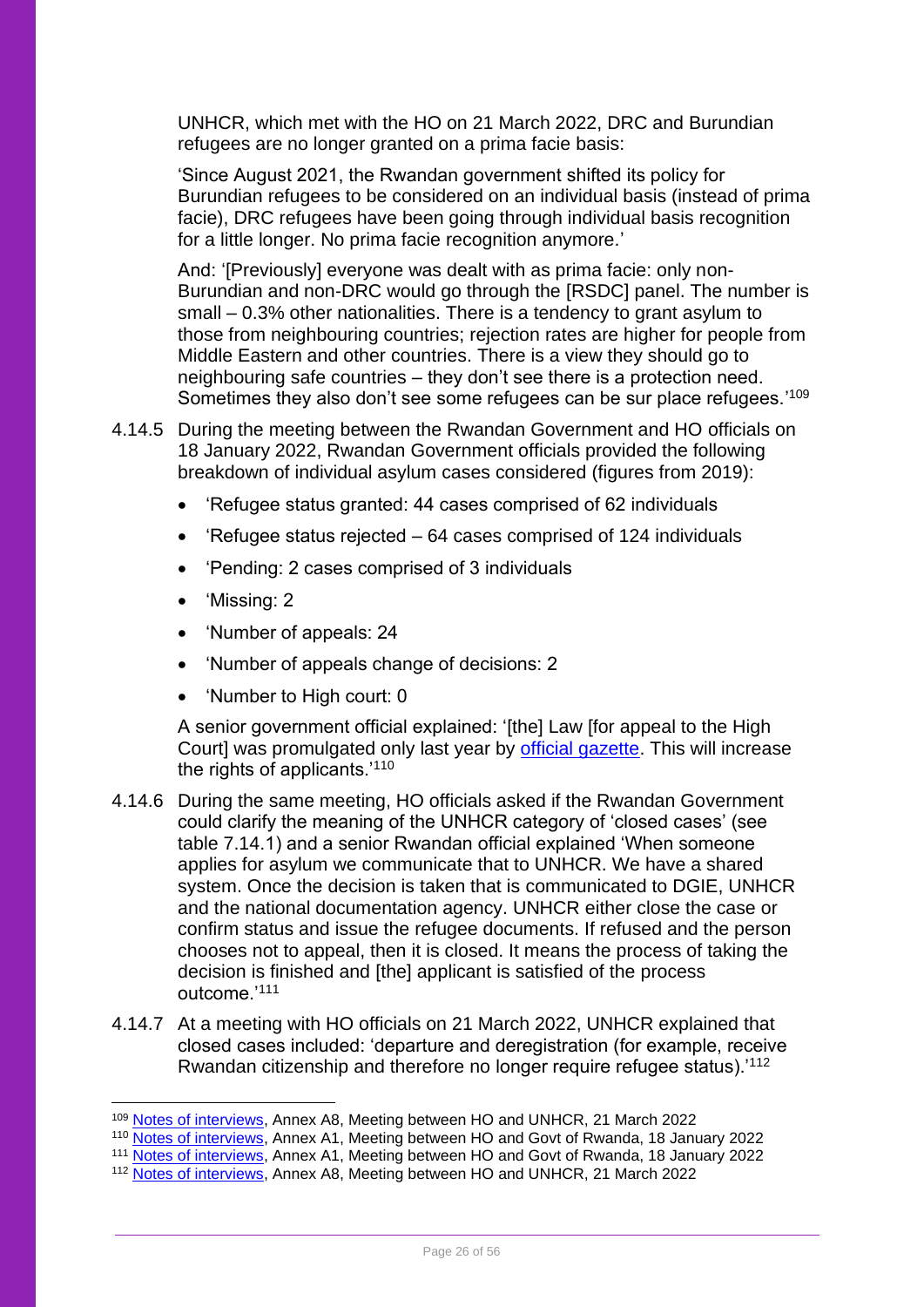UNHCR, which met with the HO on 21 March 2022, DRC and Burundian refugees are no longer granted on a prima facie basis:

'Since August 2021, the Rwandan government shifted its policy for Burundian refugees to be considered on an individual basis (instead of prima facie), DRC refugees have been going through individual basis recognition for a little longer. No prima facie recognition anymore.'

And: '[Previously] everyone was dealt with as prima facie: only non-Burundian and non-DRC would go through the [RSDC] panel. The number is small – 0.3% other nationalities. There is a tendency to grant asylum to those from neighbouring countries; rejection rates are higher for people from Middle Eastern and other countries. There is a view they should go to neighbouring safe countries – they don't see there is a protection need. Sometimes they also don't see some refugees can be sur place refugees.'[109]

4.14.5 During the meeting between the Rwandan Government and HO officials on 18 January 2022, Rwandan Government officials provided the following breakdown of individual asylum cases considered (figures from 2019):

- 'Refugee status granted: 44 cases comprised of 62 individuals
- 'Refugee status rejected – 64 cases comprised of 124 individuals
- 'Pending: 2 cases comprised of 3 individuals
- 'Missing: 2
- 'Number of appeals: 24
- 'Number of appeals change of decisions: 2
- 'Number to High court: 0

A senior government official explained: '[the] Law [for appeal to the High Court] was promulgated only last year by [official gazette](). This will increase the rights of applicants.'[110]

4.14.6 During the same meeting, HO officials asked if the Rwandan Government could clarify the meaning of the UNHCR category of 'closed cases' (see table 7.14.1) and a senior Rwandan official explained 'When someone applies for asylum we communicate that to UNHCR. We have a shared system. Once the decision is taken that is communicated to DGIE, UNHCR and the national documentation agency. UNHCR either close the case or confirm status and issue the refugee documents. If refused and the person chooses not to appeal, then it is closed. It means the process of taking the decision is finished and [the] applicant is satisfied of the process outcome.'[111]

4.14.7 At a meeting with HO officials on 21 March 2022, UNHCR explained that closed cases included: 'departure and deregistration (for example, receive Rwandan citizenship and therefore no longer require refugee status).'[112]

---

[109] [Notes of interviews](), Annex A8, Meeting between HO and UNHCR, 21 March 2022
[110] [Notes of interviews](), Annex A1, Meeting between HO and Govt of Rwanda, 18 January 2022
[111] [Notes of interviews](), Annex A1, Meeting between HO and Govt of Rwanda, 18 January 2022
[112] [Notes of interviews](), Annex A8, Meeting between HO and UNHCR, 21 March 2022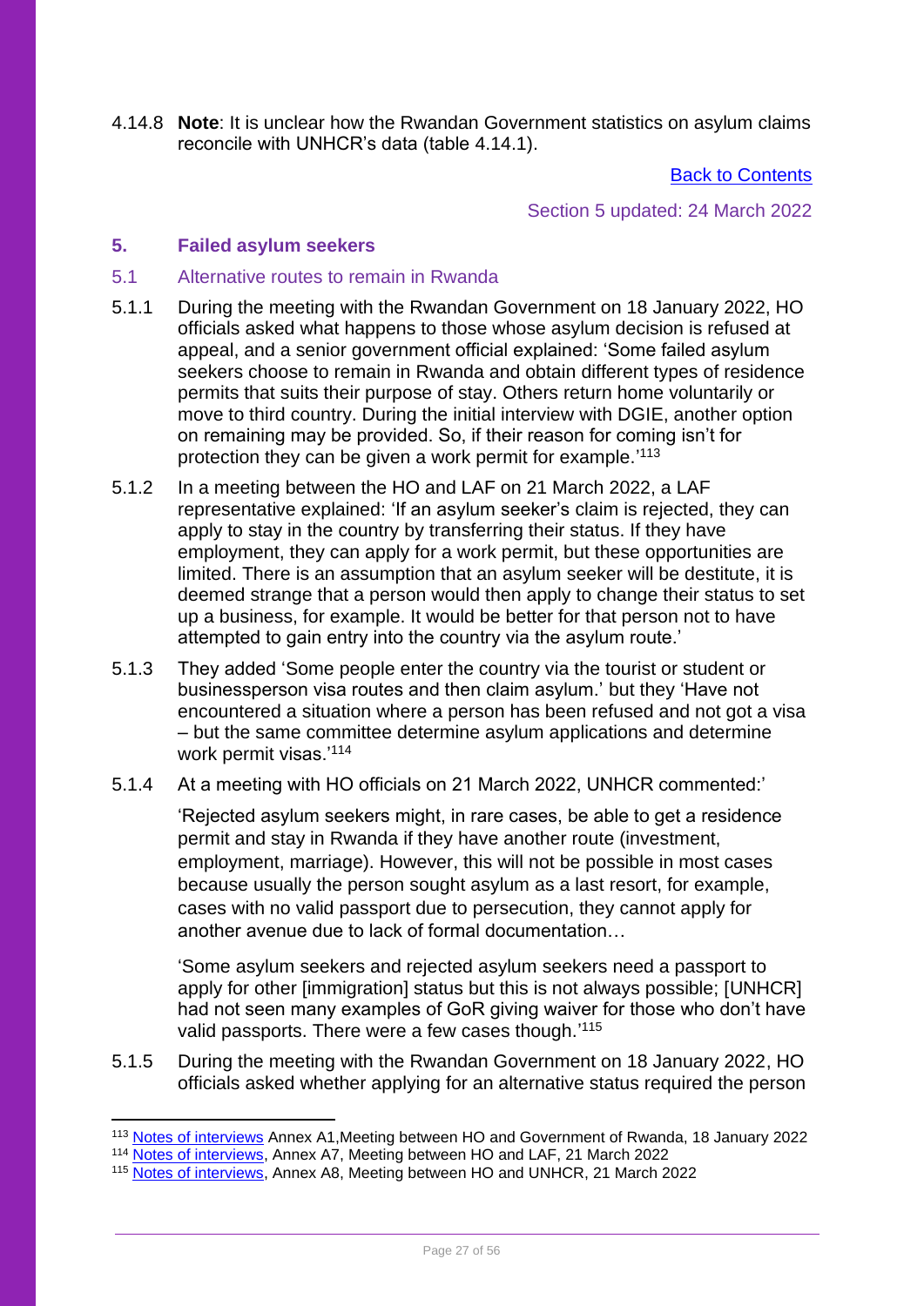4.14.8 **Note**: It is unclear how the Rwandan Government statistics on asylum claims reconcile with UNHCR's data (table 4.14.1).

[Back to Contents](#)

Section 5 updated: 24 March 2022

## 5. Failed asylum seekers

### 5.1 Alternative routes to remain in Rwanda

5.1.1 During the meeting with the Rwandan Government on 18 January 2022, HO officials asked what happens to those whose asylum decision is refused at appeal, and a senior government official explained: 'Some failed asylum seekers choose to remain in Rwanda and obtain different types of residence permits that suits their purpose of stay. Others return home voluntarily or move to third country. During the initial interview with DGIE, another option on remaining may be provided. So, if their reason for coming isn't for protection they can be given a work permit for example.'[113]

5.1.2 In a meeting between the HO and LAF on 21 March 2022, a LAF representative explained: 'If an asylum seeker's claim is rejected, they can apply to stay in the country by transferring their status. If they have employment, they can apply for a work permit, but these opportunities are limited. There is an assumption that an asylum seeker will be destitute, it is deemed strange that a person would then apply to change their status to set up a business, for example. It would be better for that person not to have attempted to gain entry into the country via the asylum route.'

5.1.3 They added 'Some people enter the country via the tourist or student or businessperson visa routes and then claim asylum.' but they 'Have not encountered a situation where a person has been refused and not got a visa – but the same committee determine asylum applications and determine work permit visas.'[114]

5.1.4 At a meeting with HO officials on 21 March 2022, UNHCR commented:'

> 'Rejected asylum seekers might, in rare cases, be able to get a residence permit and stay in Rwanda if they have another route (investment, employment, marriage). However, this will not be possible in most cases because usually the person sought asylum as a last resort, for example, cases with no valid passport due to persecution, they cannot apply for another avenue due to lack of formal documentation…
>
> 'Some asylum seekers and rejected asylum seekers need a passport to apply for other [immigration] status but this is not always possible; [UNHCR] had not seen many examples of GoR giving waiver for those who don't have valid passports. There were a few cases though.'[115]

5.1.5 During the meeting with the Rwandan Government on 18 January 2022, HO officials asked whether applying for an alternative status required the person

---

[113] [Notes of interviews](#) Annex A1,Meeting between HO and Government of Rwanda, 18 January 2022

[114] [Notes of interviews](#), Annex A7, Meeting between HO and LAF, 21 March 2022

[115] [Notes of interviews](#), Annex A8, Meeting between HO and UNHCR, 21 March 2022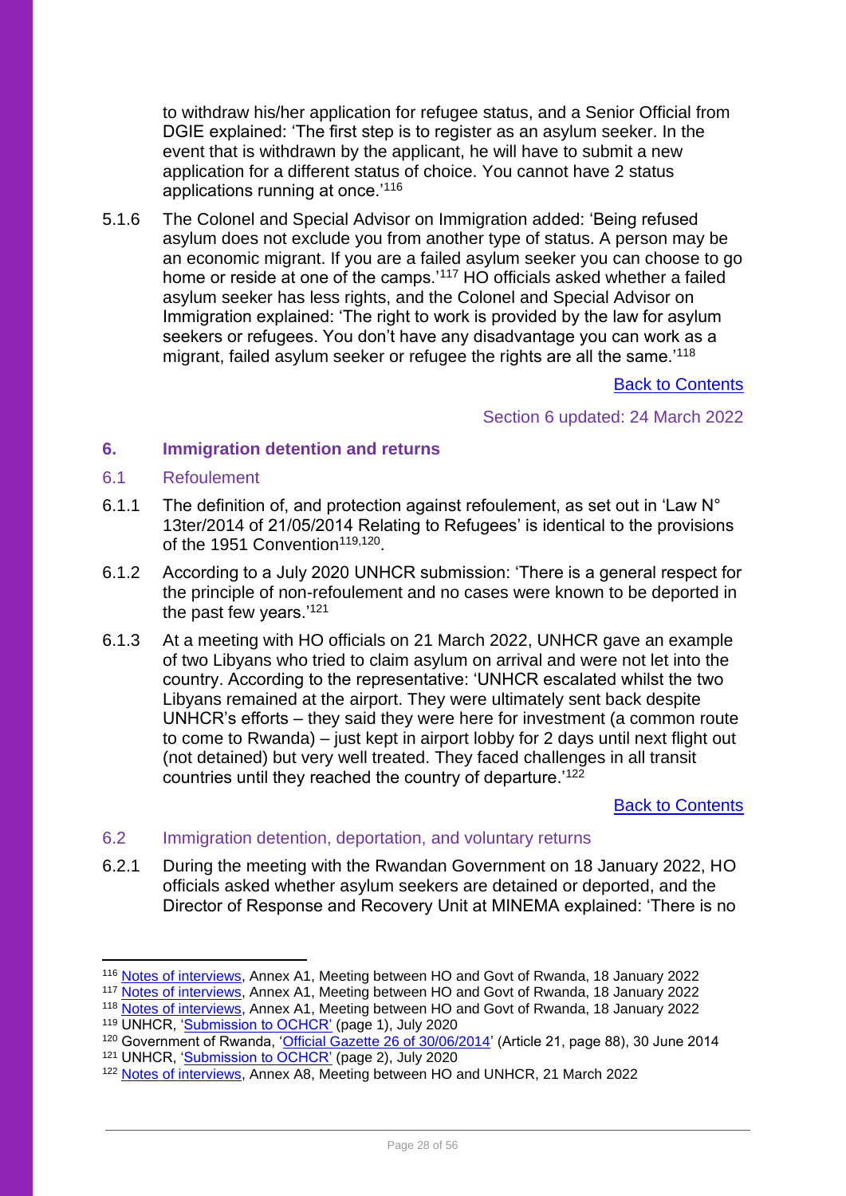to withdraw his/her application for refugee status, and a Senior Official from DGIE explained: 'The first step is to register as an asylum seeker. In the event that is withdrawn by the applicant, he will have to submit a new application for a different status of choice. You cannot have 2 status applications running at once.'[116]

5.1.6 The Colonel and Special Advisor on Immigration added: 'Being refused asylum does not exclude you from another type of status. A person may be an economic migrant. If you are a failed asylum seeker you can choose to go home or reside at one of the camps.'[117] HO officials asked whether a failed asylum seeker has less rights, and the Colonel and Special Advisor on Immigration explained: 'The right to work is provided by the law for asylum seekers or refugees. You don't have any disadvantage you can work as a migrant, failed asylum seeker or refugee the rights are all the same.'[118]

Back to Contents

Section 6 updated: 24 March 2022

## 6. Immigration detention and returns

### 6.1 Refoulement

6.1.1 The definition of, and protection against refoulement, as set out in 'Law N° 13ter/2014 of 21/05/2014 Relating to Refugees' is identical to the provisions of the 1951 Convention[119,120].

6.1.2 According to a July 2020 UNHCR submission: 'There is a general respect for the principle of non-refoulement and no cases were known to be deported in the past few years.'[121]

6.1.3 At a meeting with HO officials on 21 March 2022, UNHCR gave an example of two Libyans who tried to claim asylum on arrival and were not let into the country. According to the representative: 'UNHCR escalated whilst the two Libyans remained at the airport. They were ultimately sent back despite UNHCR's efforts – they said they were here for investment (a common route to come to Rwanda) – just kept in airport lobby for 2 days until next flight out (not detained) but very well treated. They faced challenges in all transit countries until they reached the country of departure.'[122]

Back to Contents

### 6.2 Immigration detention, deportation, and voluntary returns

6.2.1 During the meeting with the Rwandan Government on 18 January 2022, HO officials asked whether asylum seekers are detained or deported, and the Director of Response and Recovery Unit at MINEMA explained: 'There is no

---

[116] Notes of interviews, Annex A1, Meeting between HO and Govt of Rwanda, 18 January 2022
[117] Notes of interviews, Annex A1, Meeting between HO and Govt of Rwanda, 18 January 2022
[118] Notes of interviews, Annex A1, Meeting between HO and Govt of Rwanda, 18 January 2022
[119] UNHCR, 'Submission to OCHCR' (page 1), July 2020
[120] Government of Rwanda, 'Official Gazette 26 of 30/06/2014' (Article 21, page 88), 30 June 2014
[121] UNHCR, 'Submission to OCHCR' (page 2), July 2020
[122] Notes of interviews, Annex A8, Meeting between HO and UNHCR, 21 March 2022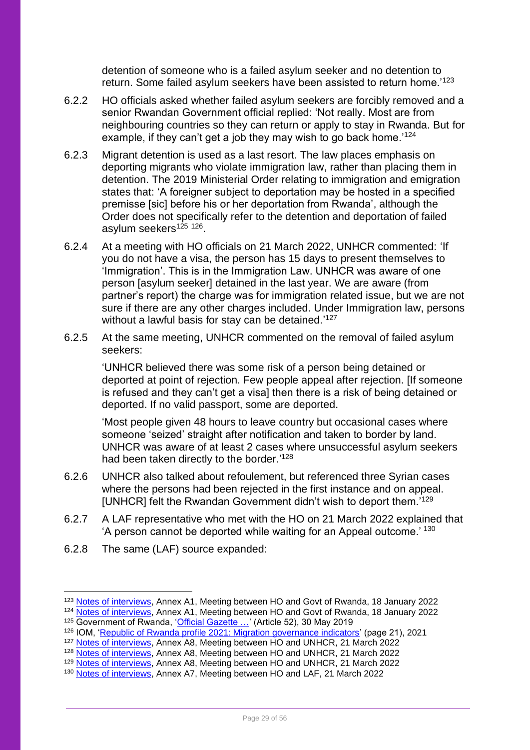detention of someone who is a failed asylum seeker and no detention to return. Some failed asylum seekers have been assisted to return home.'[123]

6.2.2 HO officials asked whether failed asylum seekers are forcibly removed and a senior Rwandan Government official replied: 'Not really. Most are from neighbouring countries so they can return or apply to stay in Rwanda. But for example, if they can't get a job they may wish to go back home.'[124]

6.2.3 Migrant detention is used as a last resort. The law places emphasis on deporting migrants who violate immigration law, rather than placing them in detention. The 2019 Ministerial Order relating to immigration and emigration states that: 'A foreigner subject to deportation may be hosted in a specified premisse [sic] before his or her deportation from Rwanda', although the Order does not specifically refer to the detention and deportation of failed asylum seekers[125] [126].

6.2.4 At a meeting with HO officials on 21 March 2022, UNHCR commented: 'If you do not have a visa, the person has 15 days to present themselves to 'Immigration'. This is in the Immigration Law. UNHCR was aware of one person [asylum seeker] detained in the last year. We are aware (from partner's report) the charge was for immigration related issue, but we are not sure if there are any other charges included. Under Immigration law, persons without a lawful basis for stay can be detained.'[127]

6.2.5 At the same meeting, UNHCR commented on the removal of failed asylum seekers:

> 'UNHCR believed there was some risk of a person being detained or deported at point of rejection. Few people appeal after rejection. [If someone is refused and they can't get a visa] then there is a risk of being detained or deported. If no valid passport, some are deported.
>
> 'Most people given 48 hours to leave country but occasional cases where someone 'seized' straight after notification and taken to border by land. UNHCR was aware of at least 2 cases where unsuccessful asylum seekers had been taken directly to the border.'[128]

6.2.6 UNHCR also talked about refoulement, but referenced three Syrian cases where the persons had been rejected in the first instance and on appeal. [UNHCR] felt the Rwandan Government didn't wish to deport them.'[129]

6.2.7 A LAF representative who met with the HO on 21 March 2022 explained that 'A person cannot be deported while waiting for an Appeal outcome.' [130]

6.2.8 The same (LAF) source expanded:

---

[123] Notes of interviews, Annex A1, Meeting between HO and Govt of Rwanda, 18 January 2022
[124] Notes of interviews, Annex A1, Meeting between HO and Govt of Rwanda, 18 January 2022
[125] Government of Rwanda, 'Official Gazette …' (Article 52), 30 May 2019
[126] IOM, 'Republic of Rwanda profile 2021: Migration governance indicators' (page 21), 2021
[127] Notes of interviews, Annex A8, Meeting between HO and UNHCR, 21 March 2022
[128] Notes of interviews, Annex A8, Meeting between HO and UNHCR, 21 March 2022
[129] Notes of interviews, Annex A8, Meeting between HO and UNHCR, 21 March 2022
[130] Notes of interviews, Annex A7, Meeting between HO and LAF, 21 March 2022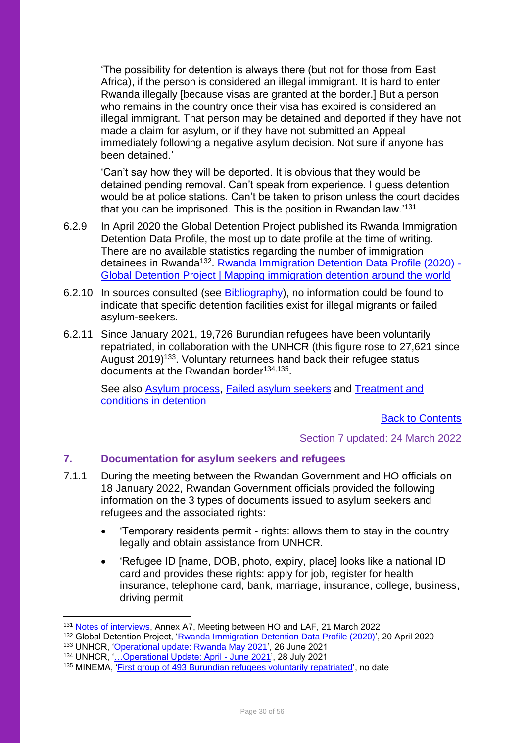'The possibility for detention is always there (but not for those from East Africa), if the person is considered an illegal immigrant. It is hard to enter Rwanda illegally [because visas are granted at the border.] But a person who remains in the country once their visa has expired is considered an illegal immigrant. That person may be detained and deported if they have not made a claim for asylum, or if they have not submitted an Appeal immediately following a negative asylum decision. Not sure if anyone has been detained.'

'Can't say how they will be deported. It is obvious that they would be detained pending removal. Can't speak from experience. I guess detention would be at police stations. Can't be taken to prison unless the court decides that you can be imprisoned. This is the position in Rwandan law.'[131]

6.2.9 In April 2020 the Global Detention Project published its Rwanda Immigration Detention Data Profile, the most up to date profile at the time of writing. There are no available statistics regarding the number of immigration detainees in Rwanda[132]. [Rwanda Immigration Detention Data Profile (2020) - Global Detention Project | Mapping immigration detention around the world]

6.2.10 In sources consulted (see [Bibliography]), no information could be found to indicate that specific detention facilities exist for illegal migrants or failed asylum-seekers.

6.2.11 Since January 2021, 19,726 Burundian refugees have been voluntarily repatriated, in collaboration with the UNHCR (this figure rose to 27,621 since August 2019)[133]. Voluntary returnees hand back their refugee status documents at the Rwandan border[134,135].

See also [Asylum process], [Failed asylum seekers] and [Treatment and conditions in detention]

[Back to Contents]

Section 7 updated: 24 March 2022

## 7. Documentation for asylum seekers and refugees

7.1.1 During the meeting between the Rwandan Government and HO officials on 18 January 2022, Rwandan Government officials provided the following information on the 3 types of documents issued to asylum seekers and refugees and the associated rights:

- 'Temporary residents permit - rights: allows them to stay in the country legally and obtain assistance from UNHCR.
- 'Refugee ID [name, DOB, photo, expiry, place] looks like a national ID card and provides these rights: apply for job, register for health insurance, telephone card, bank, marriage, insurance, college, business, driving permit

---

[131] [Notes of interviews], Annex A7, Meeting between HO and LAF, 21 March 2022

[132] Global Detention Project, '[Rwanda Immigration Detention Data Profile (2020)]', 20 April 2020

[133] UNHCR, '[Operational update: Rwanda May 2021]', 26 June 2021

[134] UNHCR, '[…Operational Update: April - June 2021]', 28 July 2021

[135] MINEMA, '[First group of 493 Burundian refugees voluntarily repatriated]', no date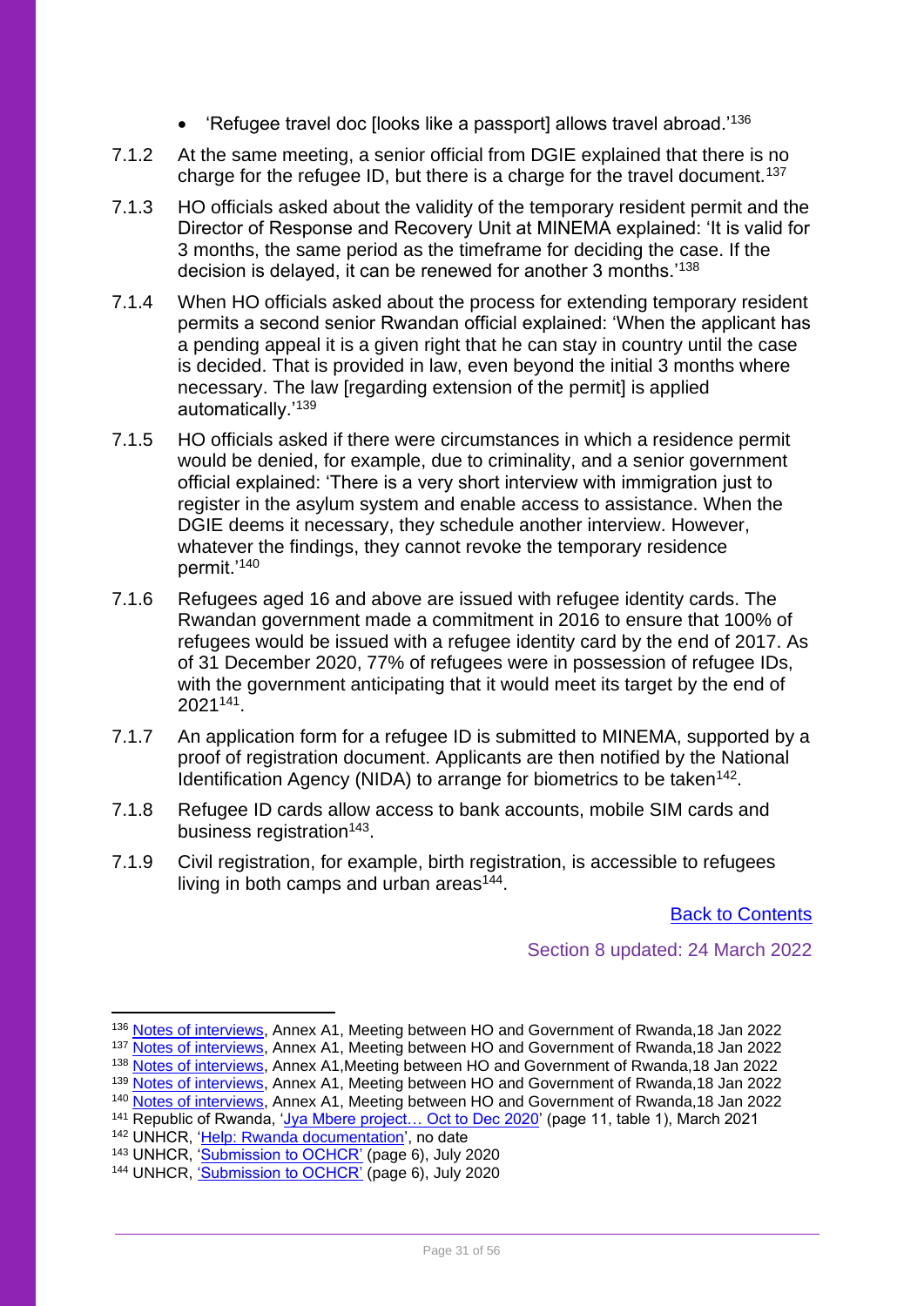- 'Refugee travel doc [looks like a passport] allows travel abroad.'[136]

7.1.2 At the same meeting, a senior official from DGIE explained that there is no charge for the refugee ID, but there is a charge for the travel document.[137]

7.1.3 HO officials asked about the validity of the temporary resident permit and the Director of Response and Recovery Unit at MINEMA explained: 'It is valid for 3 months, the same period as the timeframe for deciding the case. If the decision is delayed, it can be renewed for another 3 months.'[138]

7.1.4 When HO officials asked about the process for extending temporary resident permits a second senior Rwandan official explained: 'When the applicant has a pending appeal it is a given right that he can stay in country until the case is decided. That is provided in law, even beyond the initial 3 months where necessary. The law [regarding extension of the permit] is applied automatically.'[139]

7.1.5 HO officials asked if there were circumstances in which a residence permit would be denied, for example, due to criminality, and a senior government official explained: 'There is a very short interview with immigration just to register in the asylum system and enable access to assistance. When the DGIE deems it necessary, they schedule another interview. However, whatever the findings, they cannot revoke the temporary residence permit.'[140]

7.1.6 Refugees aged 16 and above are issued with refugee identity cards. The Rwandan government made a commitment in 2016 to ensure that 100% of refugees would be issued with a refugee identity card by the end of 2017. As of 31 December 2020, 77% of refugees were in possession of refugee IDs, with the government anticipating that it would meet its target by the end of 2021[141].

7.1.7 An application form for a refugee ID is submitted to MINEMA, supported by a proof of registration document. Applicants are then notified by the National Identification Agency (NIDA) to arrange for biometrics to be taken[142].

7.1.8 Refugee ID cards allow access to bank accounts, mobile SIM cards and business registration[143].

7.1.9 Civil registration, for example, birth registration, is accessible to refugees living in both camps and urban areas[144].

Back to Contents

Section 8 updated: 24 March 2022

---

[136] Notes of interviews, Annex A1, Meeting between HO and Government of Rwanda,18 Jan 2022

[137] Notes of interviews, Annex A1, Meeting between HO and Government of Rwanda,18 Jan 2022

[138] Notes of interviews, Annex A1,Meeting between HO and Government of Rwanda,18 Jan 2022

[139] Notes of interviews, Annex A1, Meeting between HO and Government of Rwanda,18 Jan 2022

[140] Notes of interviews, Annex A1, Meeting between HO and Government of Rwanda,18 Jan 2022

[141] Republic of Rwanda, 'Jya Mbere project… Oct to Dec 2020' (page 11, table 1), March 2021

[142] UNHCR, 'Help: Rwanda documentation', no date

[143] UNHCR, 'Submission to OCHCR' (page 6), July 2020

[144] UNHCR, 'Submission to OCHCR' (page 6), July 2020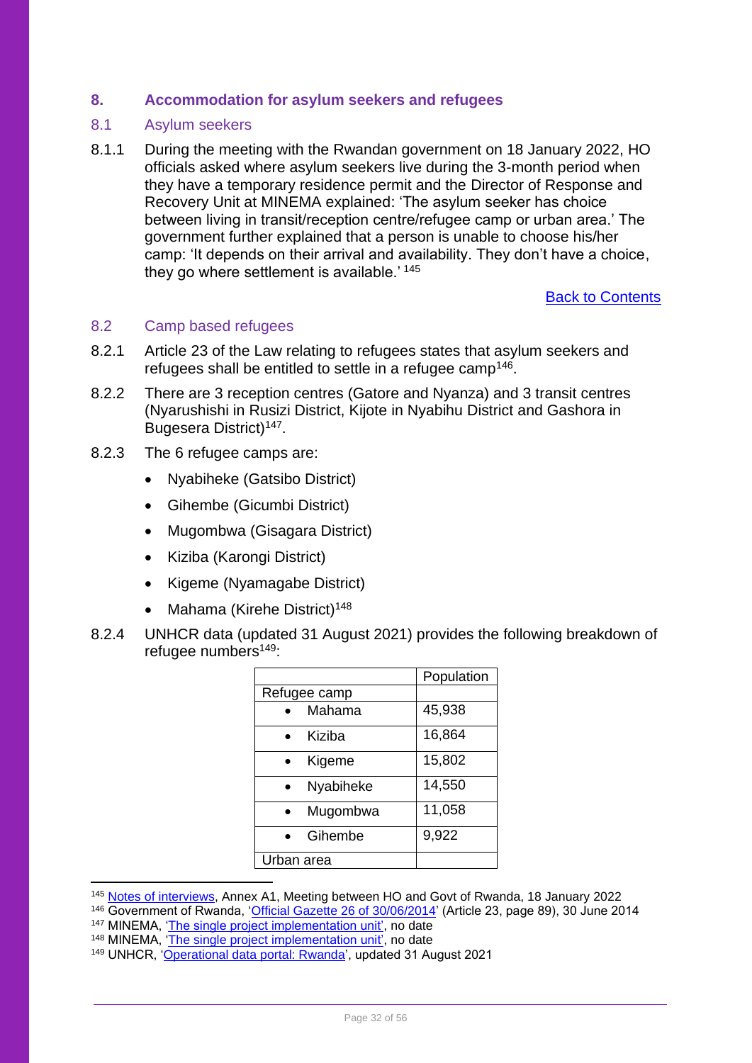## 8. Accommodation for asylum seekers and refugees

### 8.1 Asylum seekers

8.1.1 During the meeting with the Rwandan government on 18 January 2022, HO officials asked where asylum seekers live during the 3-month period when they have a temporary residence permit and the Director of Response and Recovery Unit at MINEMA explained: 'The asylum seeker has choice between living in transit/reception centre/refugee camp or urban area.' The government further explained that a person is unable to choose his/her camp: 'It depends on their arrival and availability. They don't have a choice, they go where settlement is available.' [145]

[Back to Contents]

### 8.2 Camp based refugees

8.2.1 Article 23 of the Law relating to refugees states that asylum seekers and refugees shall be entitled to settle in a refugee camp[146].

8.2.2 There are 3 reception centres (Gatore and Nyanza) and 3 transit centres (Nyarushishi in Rusizi District, Kijote in Nyabihu District and Gashora in Bugesera District)[147].

8.2.3 The 6 refugee camps are:

- Nyabiheke (Gatsibo District)
- Gihembe (Gicumbi District)
- Mugombwa (Gisagara District)
- Kiziba (Karongi District)
- Kigeme (Nyamagabe District)
- Mahama (Kirehe District)[148]

8.2.4 UNHCR data (updated 31 August 2021) provides the following breakdown of refugee numbers[149]:

| | Population |
|---|---|
| Refugee camp | |
| • Mahama | 45,938 |
| • Kiziba | 16,864 |
| • Kigeme | 15,802 |
| • Nyabiheke | 14,550 |
| • Mugombwa | 11,058 |
| • Gihembe | 9,922 |
| Urban area | |

[145] Notes of interviews, Annex A1, Meeting between HO and Govt of Rwanda, 18 January 2022
[146] Government of Rwanda, 'Official Gazette 26 of 30/06/2014' (Article 23, page 89), 30 June 2014
[147] MINEMA, 'The single project implementation unit', no date
[148] MINEMA, 'The single project implementation unit', no date
[149] UNHCR, 'Operational data portal: Rwanda', updated 31 August 2021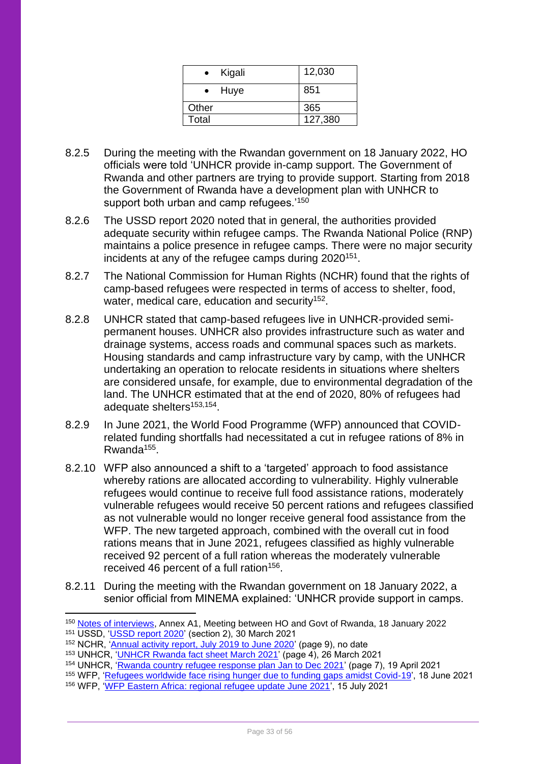| | |
|---|---|
| • Kigali | 12,030 |
| • Huye | 851 |
| Other | 365 |
| Total | 127,380 |

8.2.5 During the meeting with the Rwandan government on 18 January 2022, HO officials were told 'UNHCR provide in-camp support. The Government of Rwanda and other partners are trying to provide support. Starting from 2018 the Government of Rwanda have a development plan with UNHCR to support both urban and camp refugees.'[150]

8.2.6 The USSD report 2020 noted that in general, the authorities provided adequate security within refugee camps. The Rwanda National Police (RNP) maintains a police presence in refugee camps. There were no major security incidents at any of the refugee camps during 2020[151].

8.2.7 The National Commission for Human Rights (NCHR) found that the rights of camp-based refugees were respected in terms of access to shelter, food, water, medical care, education and security[152].

8.2.8 UNHCR stated that camp-based refugees live in UNHCR-provided semi-permanent houses. UNHCR also provides infrastructure such as water and drainage systems, access roads and communal spaces such as markets. Housing standards and camp infrastructure vary by camp, with the UNHCR undertaking an operation to relocate residents in situations where shelters are considered unsafe, for example, due to environmental degradation of the land. The UNHCR estimated that at the end of 2020, 80% of refugees had adequate shelters[153,154].

8.2.9 In June 2021, the World Food Programme (WFP) announced that COVID-related funding shortfalls had necessitated a cut in refugee rations of 8% in Rwanda[155].

8.2.10 WFP also announced a shift to a 'targeted' approach to food assistance whereby rations are allocated according to vulnerability. Highly vulnerable refugees would continue to receive full food assistance rations, moderately vulnerable refugees would receive 50 percent rations and refugees classified as not vulnerable would no longer receive general food assistance from the WFP. The new targeted approach, combined with the overall cut in food rations means that in June 2021, refugees classified as highly vulnerable received 92 percent of a full ration whereas the moderately vulnerable received 46 percent of a full ration[156].

8.2.11 During the meeting with the Rwandan government on 18 January 2022, a senior official from MINEMA explained: 'UNHCR provide support in camps.

---

[150] Notes of interviews, Annex A1, Meeting between HO and Govt of Rwanda, 18 January 2022
[151] USSD, 'USSD report 2020' (section 2), 30 March 2021
[152] NCHR, 'Annual activity report, July 2019 to June 2020' (page 9), no date
[153] UNHCR, 'UNHCR Rwanda fact sheet March 2021' (page 4), 26 March 2021
[154] UNHCR, 'Rwanda country refugee response plan Jan to Dec 2021' (page 7), 19 April 2021
[155] WFP, 'Refugees worldwide face rising hunger due to funding gaps amidst Covid-19', 18 June 2021
[156] WFP, 'WFP Eastern Africa: regional refugee update June 2021', 15 July 2021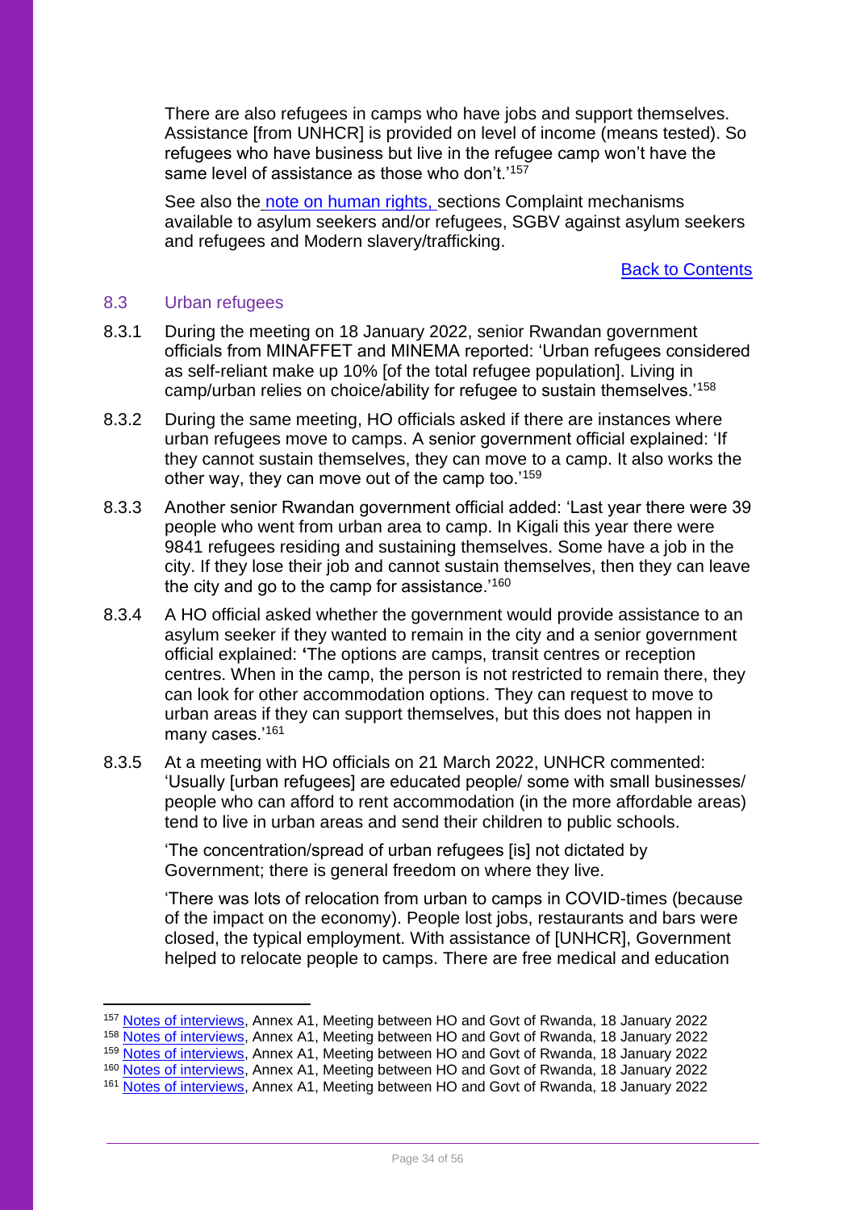There are also refugees in camps who have jobs and support themselves. Assistance [from UNHCR] is provided on level of income (means tested). So refugees who have business but live in the refugee camp won't have the same level of assistance as those who don't.'[157]

See also the note on human rights, sections Complaint mechanisms available to asylum seekers and/or refugees, SGBV against asylum seekers and refugees and Modern slavery/trafficking.

Back to Contents

### 8.3 Urban refugees

8.3.1 During the meeting on 18 January 2022, senior Rwandan government officials from MINAFFET and MINEMA reported: 'Urban refugees considered as self-reliant make up 10% [of the total refugee population]. Living in camp/urban relies on choice/ability for refugee to sustain themselves.'[158]

8.3.2 During the same meeting, HO officials asked if there are instances where urban refugees move to camps. A senior government official explained: 'If they cannot sustain themselves, they can move to a camp. It also works the other way, they can move out of the camp too.'[159]

8.3.3 Another senior Rwandan government official added: 'Last year there were 39 people who went from urban area to camp. In Kigali this year there were 9841 refugees residing and sustaining themselves. Some have a job in the city. If they lose their job and cannot sustain themselves, then they can leave the city and go to the camp for assistance.'[160]

8.3.4 A HO official asked whether the government would provide assistance to an asylum seeker if they wanted to remain in the city and a senior government official explained: **'**The options are camps, transit centres or reception centres. When in the camp, the person is not restricted to remain there, they can look for other accommodation options. They can request to move to urban areas if they can support themselves, but this does not happen in many cases.'[161]

8.3.5 At a meeting with HO officials on 21 March 2022, UNHCR commented: 'Usually [urban refugees] are educated people/ some with small businesses/ people who can afford to rent accommodation (in the more affordable areas) tend to live in urban areas and send their children to public schools.

'The concentration/spread of urban refugees [is] not dictated by Government; there is general freedom on where they live.

'There was lots of relocation from urban to camps in COVID-times (because of the impact on the economy). People lost jobs, restaurants and bars were closed, the typical employment. With assistance of [UNHCR], Government helped to relocate people to camps. There are free medical and education

---

[157] Notes of interviews, Annex A1, Meeting between HO and Govt of Rwanda, 18 January 2022
[158] Notes of interviews, Annex A1, Meeting between HO and Govt of Rwanda, 18 January 2022
[159] Notes of interviews, Annex A1, Meeting between HO and Govt of Rwanda, 18 January 2022
[160] Notes of interviews, Annex A1, Meeting between HO and Govt of Rwanda, 18 January 2022
[161] Notes of interviews, Annex A1, Meeting between HO and Govt of Rwanda, 18 January 2022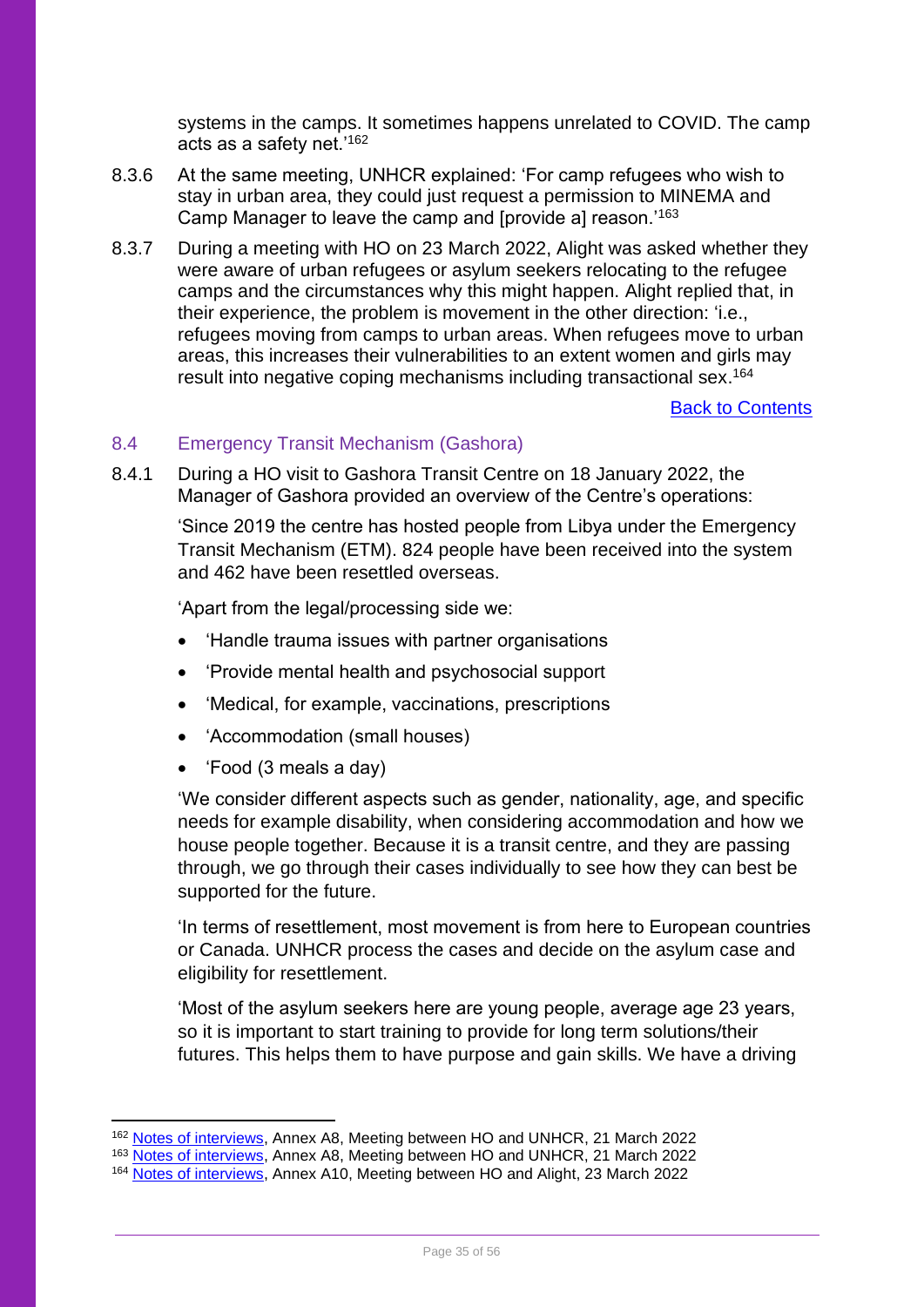systems in the camps. It sometimes happens unrelated to COVID. The camp acts as a safety net.'[162]

8.3.6 At the same meeting, UNHCR explained: 'For camp refugees who wish to stay in urban area, they could just request a permission to MINEMA and Camp Manager to leave the camp and [provide a] reason.'[163]

8.3.7 During a meeting with HO on 23 March 2022, Alight was asked whether they were aware of urban refugees or asylum seekers relocating to the refugee camps and the circumstances why this might happen. Alight replied that, in their experience, the problem is movement in the other direction: 'i.e., refugees moving from camps to urban areas. When refugees move to urban areas, this increases their vulnerabilities to an extent women and girls may result into negative coping mechanisms including transactional sex.[164]

[Back to Contents]

### 8.4 Emergency Transit Mechanism (Gashora)

8.4.1 During a HO visit to Gashora Transit Centre on 18 January 2022, the Manager of Gashora provided an overview of the Centre's operations:

'Since 2019 the centre has hosted people from Libya under the Emergency Transit Mechanism (ETM). 824 people have been received into the system and 462 have been resettled overseas.

'Apart from the legal/processing side we:

- 'Handle trauma issues with partner organisations
- 'Provide mental health and psychosocial support
- 'Medical, for example, vaccinations, prescriptions
- 'Accommodation (small houses)
- 'Food (3 meals a day)

'We consider different aspects such as gender, nationality, age, and specific needs for example disability, when considering accommodation and how we house people together. Because it is a transit centre, and they are passing through, we go through their cases individually to see how they can best be supported for the future.

'In terms of resettlement, most movement is from here to European countries or Canada. UNHCR process the cases and decide on the asylum case and eligibility for resettlement.

'Most of the asylum seekers here are young people, average age 23 years, so it is important to start training to provide for long term solutions/their futures. This helps them to have purpose and gain skills. We have a driving

[162] Notes of interviews, Annex A8, Meeting between HO and UNHCR, 21 March 2022
[163] Notes of interviews, Annex A8, Meeting between HO and UNHCR, 21 March 2022
[164] Notes of interviews, Annex A10, Meeting between HO and Alight, 23 March 2022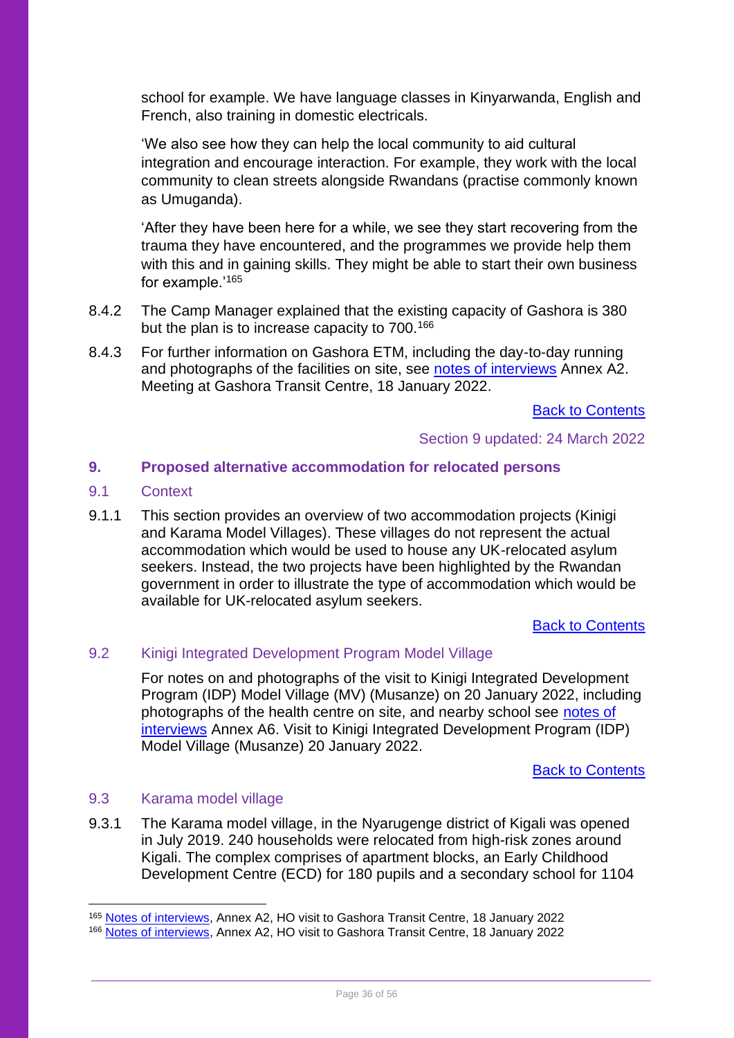school for example. We have language classes in Kinyarwanda, English and French, also training in domestic electricals.

'We also see how they can help the local community to aid cultural integration and encourage interaction. For example, they work with the local community to clean streets alongside Rwandans (practise commonly known as Umuganda).

'After they have been here for a while, we see they start recovering from the trauma they have encountered, and the programmes we provide help them with this and in gaining skills. They might be able to start their own business for example.'[165]

8.4.2 The Camp Manager explained that the existing capacity of Gashora is 380 but the plan is to increase capacity to 700.[166]

8.4.3 For further information on Gashora ETM, including the day-to-day running and photographs of the facilities on site, see notes of interviews Annex A2. Meeting at Gashora Transit Centre, 18 January 2022.

Back to Contents

Section 9 updated: 24 March 2022

## 9. Proposed alternative accommodation for relocated persons

### 9.1 Context

9.1.1 This section provides an overview of two accommodation projects (Kinigi and Karama Model Villages). These villages do not represent the actual accommodation which would be used to house any UK-relocated asylum seekers. Instead, the two projects have been highlighted by the Rwandan government in order to illustrate the type of accommodation which would be available for UK-relocated asylum seekers.

Back to Contents

### 9.2 Kinigi Integrated Development Program Model Village

For notes on and photographs of the visit to Kinigi Integrated Development Program (IDP) Model Village (MV) (Musanze) on 20 January 2022, including photographs of the health centre on site, and nearby school see notes of interviews Annex A6. Visit to Kinigi Integrated Development Program (IDP) Model Village (Musanze) 20 January 2022.

Back to Contents

### 9.3 Karama model village

9.3.1 The Karama model village, in the Nyarugenge district of Kigali was opened in July 2019. 240 households were relocated from high-risk zones around Kigali. The complex comprises of apartment blocks, an Early Childhood Development Centre (ECD) for 180 pupils and a secondary school for 1104

---

[165] Notes of interviews, Annex A2, HO visit to Gashora Transit Centre, 18 January 2022

[166] Notes of interviews, Annex A2, HO visit to Gashora Transit Centre, 18 January 2022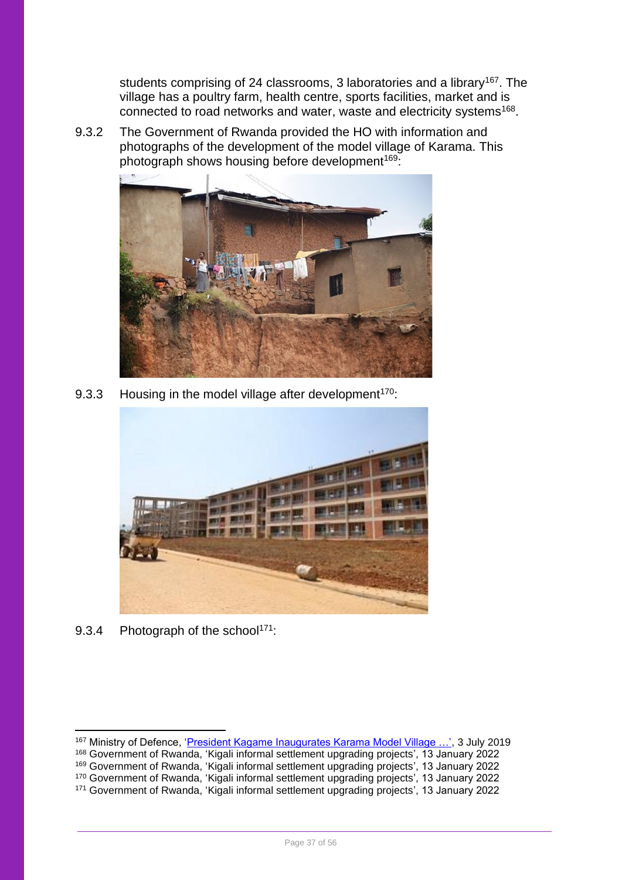students comprising of 24 classrooms, 3 laboratories and a library[167]. The village has a poultry farm, health centre, sports facilities, market and is connected to road networks and water, waste and electricity systems[168].

9.3.2 The Government of Rwanda provided the HO with information and photographs of the development of the model village of Karama. This photograph shows housing before development[169]:

9.3.3 Housing in the model village after development[170]:

9.3.4 Photograph of the school[171]:

---

[167] Ministry of Defence, 'President Kagame Inaugurates Karama Model Village …', 3 July 2019
[168] Government of Rwanda, 'Kigali informal settlement upgrading projects', 13 January 2022
[169] Government of Rwanda, 'Kigali informal settlement upgrading projects', 13 January 2022
[170] Government of Rwanda, 'Kigali informal settlement upgrading projects', 13 January 2022
[171] Government of Rwanda, 'Kigali informal settlement upgrading projects', 13 January 2022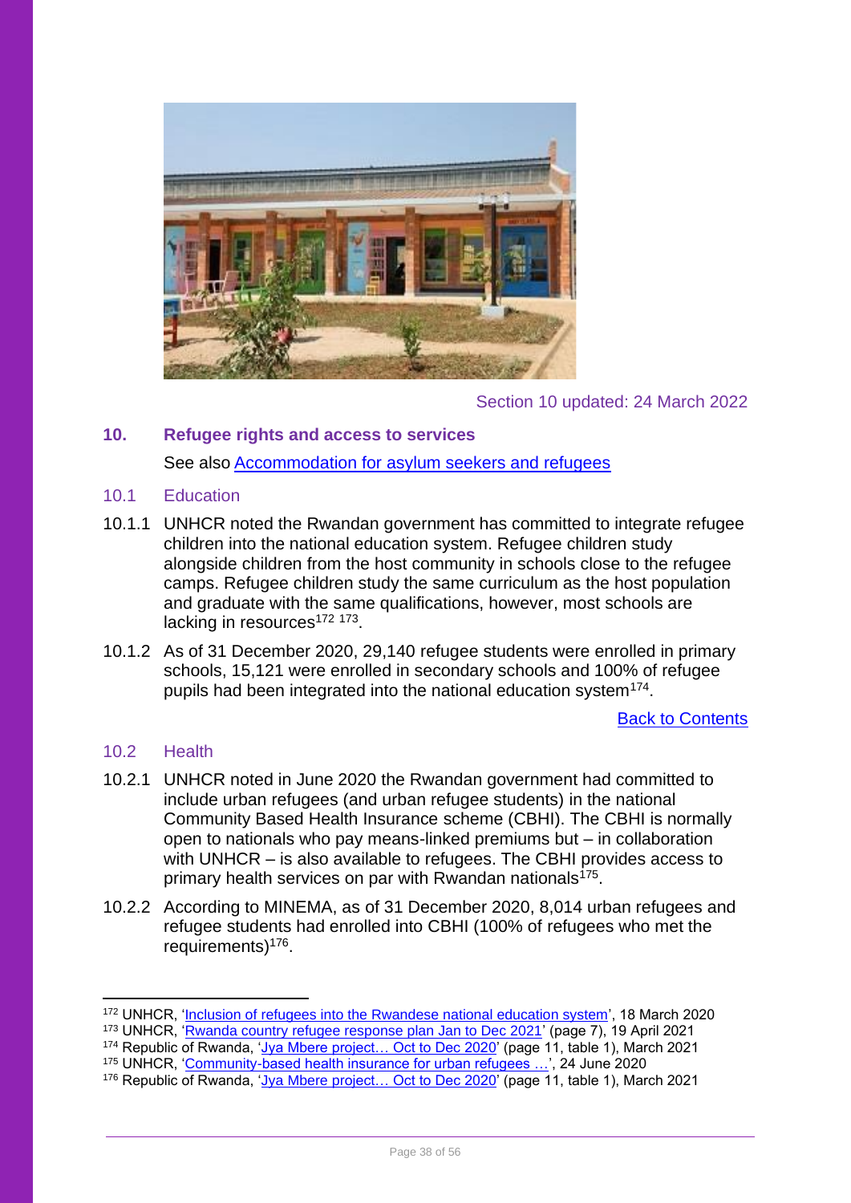Section 10 updated: 24 March 2022

## 10. Refugee rights and access to services

See also [Accommodation for asylum seekers and refugees]

### 10.1 Education

10.1.1 UNHCR noted the Rwandan government has committed to integrate refugee children into the national education system. Refugee children study alongside children from the host community in schools close to the refugee camps. Refugee children study the same curriculum as the host population and graduate with the same qualifications, however, most schools are lacking in resources[172] [173].

10.1.2 As of 31 December 2020, 29,140 refugee students were enrolled in primary schools, 15,121 were enrolled in secondary schools and 100% of refugee pupils had been integrated into the national education system[174].

Back to Contents

### 10.2 Health

10.2.1 UNHCR noted in June 2020 the Rwandan government had committed to include urban refugees (and urban refugee students) in the national Community Based Health Insurance scheme (CBHI). The CBHI is normally open to nationals who pay means-linked premiums but – in collaboration with UNHCR – is also available to refugees. The CBHI provides access to primary health services on par with Rwandan nationals[175].

10.2.2 According to MINEMA, as of 31 December 2020, 8,014 urban refugees and refugee students had enrolled into CBHI (100% of refugees who met the requirements)[176].

---

[172] UNHCR, 'Inclusion of refugees into the Rwandese national education system', 18 March 2020
[173] UNHCR, 'Rwanda country refugee response plan Jan to Dec 2021' (page 7), 19 April 2021
[174] Republic of Rwanda, 'Jya Mbere project… Oct to Dec 2020' (page 11, table 1), March 2021
[175] UNHCR, 'Community-based health insurance for urban refugees …', 24 June 2020
[176] Republic of Rwanda, 'Jya Mbere project… Oct to Dec 2020' (page 11, table 1), March 2021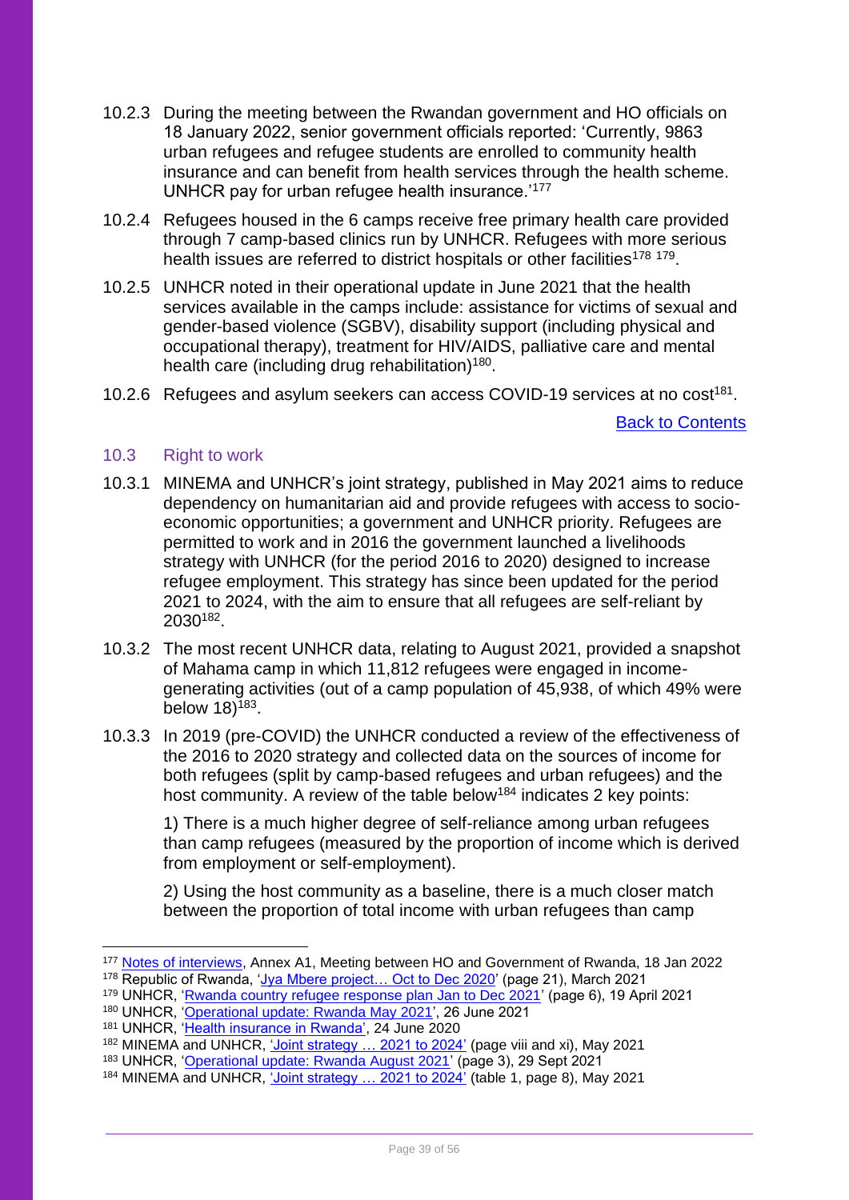10.2.3 During the meeting between the Rwandan government and HO officials on 18 January 2022, senior government officials reported: 'Currently, 9863 urban refugees and refugee students are enrolled to community health insurance and can benefit from health services through the health scheme. UNHCR pay for urban refugee health insurance.'[177]

10.2.4 Refugees housed in the 6 camps receive free primary health care provided through 7 camp-based clinics run by UNHCR. Refugees with more serious health issues are referred to district hospitals or other facilities[178] [179].

10.2.5 UNHCR noted in their operational update in June 2021 that the health services available in the camps include: assistance for victims of sexual and gender-based violence (SGBV), disability support (including physical and occupational therapy), treatment for HIV/AIDS, palliative care and mental health care (including drug rehabilitation)[180].

10.2.6 Refugees and asylum seekers can access COVID-19 services at no cost[181].

Back to Contents

## 10.3 Right to work

10.3.1 MINEMA and UNHCR's joint strategy, published in May 2021 aims to reduce dependency on humanitarian aid and provide refugees with access to socio-economic opportunities; a government and UNHCR priority. Refugees are permitted to work and in 2016 the government launched a livelihoods strategy with UNHCR (for the period 2016 to 2020) designed to increase refugee employment. This strategy has since been updated for the period 2021 to 2024, with the aim to ensure that all refugees are self-reliant by 2030[182].

10.3.2 The most recent UNHCR data, relating to August 2021, provided a snapshot of Mahama camp in which 11,812 refugees were engaged in income-generating activities (out of a camp population of 45,938, of which 49% were below 18)[183].

10.3.3 In 2019 (pre-COVID) the UNHCR conducted a review of the effectiveness of the 2016 to 2020 strategy and collected data on the sources of income for both refugees (split by camp-based refugees and urban refugees) and the host community. A review of the table below[184] indicates 2 key points:

1) There is a much higher degree of self-reliance among urban refugees than camp refugees (measured by the proportion of income which is derived from employment or self-employment).

2) Using the host community as a baseline, there is a much closer match between the proportion of total income with urban refugees than camp

---

[177] Notes of interviews, Annex A1, Meeting between HO and Government of Rwanda, 18 Jan 2022
[178] Republic of Rwanda, 'Jya Mbere project… Oct to Dec 2020' (page 21), March 2021
[179] UNHCR, 'Rwanda country refugee response plan Jan to Dec 2021' (page 6), 19 April 2021
[180] UNHCR, 'Operational update: Rwanda May 2021', 26 June 2021
[181] UNHCR, 'Health insurance in Rwanda', 24 June 2020
[182] MINEMA and UNHCR, 'Joint strategy … 2021 to 2024' (page viii and xi), May 2021
[183] UNHCR, 'Operational update: Rwanda August 2021' (page 3), 29 Sept 2021
[184] MINEMA and UNHCR, 'Joint strategy … 2021 to 2024' (table 1, page 8), May 2021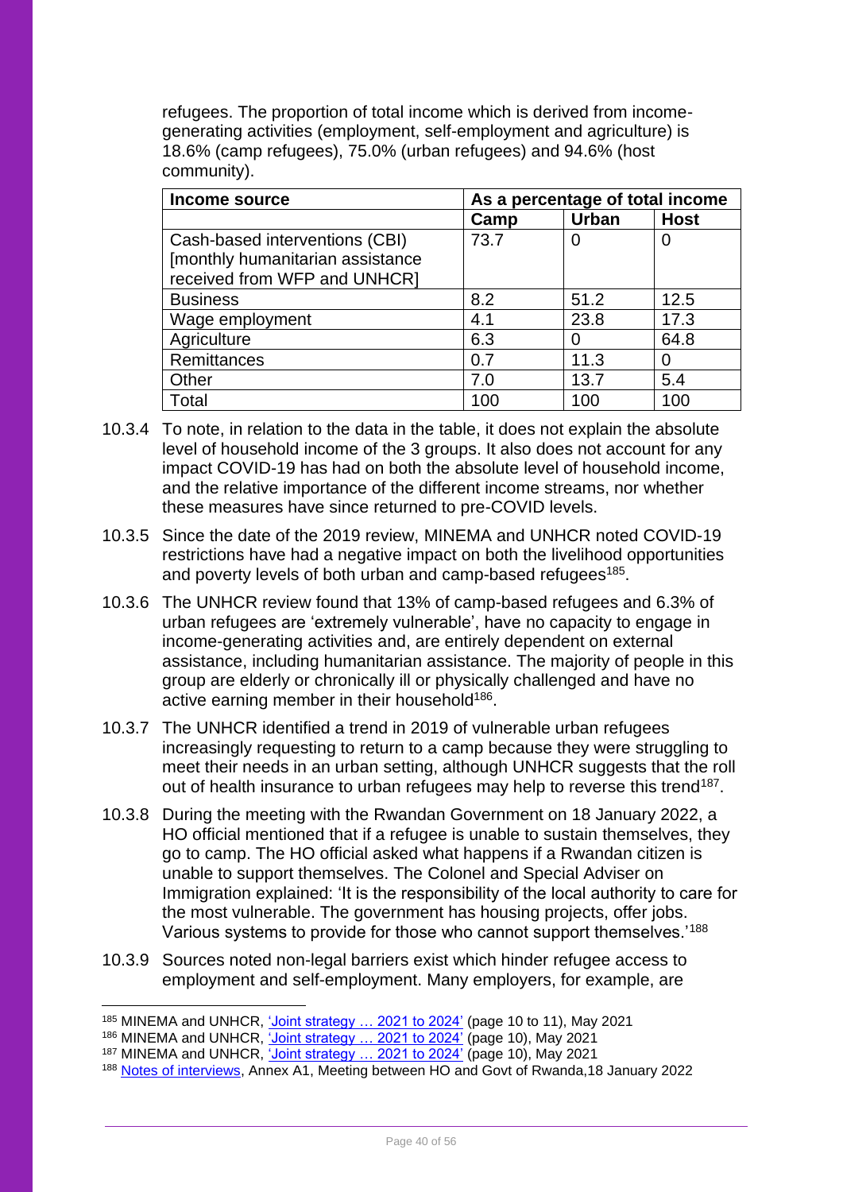refugees. The proportion of total income which is derived from income-generating activities (employment, self-employment and agriculture) is 18.6% (camp refugees), 75.0% (urban refugees) and 94.6% (host community).

| Income source | As a percentage of total income | | |
|---|---|---|---|
| | Camp | Urban | Host |
| Cash-based interventions (CBI) [monthly humanitarian assistance received from WFP and UNHCR] | 73.7 | 0 | 0 |
| Business | 8.2 | 51.2 | 12.5 |
| Wage employment | 4.1 | 23.8 | 17.3 |
| Agriculture | 6.3 | 0 | 64.8 |
| Remittances | 0.7 | 11.3 | 0 |
| Other | 7.0 | 13.7 | 5.4 |
| Total | 100 | 100 | 100 |

10.3.4 To note, in relation to the data in the table, it does not explain the absolute level of household income of the 3 groups. It also does not account for any impact COVID-19 has had on both the absolute level of household income, and the relative importance of the different income streams, nor whether these measures have since returned to pre-COVID levels.

10.3.5 Since the date of the 2019 review, MINEMA and UNHCR noted COVID-19 restrictions have had a negative impact on both the livelihood opportunities and poverty levels of both urban and camp-based refugees[185].

10.3.6 The UNHCR review found that 13% of camp-based refugees and 6.3% of urban refugees are 'extremely vulnerable', have no capacity to engage in income-generating activities and, are entirely dependent on external assistance, including humanitarian assistance. The majority of people in this group are elderly or chronically ill or physically challenged and have no active earning member in their household[186].

10.3.7 The UNHCR identified a trend in 2019 of vulnerable urban refugees increasingly requesting to return to a camp because they were struggling to meet their needs in an urban setting, although UNHCR suggests that the roll out of health insurance to urban refugees may help to reverse this trend[187].

10.3.8 During the meeting with the Rwandan Government on 18 January 2022, a HO official mentioned that if a refugee is unable to sustain themselves, they go to camp. The HO official asked what happens if a Rwandan citizen is unable to support themselves. The Colonel and Special Adviser on Immigration explained: 'It is the responsibility of the local authority to care for the most vulnerable. The government has housing projects, offer jobs. Various systems to provide for those who cannot support themselves.'[188]

10.3.9 Sources noted non-legal barriers exist which hinder refugee access to employment and self-employment. Many employers, for example, are

---

[185] MINEMA and UNHCR, 'Joint strategy … 2021 to 2024' (page 10 to 11), May 2021

[186] MINEMA and UNHCR, 'Joint strategy … 2021 to 2024' (page 10), May 2021

[187] MINEMA and UNHCR, 'Joint strategy … 2021 to 2024' (page 10), May 2021

[188] Notes of interviews, Annex A1, Meeting between HO and Govt of Rwanda,18 January 2022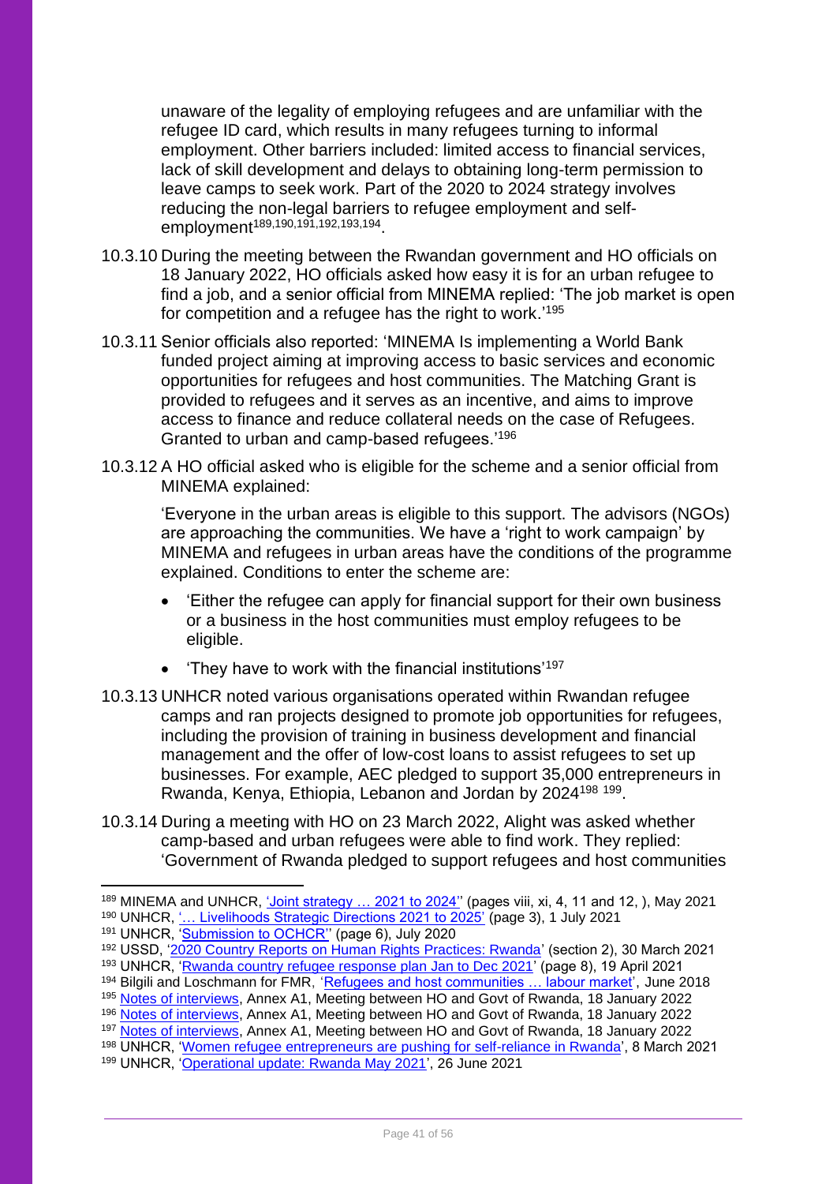unaware of the legality of employing refugees and are unfamiliar with the refugee ID card, which results in many refugees turning to informal employment. Other barriers included: limited access to financial services, lack of skill development and delays to obtaining long-term permission to leave camps to seek work. Part of the 2020 to 2024 strategy involves reducing the non-legal barriers to refugee employment and self-employment[189,190,191,192,193,194].

10.3.10 During the meeting between the Rwandan government and HO officials on 18 January 2022, HO officials asked how easy it is for an urban refugee to find a job, and a senior official from MINEMA replied: 'The job market is open for competition and a refugee has the right to work.'[195]

10.3.11 Senior officials also reported: 'MINEMA Is implementing a World Bank funded project aiming at improving access to basic services and economic opportunities for refugees and host communities. The Matching Grant is provided to refugees and it serves as an incentive, and aims to improve access to finance and reduce collateral needs on the case of Refugees. Granted to urban and camp-based refugees.'[196]

10.3.12 A HO official asked who is eligible for the scheme and a senior official from MINEMA explained:

> 'Everyone in the urban areas is eligible to this support. The advisors (NGOs) are approaching the communities. We have a 'right to work campaign' by MINEMA and refugees in urban areas have the conditions of the programme explained. Conditions to enter the scheme are:
>
> - 'Either the refugee can apply for financial support for their own business or a business in the host communities must employ refugees to be eligible.
> - 'They have to work with the financial institutions'[197]

10.3.13 UNHCR noted various organisations operated within Rwandan refugee camps and ran projects designed to promote job opportunities for refugees, including the provision of training in business development and financial management and the offer of low-cost loans to assist refugees to set up businesses. For example, AEC pledged to support 35,000 entrepreneurs in Rwanda, Kenya, Ethiopia, Lebanon and Jordan by 2024[198] [199].

10.3.14 During a meeting with HO on 23 March 2022, Alight was asked whether camp-based and urban refugees were able to find work. They replied: 'Government of Rwanda pledged to support refugees and host communities

---

[189] MINEMA and UNHCR, 'Joint strategy … 2021 to 2024'' (pages viii, xi, 4, 11 and 12, ), May 2021
[190] UNHCR, '… Livelihoods Strategic Directions 2021 to 2025' (page 3), 1 July 2021
[191] UNHCR, 'Submission to OCHCR'' (page 6), July 2020
[192] USSD, '2020 Country Reports on Human Rights Practices: Rwanda' (section 2), 30 March 2021
[193] UNHCR, 'Rwanda country refugee response plan Jan to Dec 2021' (page 8), 19 April 2021
[194] Bilgili and Loschmann for FMR, 'Refugees and host communities … labour market', June 2018
[195] Notes of interviews, Annex A1, Meeting between HO and Govt of Rwanda, 18 January 2022
[196] Notes of interviews, Annex A1, Meeting between HO and Govt of Rwanda, 18 January 2022
[197] Notes of interviews, Annex A1, Meeting between HO and Govt of Rwanda, 18 January 2022
[198] UNHCR, 'Women refugee entrepreneurs are pushing for self-reliance in Rwanda', 8 March 2021
[199] UNHCR, 'Operational update: Rwanda May 2021', 26 June 2021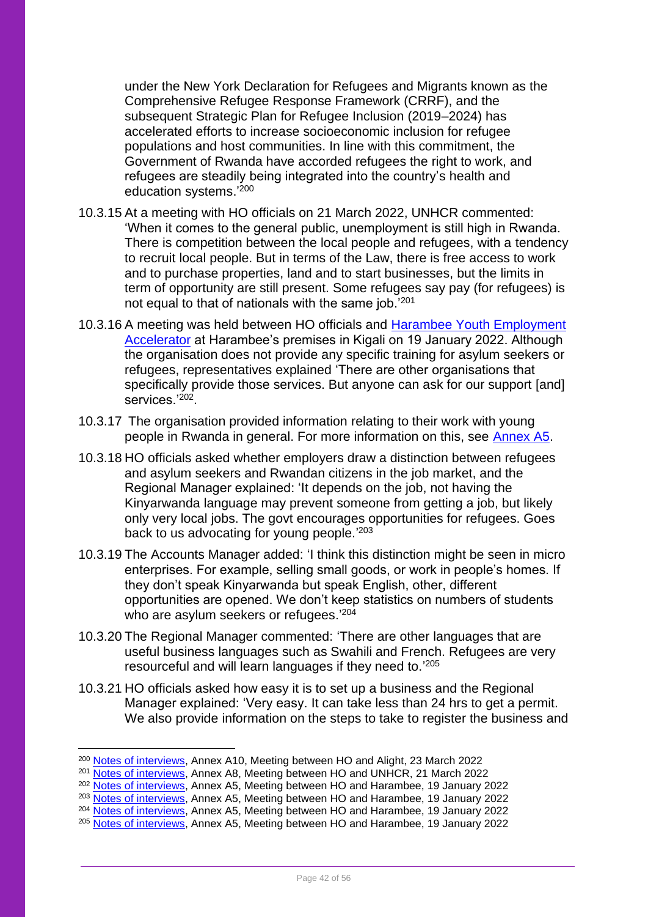under the New York Declaration for Refugees and Migrants known as the Comprehensive Refugee Response Framework (CRRF), and the subsequent Strategic Plan for Refugee Inclusion (2019–2024) has accelerated efforts to increase socioeconomic inclusion for refugee populations and host communities. In line with this commitment, the Government of Rwanda have accorded refugees the right to work, and refugees are steadily being integrated into the country's health and education systems.'[200]

10.3.15 At a meeting with HO officials on 21 March 2022, UNHCR commented: 'When it comes to the general public, unemployment is still high in Rwanda. There is competition between the local people and refugees, with a tendency to recruit local people. But in terms of the Law, there is free access to work and to purchase properties, land and to start businesses, but the limits in term of opportunity are still present. Some refugees say pay (for refugees) is not equal to that of nationals with the same job.'[201]

10.3.16 A meeting was held between HO officials and [Harambee Youth Employment Accelerator](#) at Harambee's premises in Kigali on 19 January 2022. Although the organisation does not provide any specific training for asylum seekers or refugees, representatives explained 'There are other organisations that specifically provide those services. But anyone can ask for our support [and] services.'[202].

10.3.17 The organisation provided information relating to their work with young people in Rwanda in general. For more information on this, see [Annex A5](#).

10.3.18 HO officials asked whether employers draw a distinction between refugees and asylum seekers and Rwandan citizens in the job market, and the Regional Manager explained: 'It depends on the job, not having the Kinyarwanda language may prevent someone from getting a job, but likely only very local jobs. The govt encourages opportunities for refugees. Goes back to us advocating for young people.'[203]

10.3.19 The Accounts Manager added: 'I think this distinction might be seen in micro enterprises. For example, selling small goods, or work in people's homes. If they don't speak Kinyarwanda but speak English, other, different opportunities are opened. We don't keep statistics on numbers of students who are asylum seekers or refugees.'[204]

10.3.20 The Regional Manager commented: 'There are other languages that are useful business languages such as Swahili and French. Refugees are very resourceful and will learn languages if they need to.'[205]

10.3.21 HO officials asked how easy it is to set up a business and the Regional Manager explained: 'Very easy. It can take less than 24 hrs to get a permit. We also provide information on the steps to take to register the business and

---

[200] [Notes of interviews](#), Annex A10, Meeting between HO and Alight, 23 March 2022
[201] [Notes of interviews](#), Annex A8, Meeting between HO and UNHCR, 21 March 2022
[202] [Notes of interviews](#), Annex A5, Meeting between HO and Harambee, 19 January 2022
[203] [Notes of interviews](#), Annex A5, Meeting between HO and Harambee, 19 January 2022
[204] [Notes of interviews](#), Annex A5, Meeting between HO and Harambee, 19 January 2022
[205] [Notes of interviews](#), Annex A5, Meeting between HO and Harambee, 19 January 2022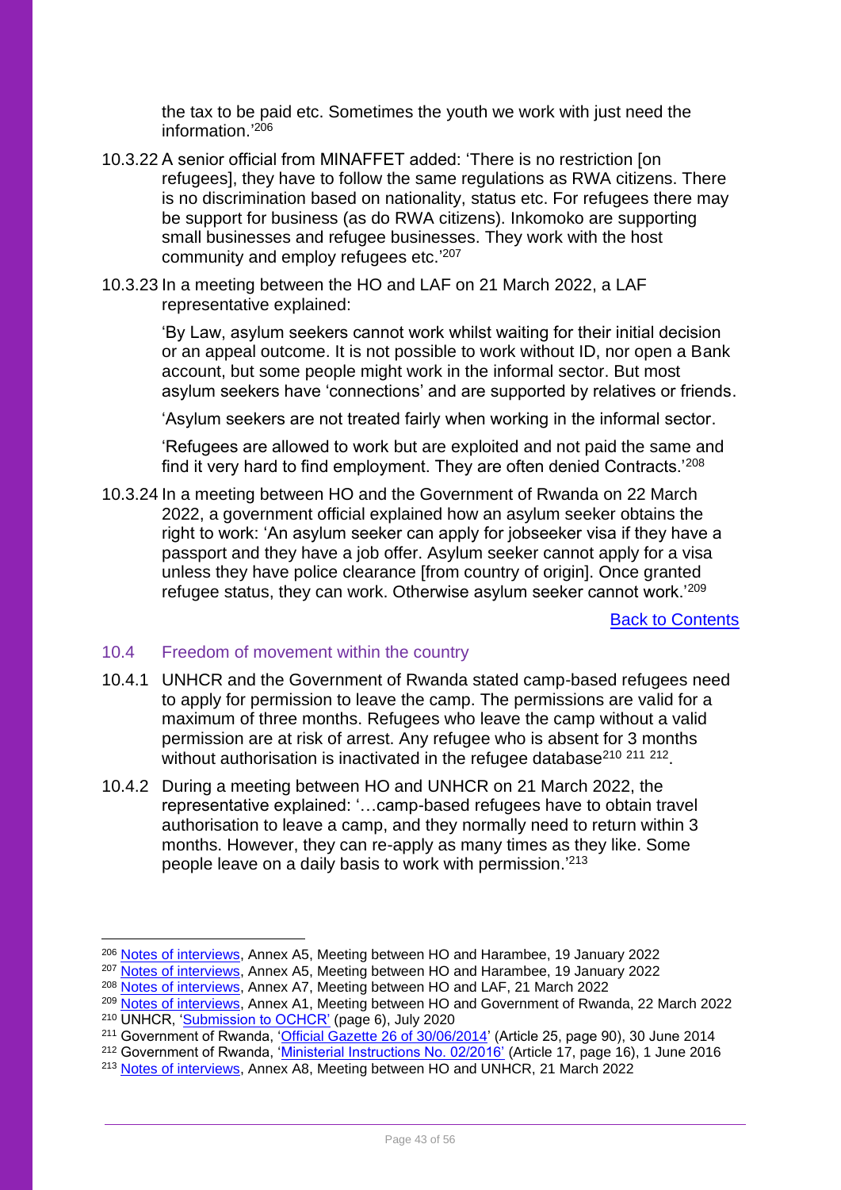the tax to be paid etc. Sometimes the youth we work with just need the information.'[206]

10.3.22 A senior official from MINAFFET added: 'There is no restriction [on refugees], they have to follow the same regulations as RWA citizens. There is no discrimination based on nationality, status etc. For refugees there may be support for business (as do RWA citizens). Inkomoko are supporting small businesses and refugee businesses. They work with the host community and employ refugees etc.'[207]

10.3.23 In a meeting between the HO and LAF on 21 March 2022, a LAF representative explained:

> 'By Law, asylum seekers cannot work whilst waiting for their initial decision or an appeal outcome. It is not possible to work without ID, nor open a Bank account, but some people might work in the informal sector. But most asylum seekers have 'connections' and are supported by relatives or friends.
>
> 'Asylum seekers are not treated fairly when working in the informal sector.
>
> 'Refugees are allowed to work but are exploited and not paid the same and find it very hard to find employment. They are often denied Contracts.'[208]

10.3.24 In a meeting between HO and the Government of Rwanda on 22 March 2022, a government official explained how an asylum seeker obtains the right to work: 'An asylum seeker can apply for jobseeker visa if they have a passport and they have a job offer. Asylum seeker cannot apply for a visa unless they have police clearance [from country of origin]. Once granted refugee status, they can work. Otherwise asylum seeker cannot work.'[209]

Back to Contents

## 10.4 Freedom of movement within the country

10.4.1 UNHCR and the Government of Rwanda stated camp-based refugees need to apply for permission to leave the camp. The permissions are valid for a maximum of three months. Refugees who leave the camp without a valid permission are at risk of arrest. Any refugee who is absent for 3 months without authorisation is inactivated in the refugee database[210] [211] [212].

10.4.2 During a meeting between HO and UNHCR on 21 March 2022, the representative explained: '…camp-based refugees have to obtain travel authorisation to leave a camp, and they normally need to return within 3 months. However, they can re-apply as many times as they like. Some people leave on a daily basis to work with permission.'[213]

---

[206] Notes of interviews, Annex A5, Meeting between HO and Harambee, 19 January 2022
[207] Notes of interviews, Annex A5, Meeting between HO and Harambee, 19 January 2022
[208] Notes of interviews, Annex A7, Meeting between HO and LAF, 21 March 2022
[209] Notes of interviews, Annex A1, Meeting between HO and Government of Rwanda, 22 March 2022
[210] UNHCR, 'Submission to OCHCR' (page 6), July 2020
[211] Government of Rwanda, 'Official Gazette 26 of 30/06/2014' (Article 25, page 90), 30 June 2014
[212] Government of Rwanda, 'Ministerial Instructions No. 02/2016' (Article 17, page 16), 1 June 2016
[213] Notes of interviews, Annex A8, Meeting between HO and UNHCR, 21 March 2022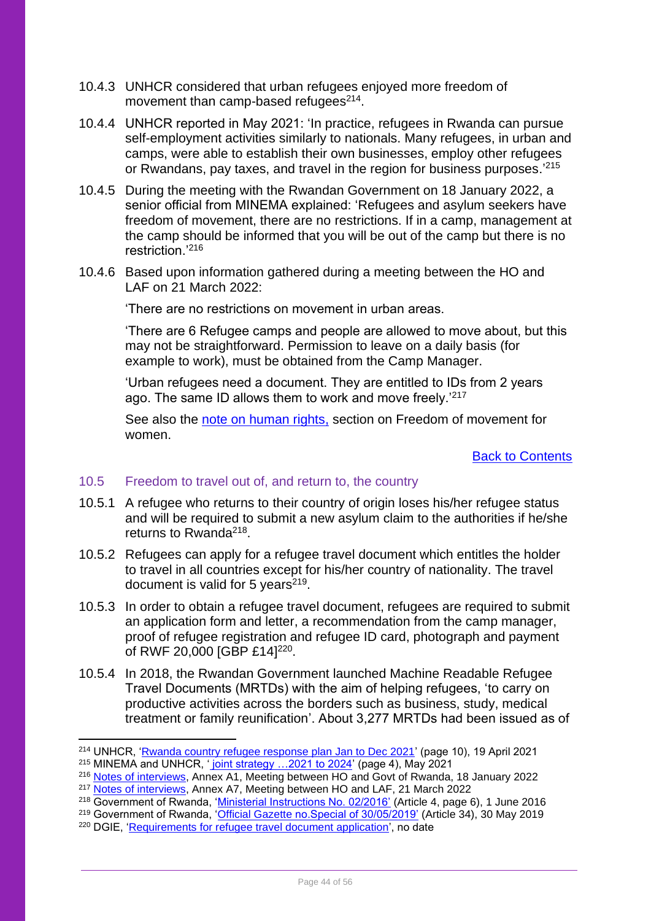10.4.3 UNHCR considered that urban refugees enjoyed more freedom of movement than camp-based refugees[214].

10.4.4 UNHCR reported in May 2021: 'In practice, refugees in Rwanda can pursue self-employment activities similarly to nationals. Many refugees, in urban and camps, were able to establish their own businesses, employ other refugees or Rwandans, pay taxes, and travel in the region for business purposes.'[215]

10.4.5 During the meeting with the Rwandan Government on 18 January 2022, a senior official from MINEMA explained: 'Refugees and asylum seekers have freedom of movement, there are no restrictions. If in a camp, management at the camp should be informed that you will be out of the camp but there is no restriction.'[216]

10.4.6 Based upon information gathered during a meeting between the HO and LAF on 21 March 2022:

'There are no restrictions on movement in urban areas.

'There are 6 Refugee camps and people are allowed to move about, but this may not be straightforward. Permission to leave on a daily basis (for example to work), must be obtained from the Camp Manager.

'Urban refugees need a document. They are entitled to IDs from 2 years ago. The same ID allows them to work and move freely.'[217]

See also the [note on human rights,](#) section on Freedom of movement for women.

[Back to Contents](#)

### 10.5 Freedom to travel out of, and return to, the country

10.5.1 A refugee who returns to their country of origin loses his/her refugee status and will be required to submit a new asylum claim to the authorities if he/she returns to Rwanda[218].

10.5.2 Refugees can apply for a refugee travel document which entitles the holder to travel in all countries except for his/her country of nationality. The travel document is valid for 5 years[219].

10.5.3 In order to obtain a refugee travel document, refugees are required to submit an application form and letter, a recommendation from the camp manager, proof of refugee registration and refugee ID card, photograph and payment of RWF 20,000 [GBP £14][220].

10.5.4 In 2018, the Rwandan Government launched Machine Readable Refugee Travel Documents (MRTDs) with the aim of helping refugees, 'to carry on productive activities across the borders such as business, study, medical treatment or family reunification'. About 3,277 MRTDs had been issued as of

---

[214] UNHCR, '[Rwanda country refugee response plan Jan to Dec 2021](#)' (page 10), 19 April 2021
[215] MINEMA and UNHCR, '[joint strategy …2021 to 2024](#)' (page 4), May 2021
[216] [Notes of interviews](#), Annex A1, Meeting between HO and Govt of Rwanda, 18 January 2022
[217] [Notes of interviews](#), Annex A7, Meeting between HO and LAF, 21 March 2022
[218] Government of Rwanda, '[Ministerial Instructions No. 02/2016](#)' (Article 4, page 6), 1 June 2016
[219] Government of Rwanda, '[Official Gazette no.Special of 30/05/2019](#)' (Article 34), 30 May 2019
[220] DGIE, '[Requirements for refugee travel document application](#)', no date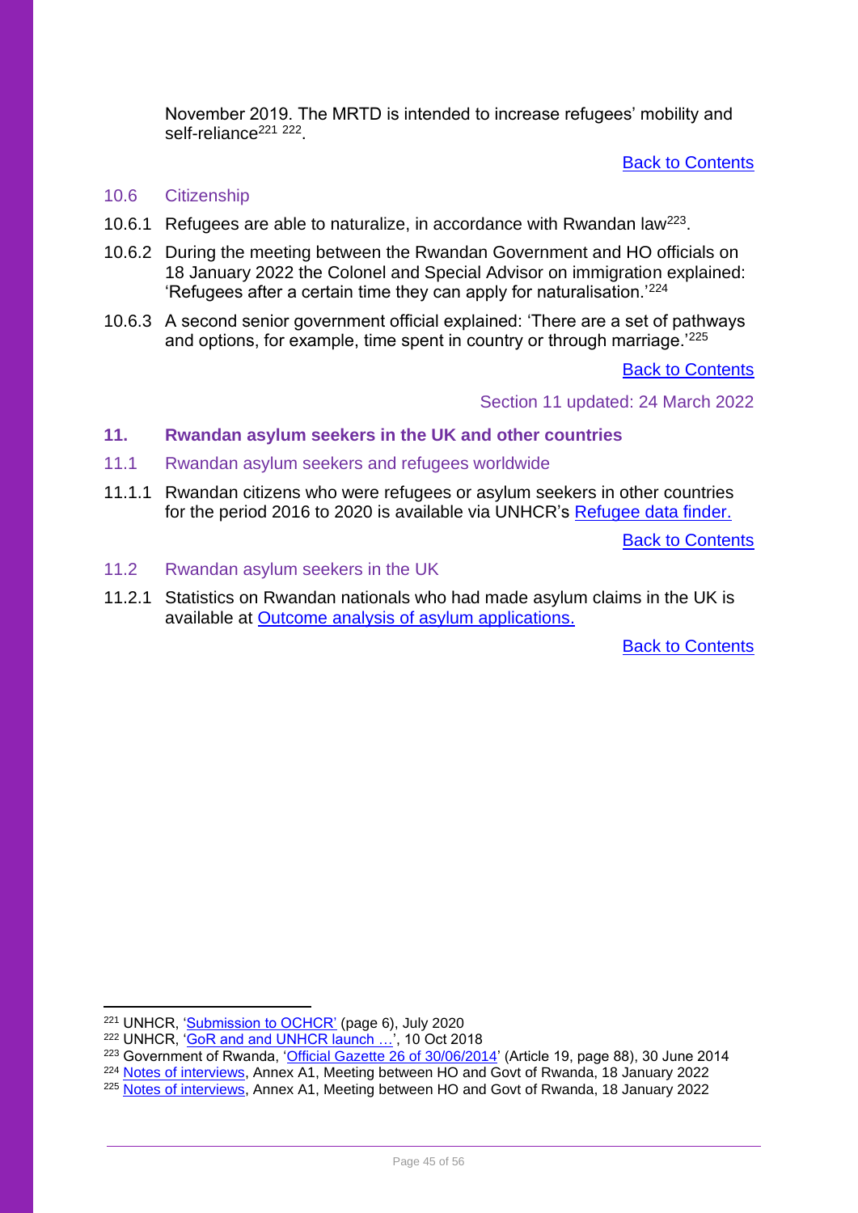November 2019. The MRTD is intended to increase refugees' mobility and self-reliance[221] [222].

[Back to Contents](#)

### 10.6 Citizenship

10.6.1 Refugees are able to naturalize, in accordance with Rwandan law[223].

10.6.2 During the meeting between the Rwandan Government and HO officials on 18 January 2022 the Colonel and Special Advisor on immigration explained: 'Refugees after a certain time they can apply for naturalisation.'[224]

10.6.3 A second senior government official explained: 'There are a set of pathways and options, for example, time spent in country or through marriage.'[225]

[Back to Contents](#)

Section 11 updated: 24 March 2022

## 11. Rwandan asylum seekers in the UK and other countries

### 11.1 Rwandan asylum seekers and refugees worldwide

11.1.1 Rwandan citizens who were refugees or asylum seekers in other countries for the period 2016 to 2020 is available via UNHCR's [Refugee data finder.](#)

[Back to Contents](#)

### 11.2 Rwandan asylum seekers in the UK

11.2.1 Statistics on Rwandan nationals who had made asylum claims in the UK is available at [Outcome analysis of asylum applications.](#)

[Back to Contents](#)

---

[221] UNHCR, '[Submission to OCHCR'](#) (page 6), July 2020

[222] UNHCR, '[GoR and and UNHCR launch …](#)', 10 Oct 2018

[223] Government of Rwanda, '[Official Gazette 26 of 30/06/2014](#)' (Article 19, page 88), 30 June 2014

[224] [Notes of interviews](#), Annex A1, Meeting between HO and Govt of Rwanda, 18 January 2022

[225] [Notes of interviews](#), Annex A1, Meeting between HO and Govt of Rwanda, 18 January 2022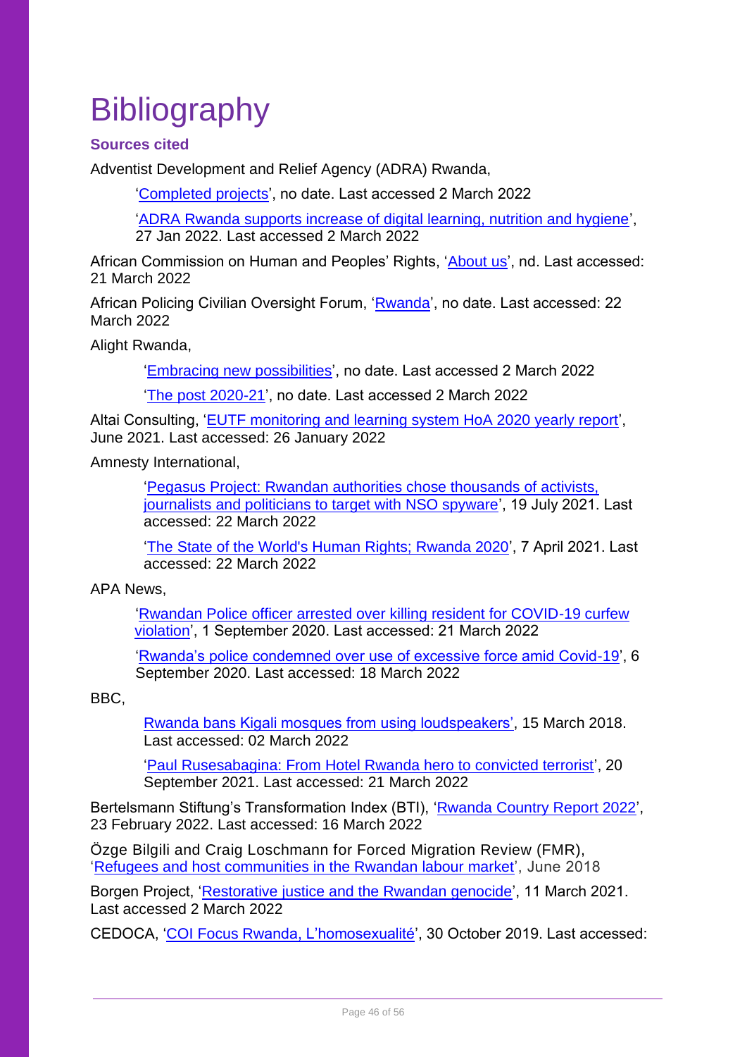# Bibliography

### Sources cited

Adventist Development and Relief Agency (ADRA) Rwanda,

> 'Completed projects', no date. Last accessed 2 March 2022
>
> 'ADRA Rwanda supports increase of digital learning, nutrition and hygiene', 27 Jan 2022. Last accessed 2 March 2022

African Commission on Human and Peoples' Rights, 'About us', nd. Last accessed: 21 March 2022

African Policing Civilian Oversight Forum, 'Rwanda', no date. Last accessed: 22 March 2022

Alight Rwanda,

> 'Embracing new possibilities', no date. Last accessed 2 March 2022
>
> 'The post 2020-21', no date. Last accessed 2 March 2022

Altai Consulting, 'EUTF monitoring and learning system HoA 2020 yearly report', June 2021. Last accessed: 26 January 2022

Amnesty International,

> 'Pegasus Project: Rwandan authorities chose thousands of activists, journalists and politicians to target with NSO spyware', 19 July 2021. Last accessed: 22 March 2022
>
> 'The State of the World's Human Rights; Rwanda 2020', 7 April 2021. Last accessed: 22 March 2022

APA News,

> 'Rwandan Police officer arrested over killing resident for COVID-19 curfew violation', 1 September 2020. Last accessed: 21 March 2022
>
> 'Rwanda's police condemned over use of excessive force amid Covid-19', 6 September 2020. Last accessed: 18 March 2022

BBC,

> Rwanda bans Kigali mosques from using loudspeakers', 15 March 2018. Last accessed: 02 March 2022
>
> 'Paul Rusesabagina: From Hotel Rwanda hero to convicted terrorist', 20 September 2021. Last accessed: 21 March 2022

Bertelsmann Stiftung's Transformation Index (BTI), 'Rwanda Country Report 2022', 23 February 2022. Last accessed: 16 March 2022

Özge Bilgili and Craig Loschmann for Forced Migration Review (FMR), 'Refugees and host communities in the Rwandan labour market', June 2018

Borgen Project, 'Restorative justice and the Rwandan genocide', 11 March 2021. Last accessed 2 March 2022

CEDOCA, 'COI Focus Rwanda, L'homosexualité', 30 October 2019. Last accessed: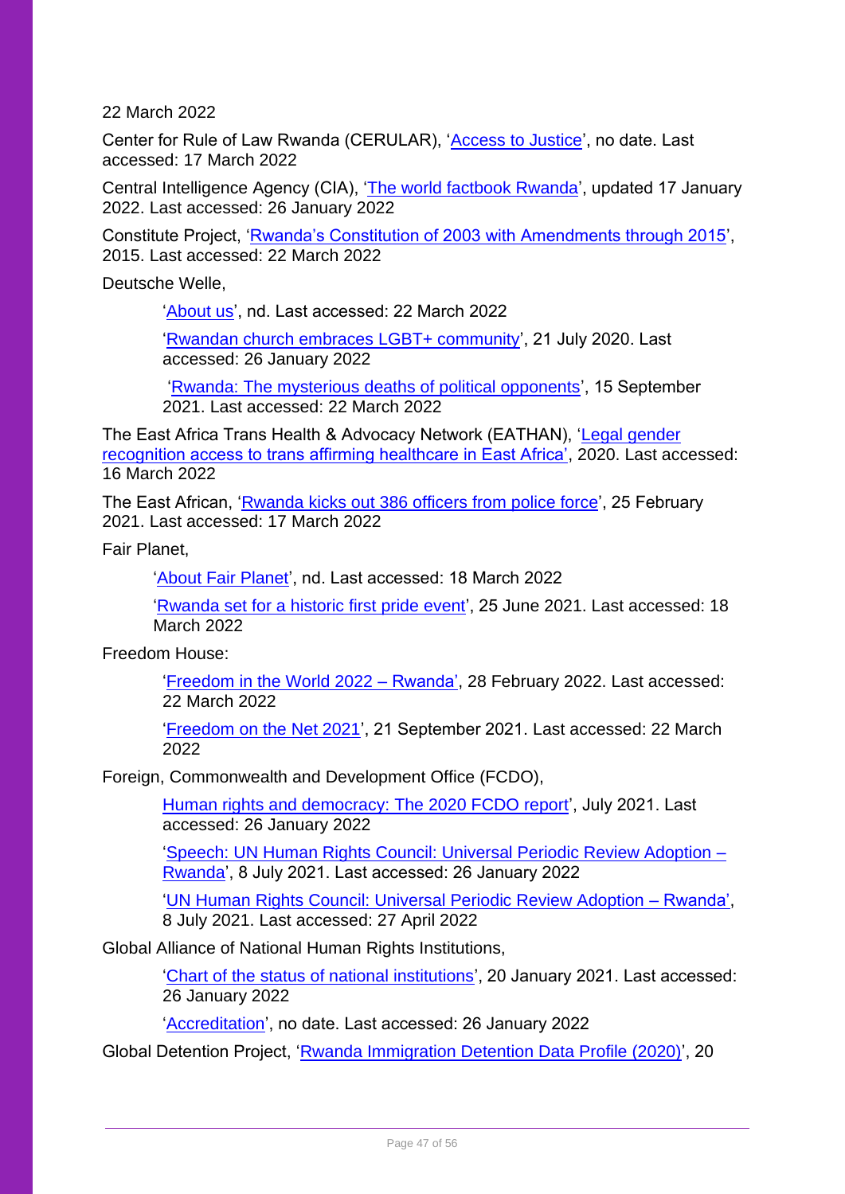22 March 2022

Center for Rule of Law Rwanda (CERULAR), 'Access to Justice', no date. Last accessed: 17 March 2022

Central Intelligence Agency (CIA), 'The world factbook Rwanda', updated 17 January 2022. Last accessed: 26 January 2022

Constitute Project, 'Rwanda's Constitution of 2003 with Amendments through 2015', 2015. Last accessed: 22 March 2022

Deutsche Welle,

> 'About us', nd. Last accessed: 22 March 2022
>
> 'Rwandan church embraces LGBT+ community', 21 July 2020. Last accessed: 26 January 2022
>
> 'Rwanda: The mysterious deaths of political opponents', 15 September 2021. Last accessed: 22 March 2022

The East Africa Trans Health & Advocacy Network (EATHAN), 'Legal gender recognition access to trans affirming healthcare in East Africa', 2020. Last accessed: 16 March 2022

The East African, 'Rwanda kicks out 386 officers from police force', 25 February 2021. Last accessed: 17 March 2022

Fair Planet,

> 'About Fair Planet', nd. Last accessed: 18 March 2022
>
> 'Rwanda set for a historic first pride event', 25 June 2021. Last accessed: 18 March 2022

Freedom House:

> 'Freedom in the World 2022 – Rwanda', 28 February 2022. Last accessed: 22 March 2022
>
> 'Freedom on the Net 2021', 21 September 2021. Last accessed: 22 March 2022

Foreign, Commonwealth and Development Office (FCDO),

> Human rights and democracy: The 2020 FCDO report', July 2021. Last accessed: 26 January 2022
>
> 'Speech: UN Human Rights Council: Universal Periodic Review Adoption – Rwanda', 8 July 2021. Last accessed: 26 January 2022
>
> 'UN Human Rights Council: Universal Periodic Review Adoption – Rwanda', 8 July 2021. Last accessed: 27 April 2022

Global Alliance of National Human Rights Institutions,

> 'Chart of the status of national institutions', 20 January 2021. Last accessed: 26 January 2022
>
> 'Accreditation', no date. Last accessed: 26 January 2022

Global Detention Project, 'Rwanda Immigration Detention Data Profile (2020)', 20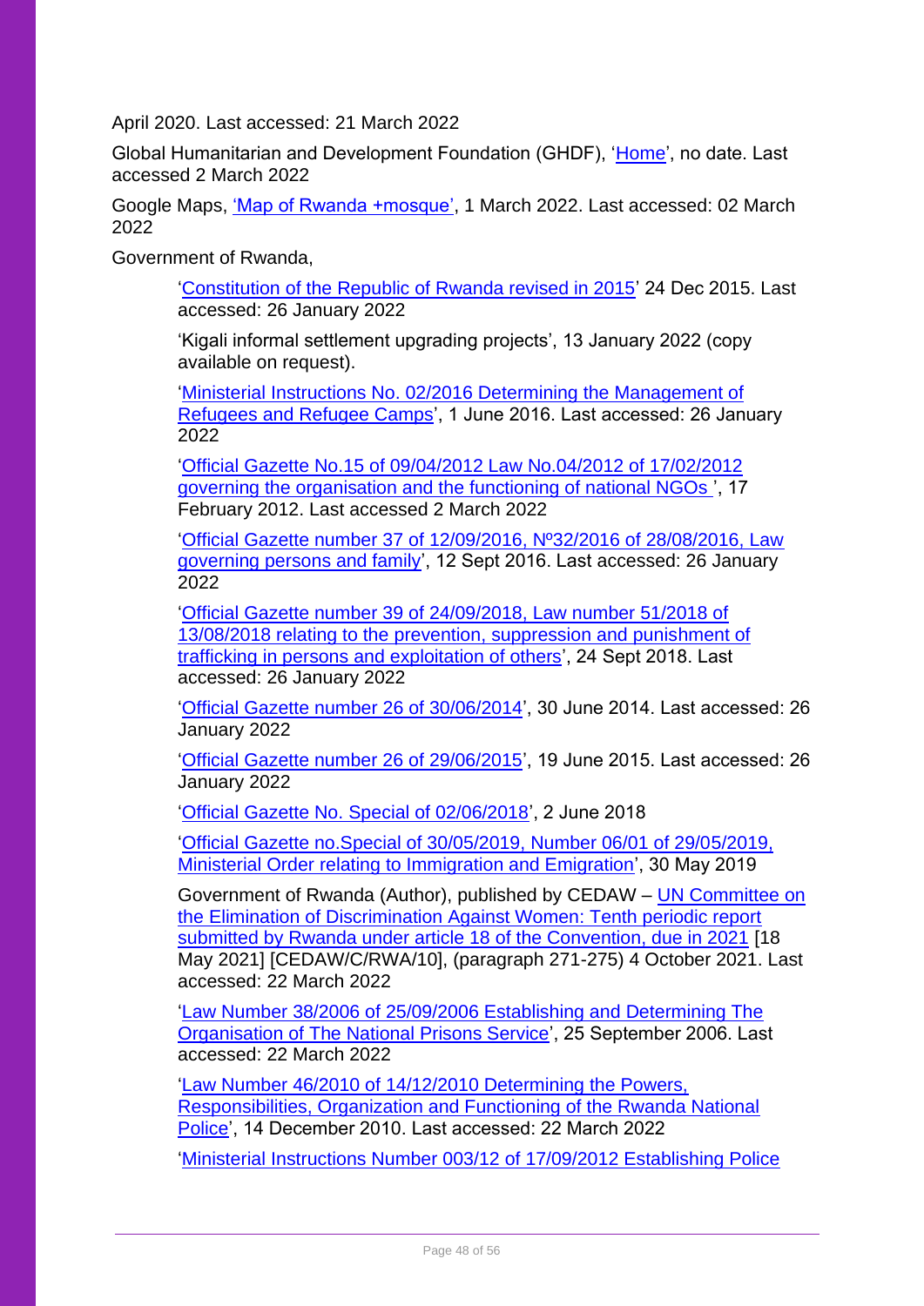April 2020. Last accessed: 21 March 2022

Global Humanitarian and Development Foundation (GHDF), 'Home', no date. Last accessed 2 March 2022

Google Maps, 'Map of Rwanda +mosque', 1 March 2022. Last accessed: 02 March 2022

Government of Rwanda,

> 'Constitution of the Republic of Rwanda revised in 2015' 24 Dec 2015. Last accessed: 26 January 2022
>
> 'Kigali informal settlement upgrading projects', 13 January 2022 (copy available on request).
>
> 'Ministerial Instructions No. 02/2016 Determining the Management of Refugees and Refugee Camps', 1 June 2016. Last accessed: 26 January 2022
>
> 'Official Gazette No.15 of 09/04/2012 Law No.04/2012 of 17/02/2012 governing the organisation and the functioning of national NGOs ', 17 February 2012. Last accessed 2 March 2022
>
> 'Official Gazette number 37 of 12/09/2016, Nº32/2016 of 28/08/2016, Law governing persons and family', 12 Sept 2016. Last accessed: 26 January 2022
>
> 'Official Gazette number 39 of 24/09/2018, Law number 51/2018 of 13/08/2018 relating to the prevention, suppression and punishment of trafficking in persons and exploitation of others', 24 Sept 2018. Last accessed: 26 January 2022
>
> 'Official Gazette number 26 of 30/06/2014', 30 June 2014. Last accessed: 26 January 2022
>
> 'Official Gazette number 26 of 29/06/2015', 19 June 2015. Last accessed: 26 January 2022
>
> 'Official Gazette No. Special of 02/06/2018', 2 June 2018
>
> 'Official Gazette no.Special of 30/05/2019, Number 06/01 of 29/05/2019, Ministerial Order relating to Immigration and Emigration', 30 May 2019
>
> Government of Rwanda (Author), published by CEDAW – UN Committee on the Elimination of Discrimination Against Women: Tenth periodic report submitted by Rwanda under article 18 of the Convention, due in 2021 [18 May 2021] [CEDAW/C/RWA/10], (paragraph 271-275) 4 October 2021. Last accessed: 22 March 2022
>
> 'Law Number 38/2006 of 25/09/2006 Establishing and Determining The Organisation of The National Prisons Service', 25 September 2006. Last accessed: 22 March 2022
>
> 'Law Number 46/2010 of 14/12/2010 Determining the Powers, Responsibilities, Organization and Functioning of the Rwanda National Police', 14 December 2010. Last accessed: 22 March 2022
>
> 'Ministerial Instructions Number 003/12 of 17/09/2012 Establishing Police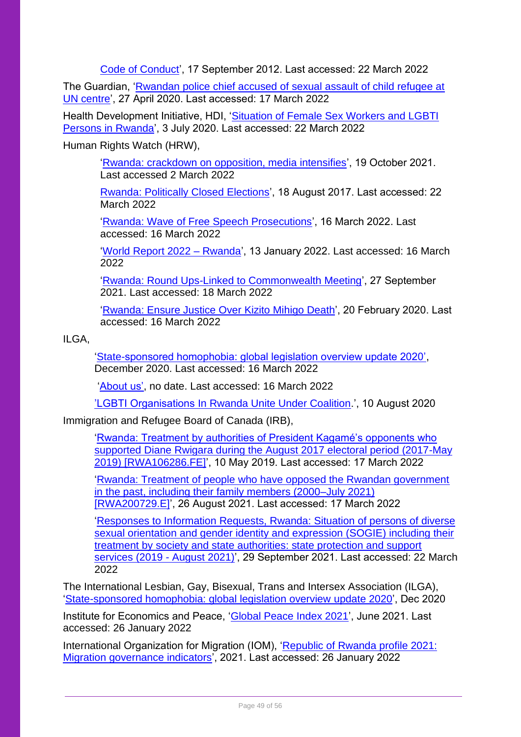Code of Conduct', 17 September 2012. Last accessed: 22 March 2022

The Guardian, 'Rwandan police chief accused of sexual assault of child refugee at UN centre', 27 April 2020. Last accessed: 17 March 2022

Health Development Initiative, HDI, 'Situation of Female Sex Workers and LGBTI Persons in Rwanda', 3 July 2020. Last accessed: 22 March 2022

Human Rights Watch (HRW),

- 'Rwanda: crackdown on opposition, media intensifies', 19 October 2021. Last accessed 2 March 2022
- Rwanda: Politically Closed Elections', 18 August 2017. Last accessed: 22 March 2022
- 'Rwanda: Wave of Free Speech Prosecutions', 16 March 2022. Last accessed: 16 March 2022
- 'World Report 2022 – Rwanda', 13 January 2022. Last accessed: 16 March 2022
- 'Rwanda: Round Ups-Linked to Commonwealth Meeting', 27 September 2021. Last accessed: 18 March 2022
- 'Rwanda: Ensure Justice Over Kizito Mihigo Death', 20 February 2020. Last accessed: 16 March 2022

ILGA,

- 'State-sponsored homophobia: global legislation overview update 2020', December 2020. Last accessed: 16 March 2022
- 'About us', no date. Last accessed: 16 March 2022
- 'LGBTI Organisations In Rwanda Unite Under Coalition.', 10 August 2020

Immigration and Refugee Board of Canada (IRB),

- 'Rwanda: Treatment by authorities of President Kagamé's opponents who supported Diane Rwigara during the August 2017 electoral period (2017-May 2019) [RWA106286.FE]', 10 May 2019. Last accessed: 17 March 2022
- 'Rwanda: Treatment of people who have opposed the Rwandan government in the past, including their family members (2000–July 2021) [RWA200729.E]', 26 August 2021. Last accessed: 17 March 2022
- 'Responses to Information Requests, Rwanda: Situation of persons of diverse sexual orientation and gender identity and expression (SOGIE) including their treatment by society and state authorities: state protection and support services (2019 - August 2021)', 29 September 2021. Last accessed: 22 March 2022

The International Lesbian, Gay, Bisexual, Trans and Intersex Association (ILGA), 'State-sponsored homophobia: global legislation overview update 2020', Dec 2020

Institute for Economics and Peace, 'Global Peace Index 2021', June 2021. Last accessed: 26 January 2022

International Organization for Migration (IOM), 'Republic of Rwanda profile 2021: Migration governance indicators', 2021. Last accessed: 26 January 2022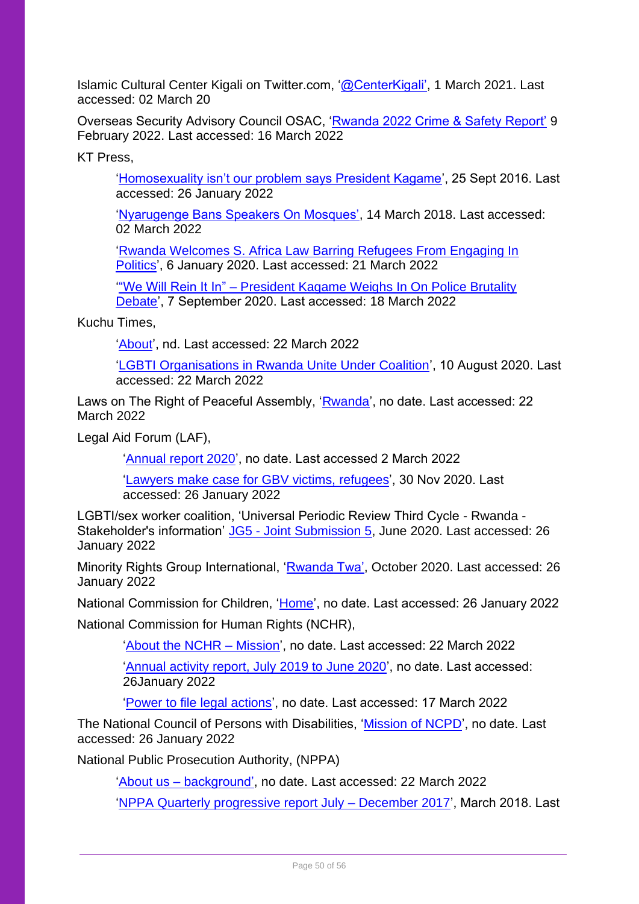Islamic Cultural Center Kigali on Twitter.com, '@CenterKigali', 1 March 2021. Last accessed: 02 March 20

Overseas Security Advisory Council OSAC, 'Rwanda 2022 Crime & Safety Report' 9 February 2022. Last accessed: 16 March 2022

KT Press,

> 'Homosexuality isn't our problem says President Kagame', 25 Sept 2016. Last accessed: 26 January 2022
>
> 'Nyarugenge Bans Speakers On Mosques', 14 March 2018. Last accessed: 02 March 2022
>
> 'Rwanda Welcomes S. Africa Law Barring Refugees From Engaging In Politics', 6 January 2020. Last accessed: 21 March 2022
>
> '"We Will Rein It In" – President Kagame Weighs In On Police Brutality Debate', 7 September 2020. Last accessed: 18 March 2022

Kuchu Times,

> 'About', nd. Last accessed: 22 March 2022
>
> 'LGBTI Organisations in Rwanda Unite Under Coalition', 10 August 2020. Last accessed: 22 March 2022

Laws on The Right of Peaceful Assembly, 'Rwanda', no date. Last accessed: 22 March 2022

Legal Aid Forum (LAF),

> 'Annual report 2020', no date. Last accessed 2 March 2022
>
> 'Lawyers make case for GBV victims, refugees', 30 Nov 2020. Last accessed: 26 January 2022

LGBTI/sex worker coalition, 'Universal Periodic Review Third Cycle - Rwanda - Stakeholder's information' JG5 - Joint Submission 5, June 2020. Last accessed: 26 January 2022

Minority Rights Group International, 'Rwanda Twa', October 2020. Last accessed: 26 January 2022

National Commission for Children, 'Home', no date. Last accessed: 26 January 2022

National Commission for Human Rights (NCHR),

> 'About the NCHR – Mission', no date. Last accessed: 22 March 2022
>
> 'Annual activity report, July 2019 to June 2020', no date. Last accessed: 26January 2022
>
> 'Power to file legal actions', no date. Last accessed: 17 March 2022

The National Council of Persons with Disabilities, 'Mission of NCPD', no date. Last accessed: 26 January 2022

National Public Prosecution Authority, (NPPA)

> 'About us – background', no date. Last accessed: 22 March 2022
>
> 'NPPA Quarterly progressive report July – December 2017', March 2018. Last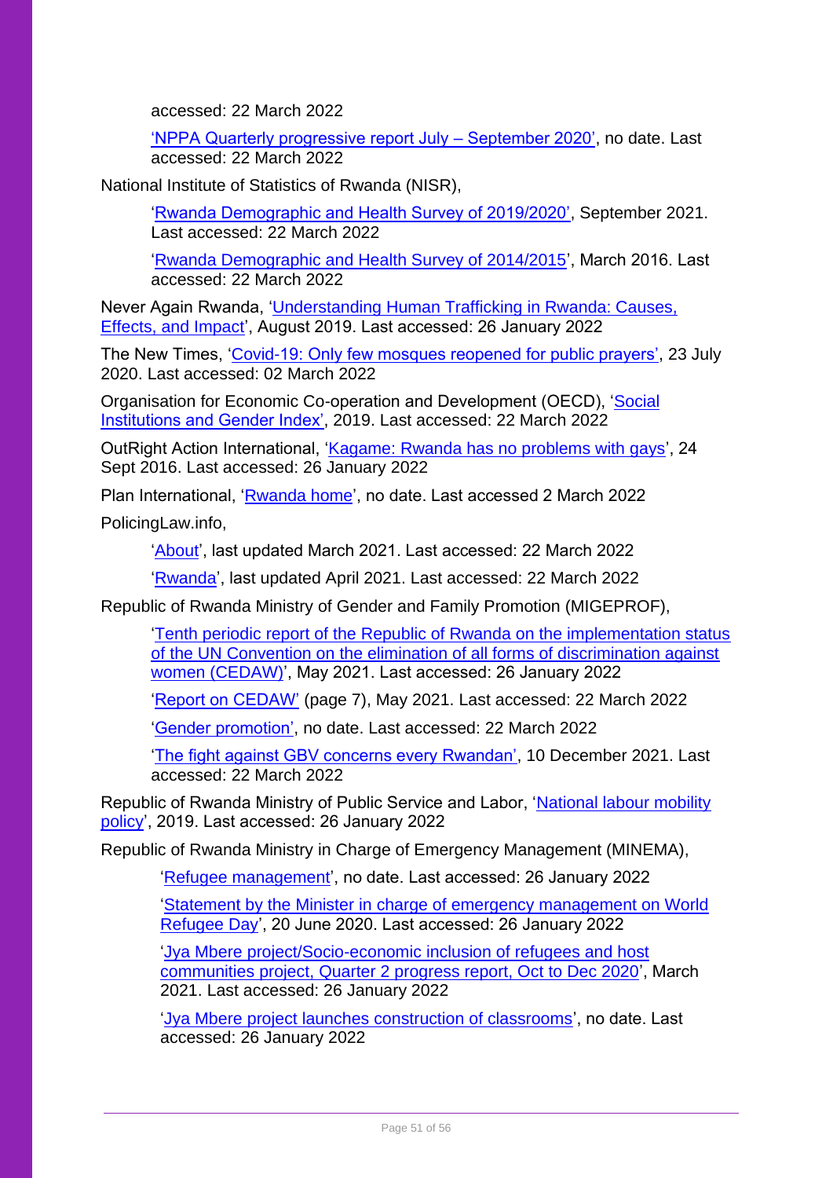accessed: 22 March 2022

'NPPA Quarterly progressive report July – September 2020', no date. Last accessed: 22 March 2022

National Institute of Statistics of Rwanda (NISR),

'Rwanda Demographic and Health Survey of 2019/2020', September 2021. Last accessed: 22 March 2022

'Rwanda Demographic and Health Survey of 2014/2015', March 2016. Last accessed: 22 March 2022

Never Again Rwanda, 'Understanding Human Trafficking in Rwanda: Causes, Effects, and Impact', August 2019. Last accessed: 26 January 2022

The New Times, 'Covid-19: Only few mosques reopened for public prayers', 23 July 2020. Last accessed: 02 March 2022

Organisation for Economic Co-operation and Development (OECD), 'Social Institutions and Gender Index', 2019. Last accessed: 22 March 2022

OutRight Action International, 'Kagame: Rwanda has no problems with gays', 24 Sept 2016. Last accessed: 26 January 2022

Plan International, 'Rwanda home', no date. Last accessed 2 March 2022

PolicingLaw.info,

'About', last updated March 2021. Last accessed: 22 March 2022

'Rwanda', last updated April 2021. Last accessed: 22 March 2022

Republic of Rwanda Ministry of Gender and Family Promotion (MIGEPROF),

'Tenth periodic report of the Republic of Rwanda on the implementation status of the UN Convention on the elimination of all forms of discrimination against women (CEDAW)', May 2021. Last accessed: 26 January 2022

'Report on CEDAW' (page 7), May 2021. Last accessed: 22 March 2022

'Gender promotion', no date. Last accessed: 22 March 2022

'The fight against GBV concerns every Rwandan', 10 December 2021. Last accessed: 22 March 2022

Republic of Rwanda Ministry of Public Service and Labor, 'National labour mobility policy', 2019. Last accessed: 26 January 2022

Republic of Rwanda Ministry in Charge of Emergency Management (MINEMA),

'Refugee management', no date. Last accessed: 26 January 2022

'Statement by the Minister in charge of emergency management on World Refugee Day', 20 June 2020. Last accessed: 26 January 2022

'Jya Mbere project/Socio-economic inclusion of refugees and host communities project, Quarter 2 progress report, Oct to Dec 2020', March 2021. Last accessed: 26 January 2022

'Jya Mbere project launches construction of classrooms', no date. Last accessed: 26 January 2022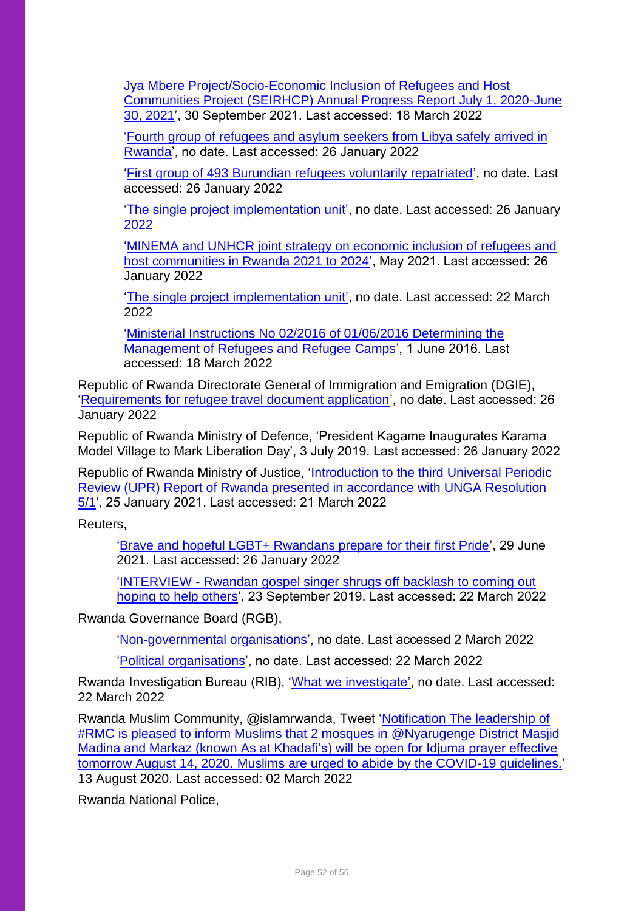'Jya Mbere Project/Socio-Economic Inclusion of Refugees and Host Communities Project (SEIRHCP) Annual Progress Report July 1, 2020-June 30, 2021', 30 September 2021. Last accessed: 18 March 2022

'Fourth group of refugees and asylum seekers from Libya safely arrived in Rwanda', no date. Last accessed: 26 January 2022

'First group of 493 Burundian refugees voluntarily repatriated', no date. Last accessed: 26 January 2022

'The single project implementation unit', no date. Last accessed: 26 January 2022

'MINEMA and UNHCR joint strategy on economic inclusion of refugees and host communities in Rwanda 2021 to 2024', May 2021. Last accessed: 26 January 2022

'The single project implementation unit', no date. Last accessed: 22 March 2022

'Ministerial Instructions No 02/2016 of 01/06/2016 Determining the Management of Refugees and Refugee Camps', 1 June 2016. Last accessed: 18 March 2022

Republic of Rwanda Directorate General of Immigration and Emigration (DGIE), 'Requirements for refugee travel document application', no date. Last accessed: 26 January 2022

Republic of Rwanda Ministry of Defence, 'President Kagame Inaugurates Karama Model Village to Mark Liberation Day', 3 July 2019. Last accessed: 26 January 2022

Republic of Rwanda Ministry of Justice, 'Introduction to the third Universal Periodic Review (UPR) Report of Rwanda presented in accordance with UNGA Resolution 5/1', 25 January 2021. Last accessed: 21 March 2022

Reuters,

'Brave and hopeful LGBT+ Rwandans prepare for their first Pride', 29 June 2021. Last accessed: 26 January 2022

'INTERVIEW - Rwandan gospel singer shrugs off backlash to coming out hoping to help others', 23 September 2019. Last accessed: 22 March 2022

Rwanda Governance Board (RGB),

'Non-governmental organisations', no date. Last accessed 2 March 2022

'Political organisations', no date. Last accessed: 22 March 2022

Rwanda Investigation Bureau (RIB), 'What we investigate', no date. Last accessed: 22 March 2022

Rwanda Muslim Community, @islamrwanda, Tweet 'Notification The leadership of #RMC is pleased to inform Muslims that 2 mosques in @Nyarugenge District Masjid Madina and Markaz (known As at Khadafi's) will be open for Idjuma prayer effective tomorrow August 14, 2020. Muslims are urged to abide by the COVID-19 guidelines.' 13 August 2020. Last accessed: 02 March 2022

Rwanda National Police,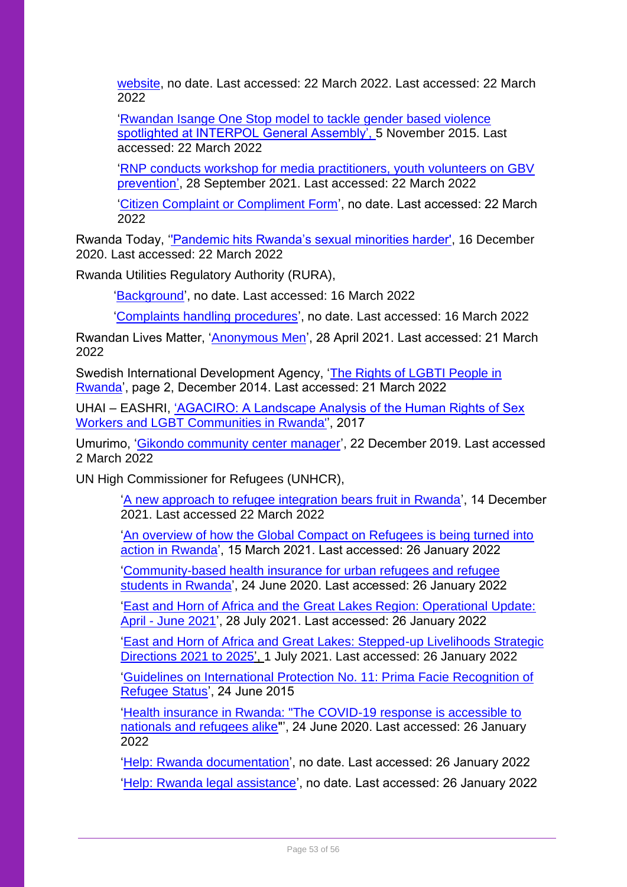website, no date. Last accessed: 22 March 2022. Last accessed: 22 March 2022

'Rwandan Isange One Stop model to tackle gender based violence spotlighted at INTERPOL General Assembly', 5 November 2015. Last accessed: 22 March 2022

'RNP conducts workshop for media practitioners, youth volunteers on GBV prevention', 28 September 2021. Last accessed: 22 March 2022

'Citizen Complaint or Compliment Form', no date. Last accessed: 22 March 2022

Rwanda Today, ''Pandemic hits Rwanda's sexual minorities harder', 16 December 2020. Last accessed: 22 March 2022

Rwanda Utilities Regulatory Authority (RURA),

'Background', no date. Last accessed: 16 March 2022

'Complaints handling procedures', no date. Last accessed: 16 March 2022

Rwandan Lives Matter, 'Anonymous Men', 28 April 2021. Last accessed: 21 March 2022

Swedish International Development Agency, 'The Rights of LGBTI People in Rwanda', page 2, December 2014. Last accessed: 21 March 2022

UHAI – EASHRI, 'AGACIRO: A Landscape Analysis of the Human Rights of Sex Workers and LGBT Communities in Rwanda'', 2017

Umurimo, 'Gikondo community center manager', 22 December 2019. Last accessed 2 March 2022

UN High Commissioner for Refugees (UNHCR),

'A new approach to refugee integration bears fruit in Rwanda', 14 December 2021. Last accessed 22 March 2022

'An overview of how the Global Compact on Refugees is being turned into action in Rwanda', 15 March 2021. Last accessed: 26 January 2022

'Community-based health insurance for urban refugees and refugee students in Rwanda', 24 June 2020. Last accessed: 26 January 2022

'East and Horn of Africa and the Great Lakes Region: Operational Update: April - June 2021', 28 July 2021. Last accessed: 26 January 2022

'East and Horn of Africa and Great Lakes: Stepped-up Livelihoods Strategic Directions 2021 to 2025', 1 July 2021. Last accessed: 26 January 2022

'Guidelines on International Protection No. 11: Prima Facie Recognition of Refugee Status', 24 June 2015

'Health insurance in Rwanda: "The COVID-19 response is accessible to nationals and refugees alike"', 24 June 2020. Last accessed: 26 January 2022

'Help: Rwanda documentation', no date. Last accessed: 26 January 2022

'Help: Rwanda legal assistance', no date. Last accessed: 26 January 2022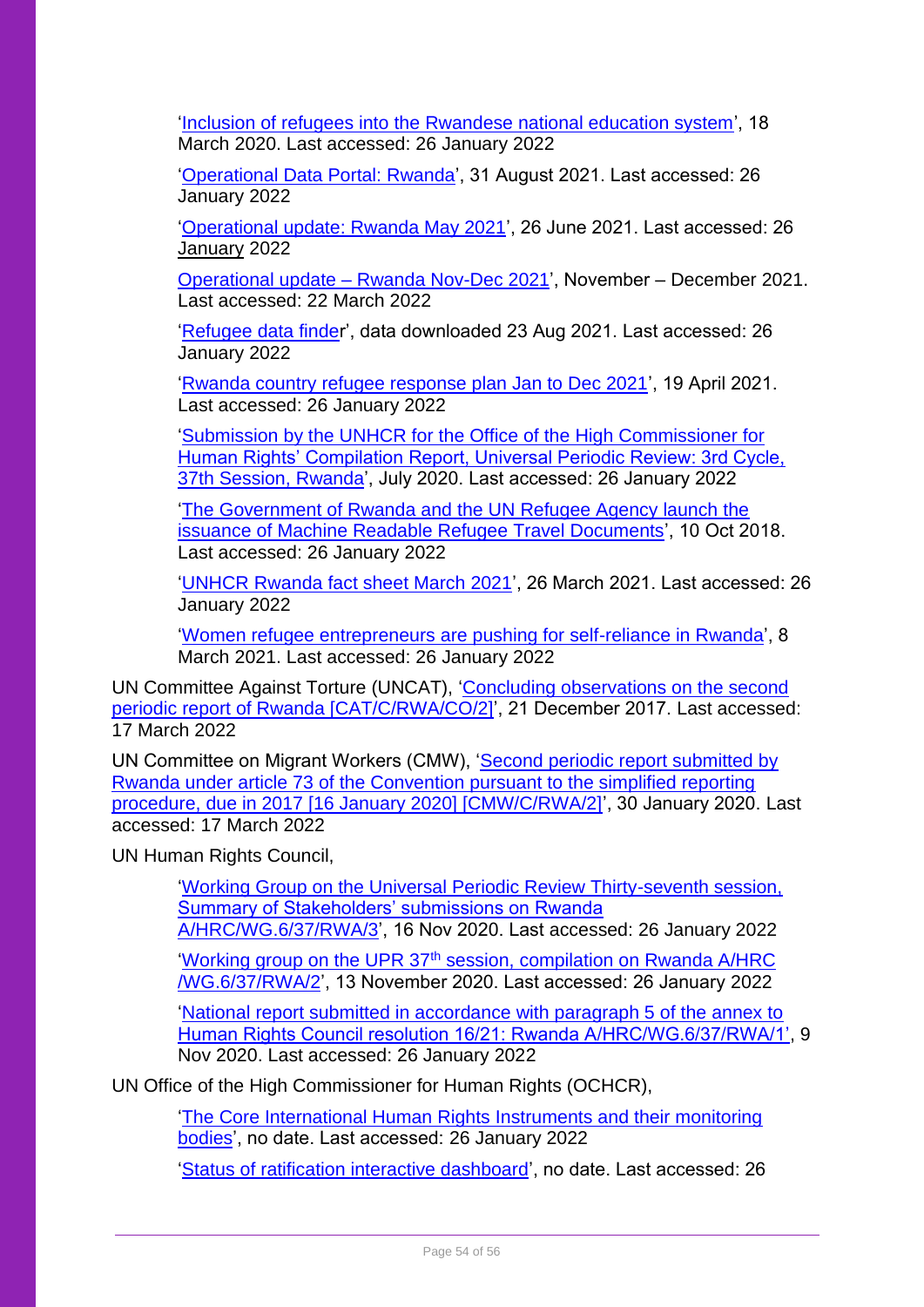'Inclusion of refugees into the Rwandese national education system', 18 March 2020. Last accessed: 26 January 2022

'Operational Data Portal: Rwanda', 31 August 2021. Last accessed: 26 January 2022

'Operational update: Rwanda May 2021', 26 June 2021. Last accessed: 26 January 2022

Operational update – Rwanda Nov-Dec 2021', November – December 2021. Last accessed: 22 March 2022

'Refugee data finder', data downloaded 23 Aug 2021. Last accessed: 26 January 2022

'Rwanda country refugee response plan Jan to Dec 2021', 19 April 2021. Last accessed: 26 January 2022

'Submission by the UNHCR for the Office of the High Commissioner for Human Rights' Compilation Report, Universal Periodic Review: 3rd Cycle, 37th Session, Rwanda', July 2020. Last accessed: 26 January 2022

'The Government of Rwanda and the UN Refugee Agency launch the issuance of Machine Readable Refugee Travel Documents', 10 Oct 2018. Last accessed: 26 January 2022

'UNHCR Rwanda fact sheet March 2021', 26 March 2021. Last accessed: 26 January 2022

'Women refugee entrepreneurs are pushing for self-reliance in Rwanda', 8 March 2021. Last accessed: 26 January 2022

UN Committee Against Torture (UNCAT), 'Concluding observations on the second periodic report of Rwanda [CAT/C/RWA/CO/2]', 21 December 2017. Last accessed: 17 March 2022

UN Committee on Migrant Workers (CMW), 'Second periodic report submitted by Rwanda under article 73 of the Convention pursuant to the simplified reporting procedure, due in 2017 [16 January 2020] [CMW/C/RWA/2]', 30 January 2020. Last accessed: 17 March 2022

UN Human Rights Council,

'Working Group on the Universal Periodic Review Thirty-seventh session, Summary of Stakeholders' submissions on Rwanda A/HRC/WG.6/37/RWA/3', 16 Nov 2020. Last accessed: 26 January 2022

'Working group on the UPR 37th session, compilation on Rwanda A/HRC /WG.6/37/RWA/2', 13 November 2020. Last accessed: 26 January 2022

'National report submitted in accordance with paragraph 5 of the annex to Human Rights Council resolution 16/21: Rwanda A/HRC/WG.6/37/RWA/1', 9 Nov 2020. Last accessed: 26 January 2022

UN Office of the High Commissioner for Human Rights (OCHCR),

'The Core International Human Rights Instruments and their monitoring bodies', no date. Last accessed: 26 January 2022

'Status of ratification interactive dashboard', no date. Last accessed: 26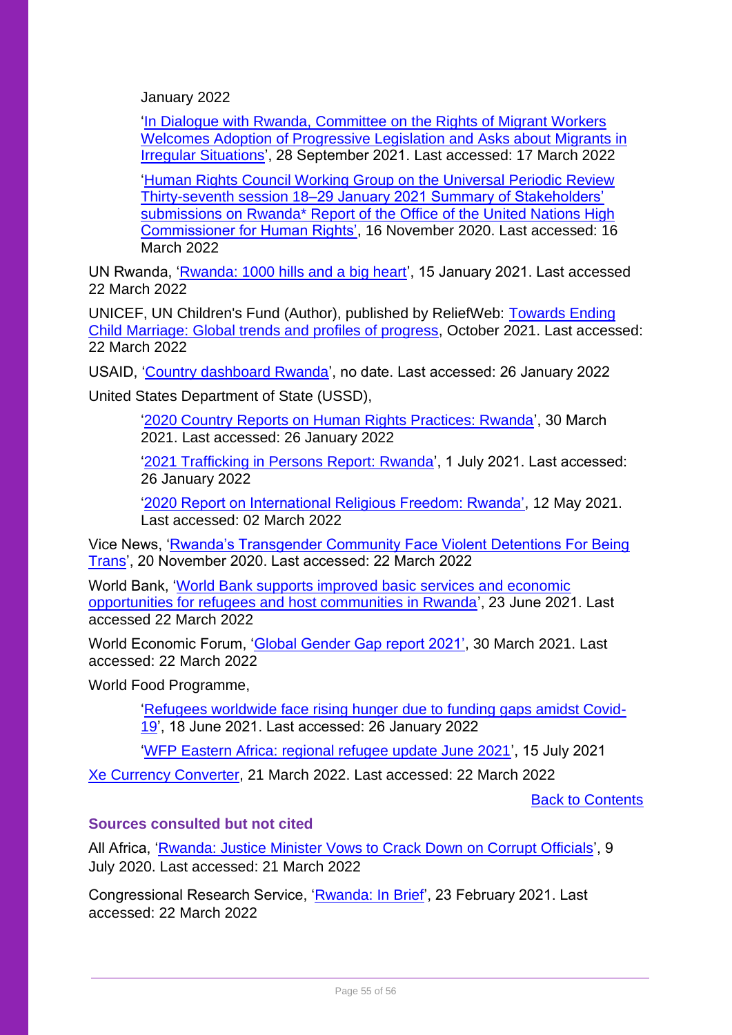January 2022

'In Dialogue with Rwanda, Committee on the Rights of Migrant Workers Welcomes Adoption of Progressive Legislation and Asks about Migrants in Irregular Situations', 28 September 2021. Last accessed: 17 March 2022

'Human Rights Council Working Group on the Universal Periodic Review Thirty-seventh session 18–29 January 2021 Summary of Stakeholders' submissions on Rwanda* Report of the Office of the United Nations High Commissioner for Human Rights', 16 November 2020. Last accessed: 16 March 2022

UN Rwanda, 'Rwanda: 1000 hills and a big heart', 15 January 2021. Last accessed 22 March 2022

UNICEF, UN Children's Fund (Author), published by ReliefWeb: Towards Ending Child Marriage: Global trends and profiles of progress, October 2021. Last accessed: 22 March 2022

USAID, 'Country dashboard Rwanda', no date. Last accessed: 26 January 2022

United States Department of State (USSD),

'2020 Country Reports on Human Rights Practices: Rwanda', 30 March 2021. Last accessed: 26 January 2022

'2021 Trafficking in Persons Report: Rwanda', 1 July 2021. Last accessed: 26 January 2022

'2020 Report on International Religious Freedom: Rwanda', 12 May 2021. Last accessed: 02 March 2022

Vice News, 'Rwanda's Transgender Community Face Violent Detentions For Being Trans', 20 November 2020. Last accessed: 22 March 2022

World Bank, 'World Bank supports improved basic services and economic opportunities for refugees and host communities in Rwanda', 23 June 2021. Last accessed 22 March 2022

World Economic Forum, 'Global Gender Gap report 2021', 30 March 2021. Last accessed: 22 March 2022

World Food Programme,

'Refugees worldwide face rising hunger due to funding gaps amidst Covid-19', 18 June 2021. Last accessed: 26 January 2022

'WFP Eastern Africa: regional refugee update June 2021', 15 July 2021

Xe Currency Converter, 21 March 2022. Last accessed: 22 March 2022

Back to Contents

### Sources consulted but not cited

All Africa, 'Rwanda: Justice Minister Vows to Crack Down on Corrupt Officials', 9 July 2020. Last accessed: 21 March 2022

Congressional Research Service, 'Rwanda: In Brief', 23 February 2021. Last accessed: 22 March 2022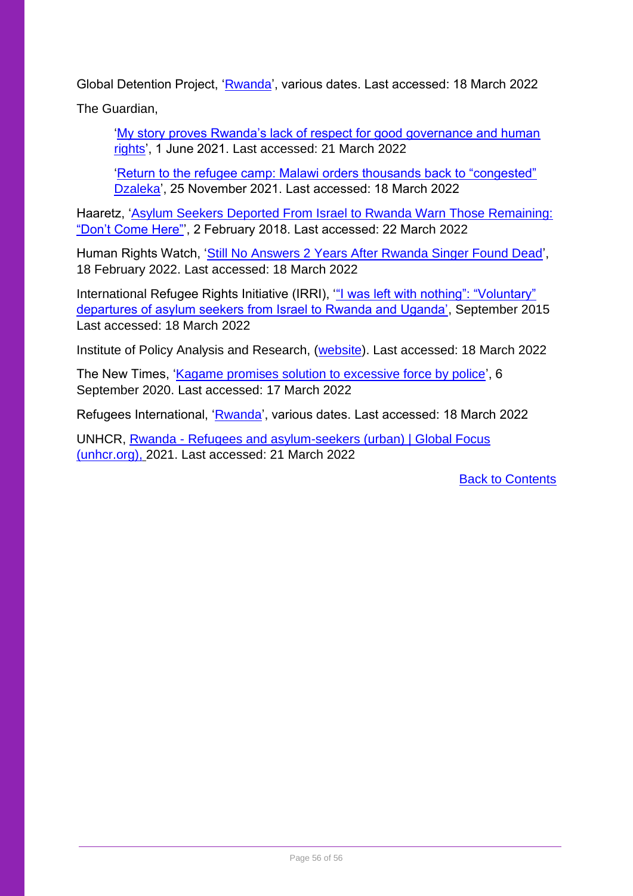Global Detention Project, 'Rwanda', various dates. Last accessed: 18 March 2022

The Guardian,

> 'My story proves Rwanda's lack of respect for good governance and human rights', 1 June 2021. Last accessed: 21 March 2022
>
> 'Return to the refugee camp: Malawi orders thousands back to "congested" Dzaleka', 25 November 2021. Last accessed: 18 March 2022

Haaretz, 'Asylum Seekers Deported From Israel to Rwanda Warn Those Remaining: "Don't Come Here"', 2 February 2018. Last accessed: 22 March 2022

Human Rights Watch, 'Still No Answers 2 Years After Rwanda Singer Found Dead', 18 February 2022. Last accessed: 18 March 2022

International Refugee Rights Initiative (IRRI), '"I was left with nothing": "Voluntary" departures of asylum seekers from Israel to Rwanda and Uganda', September 2015 Last accessed: 18 March 2022

Institute of Policy Analysis and Research, (website). Last accessed: 18 March 2022

The New Times, 'Kagame promises solution to excessive force by police', 6 September 2020. Last accessed: 17 March 2022

Refugees International, 'Rwanda', various dates. Last accessed: 18 March 2022

UNHCR, Rwanda - Refugees and asylum-seekers (urban) | Global Focus (unhcr.org), 2021. Last accessed: 21 March 2022

Back to Contents